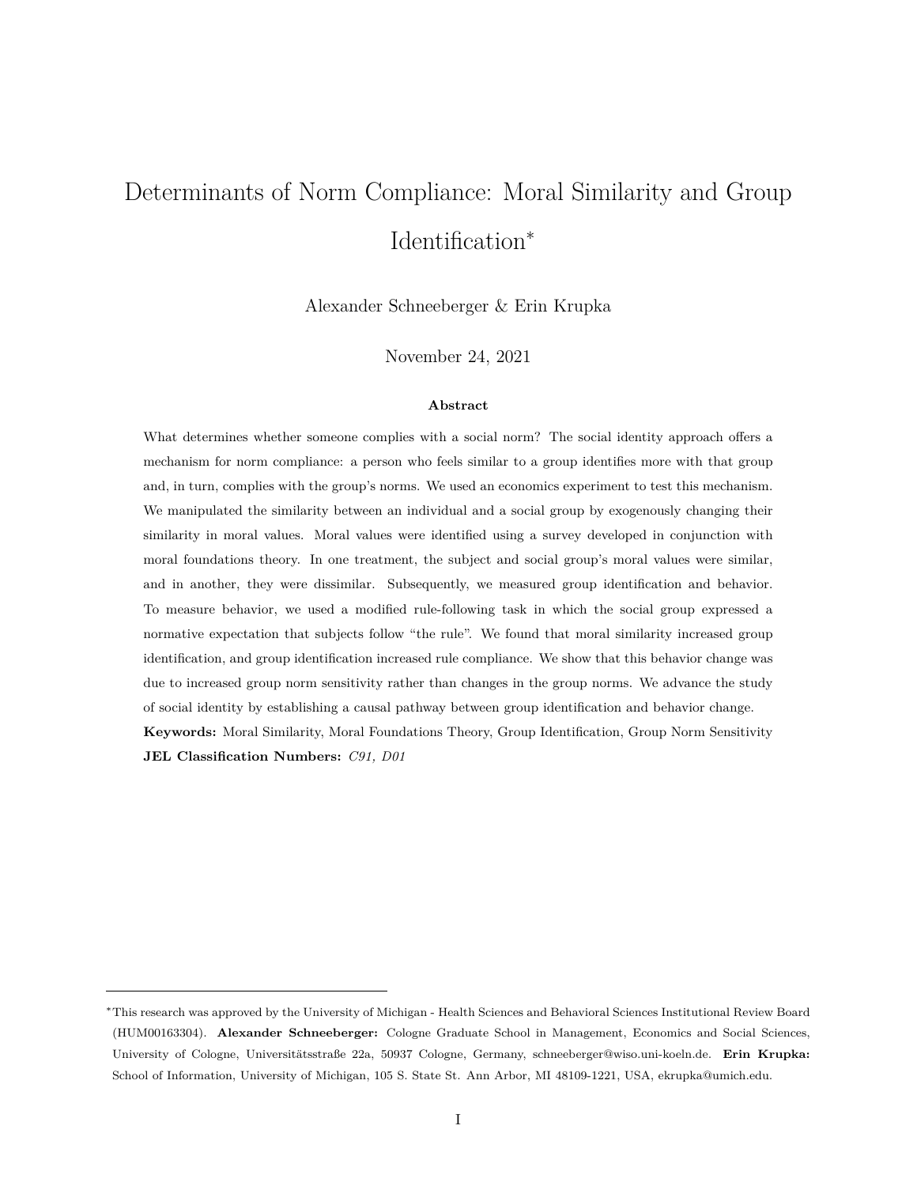# Determinants of Norm Compliance: Moral Similarity and Group Identification*

Alexander Schneeberger & Erin Krupka

November 24, 2021

**Abstract**

What determines whether someone complies with a social norm? The social identity approach offers a mechanism for norm compliance: a person who feels similar to a group identifies more with that group and, in turn, complies with the group's norms. We used an economics experiment to test this mechanism. We manipulated the similarity between an individual and a social group by exogenously changing their similarity in moral values. Moral values were identified using a survey developed in conjunction with moral foundations theory. In one treatment, the subject and social group's moral values were similar, and in another, they were dissimilar. Subsequently, we measured group identification and behavior. To measure behavior, we used a modified rule-following task in which the social group expressed a normative expectation that subjects follow "the rule". We found that moral similarity increased group identification, and group identification increased rule compliance. We show that this behavior change was due to increased group norm sensitivity rather than changes in the group norms. We advance the study of social identity by establishing a causal pathway between group identification and behavior change.

**Keywords:** Moral Similarity, Moral Foundations Theory, Group Identification, Group Norm Sensitivity

**JEL Classification Numbers:** *C91, D01*

---

*This research was approved by the University of Michigan - Health Sciences and Behavioral Sciences Institutional Review Board (HUM00163304). **Alexander Schneeberger:** Cologne Graduate School in Management, Economics and Social Sciences, University of Cologne, Universitätsstraße 22a, 50937 Cologne, Germany, schneeberger@wiso.uni-koeln.de. **Erin Krupka:** School of Information, University of Michigan, 105 S. State St. Ann Arbor, MI 48109-1221, USA, ekrupka@umich.edu.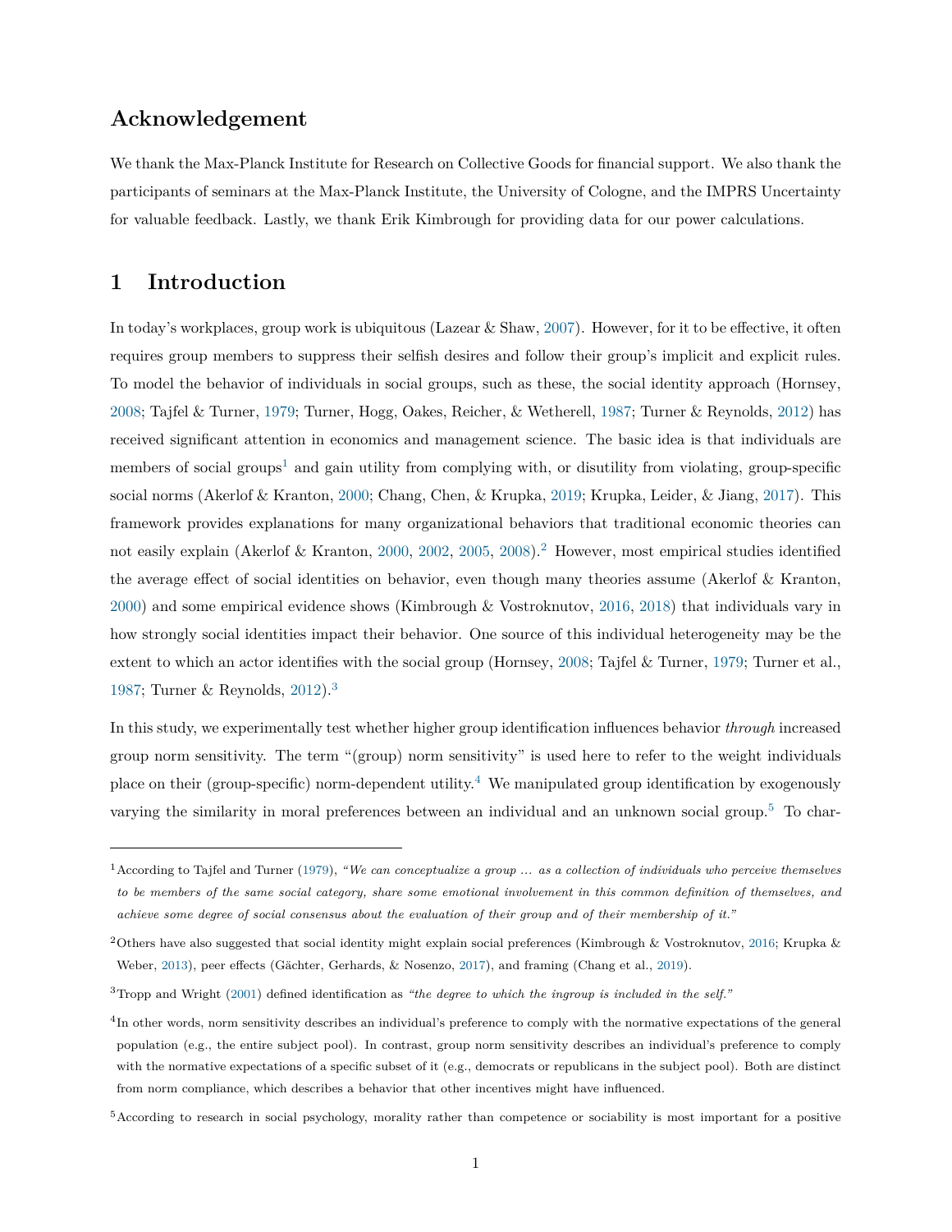## Acknowledgement

We thank the Max-Planck Institute for Research on Collective Goods for financial support. We also thank the participants of seminars at the Max-Planck Institute, the University of Cologne, and the IMPRS Uncertainty for valuable feedback. Lastly, we thank Erik Kimbrough for providing data for our power calculations.

## 1 Introduction

In today's workplaces, group work is ubiquitous (Lazear & Shaw, 2007). However, for it to be effective, it often requires group members to suppress their selfish desires and follow their group's implicit and explicit rules. To model the behavior of individuals in social groups, such as these, the social identity approach (Hornsey, 2008; Tajfel & Turner, 1979; Turner, Hogg, Oakes, Reicher, & Wetherell, 1987; Turner & Reynolds, 2012) has received significant attention in economics and management science. The basic idea is that individuals are members of social groups[1] and gain utility from complying with, or disutility from violating, group-specific social norms (Akerlof & Kranton, 2000; Chang, Chen, & Krupka, 2019; Krupka, Leider, & Jiang, 2017). This framework provides explanations for many organizational behaviors that traditional economic theories can not easily explain (Akerlof & Kranton, 2000, 2002, 2005, 2008).[2] However, most empirical studies identified the average effect of social identities on behavior, even though many theories assume (Akerlof & Kranton, 2000) and some empirical evidence shows (Kimbrough & Vostroknutov, 2016, 2018) that individuals vary in how strongly social identities impact their behavior. One source of this individual heterogeneity may be the extent to which an actor identifies with the social group (Hornsey, 2008; Tajfel & Turner, 1979; Turner et al., 1987; Turner & Reynolds, 2012).[3]

In this study, we experimentally test whether higher group identification influences behavior *through* increased group norm sensitivity. The term "(group) norm sensitivity" is used here to refer to the weight individuals place on their (group-specific) norm-dependent utility.[4] We manipulated group identification by exogenously varying the similarity in moral preferences between an individual and an unknown social group.[5] To char-

[1] According to Tajfel and Turner (1979), *"We can conceptualize a group ... as a collection of individuals who perceive themselves to be members of the same social category, share some emotional involvement in this common definition of themselves, and achieve some degree of social consensus about the evaluation of their group and of their membership of it."*

[2] Others have also suggested that social identity might explain social preferences (Kimbrough & Vostroknutov, 2016; Krupka & Weber, 2013), peer effects (Gächter, Gerhards, & Nosenzo, 2017), and framing (Chang et al., 2019).

[3] Tropp and Wright (2001) defined identification as *"the degree to which the ingroup is included in the self."*

[4] In other words, norm sensitivity describes an individual's preference to comply with the normative expectations of the general population (e.g., the entire subject pool). In contrast, group norm sensitivity describes an individual's preference to comply with the normative expectations of a specific subset of it (e.g., democrats or republicans in the subject pool). Both are distinct from norm compliance, which describes a behavior that other incentives might have influenced.

[5] According to research in social psychology, morality rather than competence or sociability is most important for a positive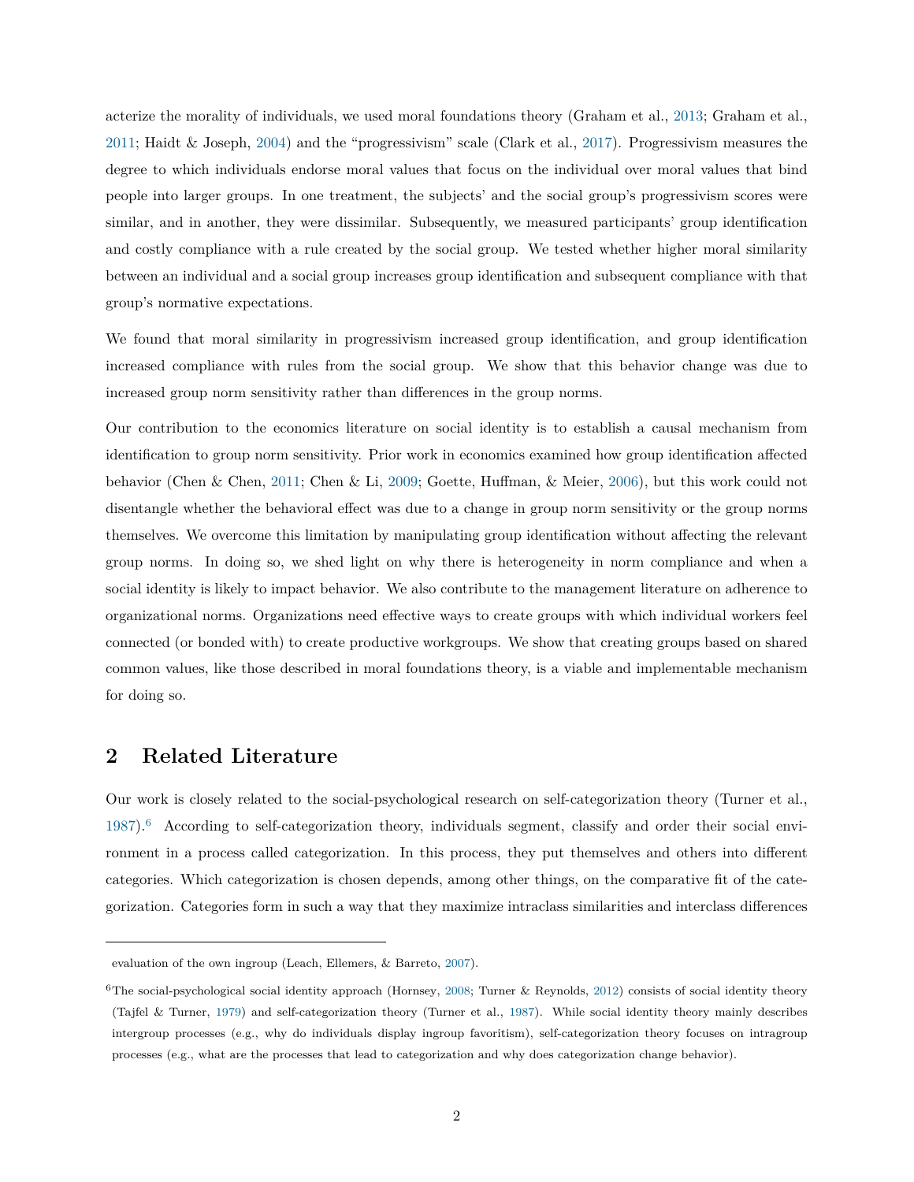acterize the morality of individuals, we used moral foundations theory (Graham et al., 2013; Graham et al., 2011; Haidt & Joseph, 2004) and the "progressivism" scale (Clark et al., 2017). Progressivism measures the degree to which individuals endorse moral values that focus on the individual over moral values that bind people into larger groups. In one treatment, the subjects' and the social group's progressivism scores were similar, and in another, they were dissimilar. Subsequently, we measured participants' group identification and costly compliance with a rule created by the social group. We tested whether higher moral similarity between an individual and a social group increases group identification and subsequent compliance with that group's normative expectations.

We found that moral similarity in progressivism increased group identification, and group identification increased compliance with rules from the social group. We show that this behavior change was due to increased group norm sensitivity rather than differences in the group norms.

Our contribution to the economics literature on social identity is to establish a causal mechanism from identification to group norm sensitivity. Prior work in economics examined how group identification affected behavior (Chen & Chen, 2011; Chen & Li, 2009; Goette, Huffman, & Meier, 2006), but this work could not disentangle whether the behavioral effect was due to a change in group norm sensitivity or the group norms themselves. We overcome this limitation by manipulating group identification without affecting the relevant group norms. In doing so, we shed light on why there is heterogeneity in norm compliance and when a social identity is likely to impact behavior. We also contribute to the management literature on adherence to organizational norms. Organizations need effective ways to create groups with which individual workers feel connected (or bonded with) to create productive workgroups. We show that creating groups based on shared common values, like those described in moral foundations theory, is a viable and implementable mechanism for doing so.

## 2 Related Literature

Our work is closely related to the social-psychological research on self-categorization theory (Turner et al., 1987).[6] According to self-categorization theory, individuals segment, classify and order their social environment in a process called categorization. In this process, they put themselves and others into different categories. Which categorization is chosen depends, among other things, on the comparative fit of the categorization. Categories form in such a way that they maximize intraclass similarities and interclass differences

evaluation of the own ingroup (Leach, Ellemers, & Barreto, 2007).

[6] The social-psychological social identity approach (Hornsey, 2008; Turner & Reynolds, 2012) consists of social identity theory (Tajfel & Turner, 1979) and self-categorization theory (Turner et al., 1987). While social identity theory mainly describes intergroup processes (e.g., why do individuals display ingroup favoritism), self-categorization theory focuses on intragroup processes (e.g., what are the processes that lead to categorization and why does categorization change behavior).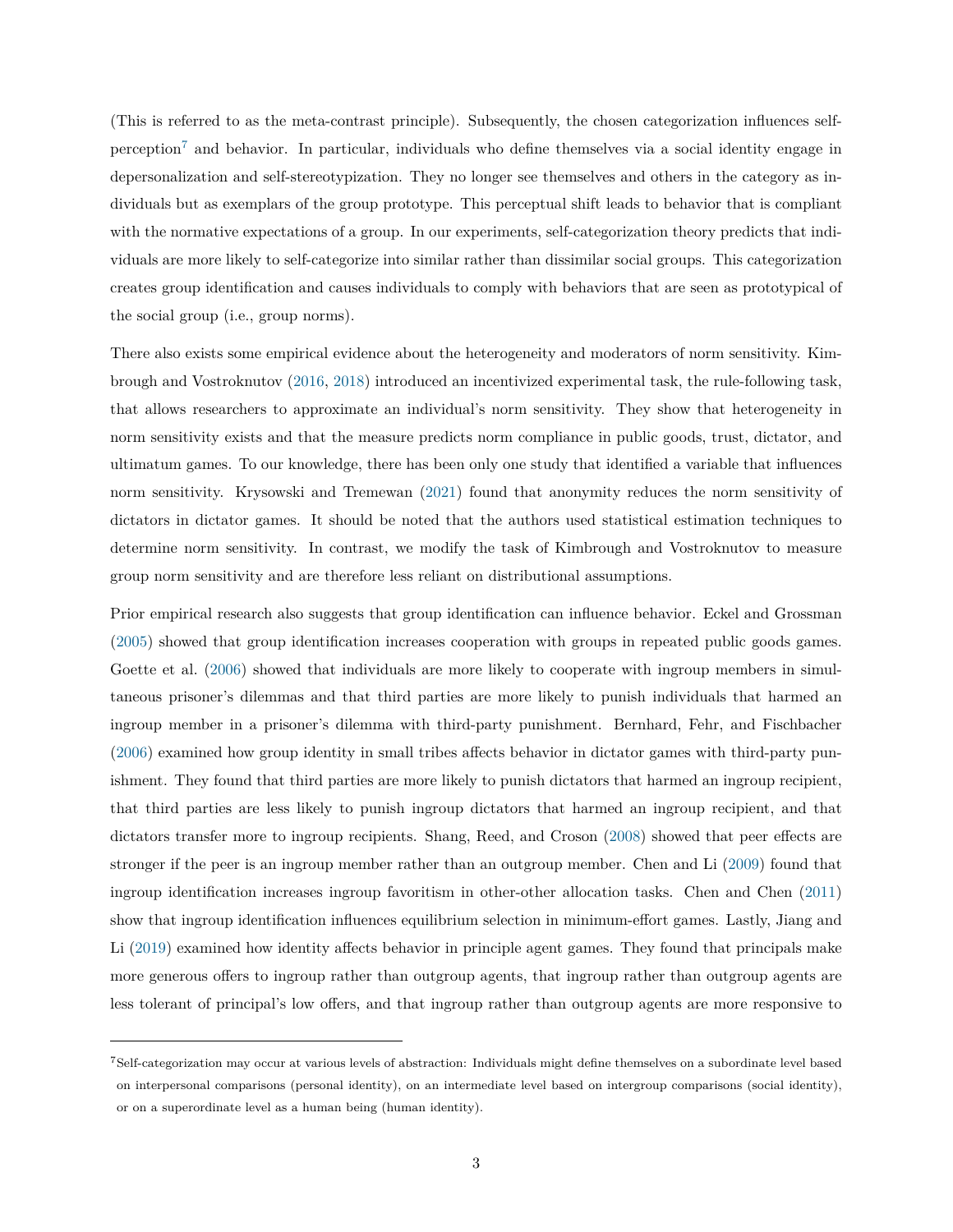(This is referred to as the meta-contrast principle). Subsequently, the chosen categorization influences self-perception[7] and behavior. In particular, individuals who define themselves via a social identity engage in depersonalization and self-stereotypization. They no longer see themselves and others in the category as individuals but as exemplars of the group prototype. This perceptual shift leads to behavior that is compliant with the normative expectations of a group. In our experiments, self-categorization theory predicts that individuals are more likely to self-categorize into similar rather than dissimilar social groups. This categorization creates group identification and causes individuals to comply with behaviors that are seen as prototypical of the social group (i.e., group norms).

There also exists some empirical evidence about the heterogeneity and moderators of norm sensitivity. Kimbrough and Vostroknutov (2016, 2018) introduced an incentivized experimental task, the rule-following task, that allows researchers to approximate an individual's norm sensitivity. They show that heterogeneity in norm sensitivity exists and that the measure predicts norm compliance in public goods, trust, dictator, and ultimatum games. To our knowledge, there has been only one study that identified a variable that influences norm sensitivity. Krysowski and Tremewan (2021) found that anonymity reduces the norm sensitivity of dictators in dictator games. It should be noted that the authors used statistical estimation techniques to determine norm sensitivity. In contrast, we modify the task of Kimbrough and Vostroknutov to measure group norm sensitivity and are therefore less reliant on distributional assumptions.

Prior empirical research also suggests that group identification can influence behavior. Eckel and Grossman (2005) showed that group identification increases cooperation with groups in repeated public goods games. Goette et al. (2006) showed that individuals are more likely to cooperate with ingroup members in simultaneous prisoner's dilemmas and that third parties are more likely to punish individuals that harmed an ingroup member in a prisoner's dilemma with third-party punishment. Bernhard, Fehr, and Fischbacher (2006) examined how group identity in small tribes affects behavior in dictator games with third-party punishment. They found that third parties are more likely to punish dictators that harmed an ingroup recipient, that third parties are less likely to punish ingroup dictators that harmed an ingroup recipient, and that dictators transfer more to ingroup recipients. Shang, Reed, and Croson (2008) showed that peer effects are stronger if the peer is an ingroup member rather than an outgroup member. Chen and Li (2009) found that ingroup identification increases ingroup favoritism in other-other allocation tasks. Chen and Chen (2011) show that ingroup identification influences equilibrium selection in minimum-effort games. Lastly, Jiang and Li (2019) examined how identity affects behavior in principle agent games. They found that principals make more generous offers to ingroup rather than outgroup agents, that ingroup rather than outgroup agents are less tolerant of principal's low offers, and that ingroup rather than outgroup agents are more responsive to

[7] Self-categorization may occur at various levels of abstraction: Individuals might define themselves on a subordinate level based on interpersonal comparisons (personal identity), on an intermediate level based on intergroup comparisons (social identity), or on a superordinate level as a human being (human identity).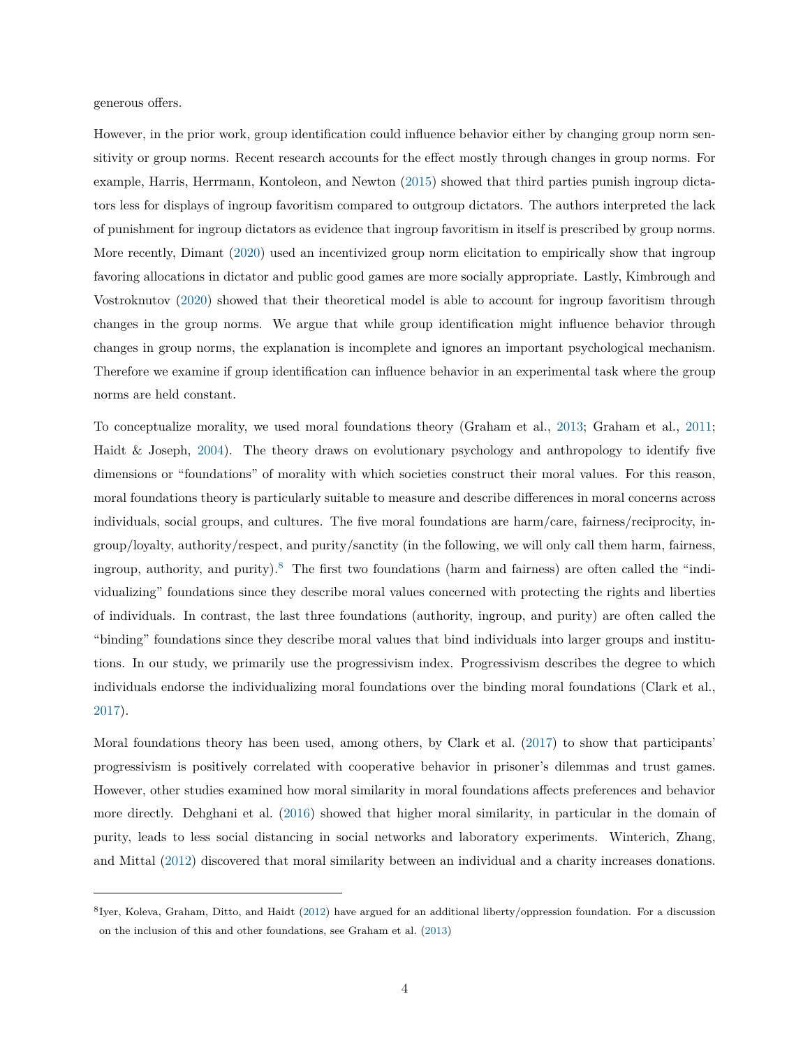generous offers.

However, in the prior work, group identification could influence behavior either by changing group norm sensitivity or group norms. Recent research accounts for the effect mostly through changes in group norms. For example, Harris, Herrmann, Kontoleon, and Newton (2015) showed that third parties punish ingroup dictators less for displays of ingroup favoritism compared to outgroup dictators. The authors interpreted the lack of punishment for ingroup dictators as evidence that ingroup favoritism in itself is prescribed by group norms. More recently, Dimant (2020) used an incentivized group norm elicitation to empirically show that ingroup favoring allocations in dictator and public good games are more socially appropriate. Lastly, Kimbrough and Vostroknutov (2020) showed that their theoretical model is able to account for ingroup favoritism through changes in the group norms. We argue that while group identification might influence behavior through changes in group norms, the explanation is incomplete and ignores an important psychological mechanism. Therefore we examine if group identification can influence behavior in an experimental task where the group norms are held constant.

To conceptualize morality, we used moral foundations theory (Graham et al., 2013; Graham et al., 2011; Haidt & Joseph, 2004). The theory draws on evolutionary psychology and anthropology to identify five dimensions or "foundations" of morality with which societies construct their moral values. For this reason, moral foundations theory is particularly suitable to measure and describe differences in moral concerns across individuals, social groups, and cultures. The five moral foundations are harm/care, fairness/reciprocity, ingroup/loyalty, authority/respect, and purity/sanctity (in the following, we will only call them harm, fairness, ingroup, authority, and purity).[8] The first two foundations (harm and fairness) are often called the "individualizing" foundations since they describe moral values concerned with protecting the rights and liberties of individuals. In contrast, the last three foundations (authority, ingroup, and purity) are often called the "binding" foundations since they describe moral values that bind individuals into larger groups and institutions. In our study, we primarily use the progressivism index. Progressivism describes the degree to which individuals endorse the individualizing moral foundations over the binding moral foundations (Clark et al., 2017).

Moral foundations theory has been used, among others, by Clark et al. (2017) to show that participants' progressivism is positively correlated with cooperative behavior in prisoner's dilemmas and trust games. However, other studies examined how moral similarity in moral foundations affects preferences and behavior more directly. Dehghani et al. (2016) showed that higher moral similarity, in particular in the domain of purity, leads to less social distancing in social networks and laboratory experiments. Winterich, Zhang, and Mittal (2012) discovered that moral similarity between an individual and a charity increases donations.

[8] Iyer, Koleva, Graham, Ditto, and Haidt (2012) have argued for an additional liberty/oppression foundation. For a discussion on the inclusion of this and other foundations, see Graham et al. (2013)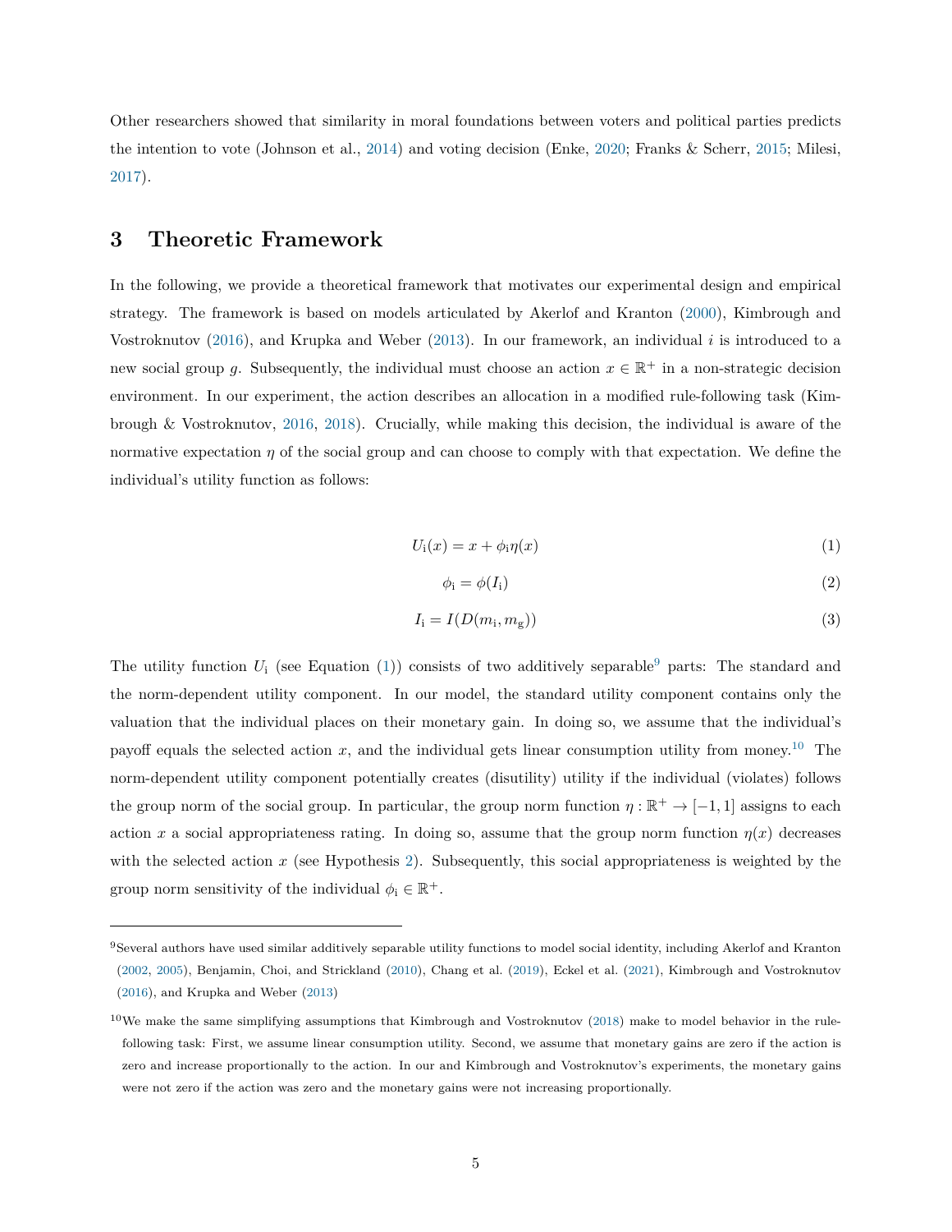Other researchers showed that similarity in moral foundations between voters and political parties predicts the intention to vote (Johnson et al., 2014) and voting decision (Enke, 2020; Franks & Scherr, 2015; Milesi, 2017).

## 3 Theoretic Framework

In the following, we provide a theoretical framework that motivates our experimental design and empirical strategy. The framework is based on models articulated by Akerlof and Kranton (2000), Kimbrough and Vostroknutov (2016), and Krupka and Weber (2013). In our framework, an individual $i$ is introduced to a new social group $g$. Subsequently, the individual must choose an action $x \in \mathbb{R}^+$ in a non-strategic decision environment. In our experiment, the action describes an allocation in a modified rule-following task (Kimbrough & Vostroknutov, 2016, 2018). Crucially, while making this decision, the individual is aware of the normative expectation $\eta$ of the social group and can choose to comply with that expectation. We define the individual's utility function as follows:

$$U_i(x) = x + \phi_i \eta(x) \tag{1}$$

$$\phi_i = \phi(I_i) \tag{2}$$

$$I_i = I(D(m_i, m_g)) \tag{3}$$

The utility function $U_i$ (see Equation (1)) consists of two additively separable[9] parts: The standard and the norm-dependent utility component. In our model, the standard utility component contains only the valuation that the individual places on their monetary gain. In doing so, we assume that the individual's payoff equals the selected action $x$, and the individual gets linear consumption utility from money.[10] The norm-dependent utility component potentially creates (disutility) utility if the individual (violates) follows the group norm of the social group. In particular, the group norm function $\eta : \mathbb{R}^+ \rightarrow [-1, 1]$ assigns to each action $x$ a social appropriateness rating. In doing so, assume that the group norm function $\eta(x)$ decreases with the selected action $x$ (see Hypothesis 2). Subsequently, this social appropriateness is weighted by the group norm sensitivity of the individual $\phi_i \in \mathbb{R}^+$.

---

[9] Several authors have used similar additively separable utility functions to model social identity, including Akerlof and Kranton (2002, 2005), Benjamin, Choi, and Strickland (2010), Chang et al. (2019), Eckel et al. (2021), Kimbrough and Vostroknutov (2016), and Krupka and Weber (2013)

[10] We make the same simplifying assumptions that Kimbrough and Vostroknutov (2018) make to model behavior in the rule-following task: First, we assume linear consumption utility. Second, we assume that monetary gains are zero if the action is zero and increase proportionally to the action. In our and Kimbrough and Vostroknutov's experiments, the monetary gains were not zero if the action was zero and the monetary gains were not increasing proportionally.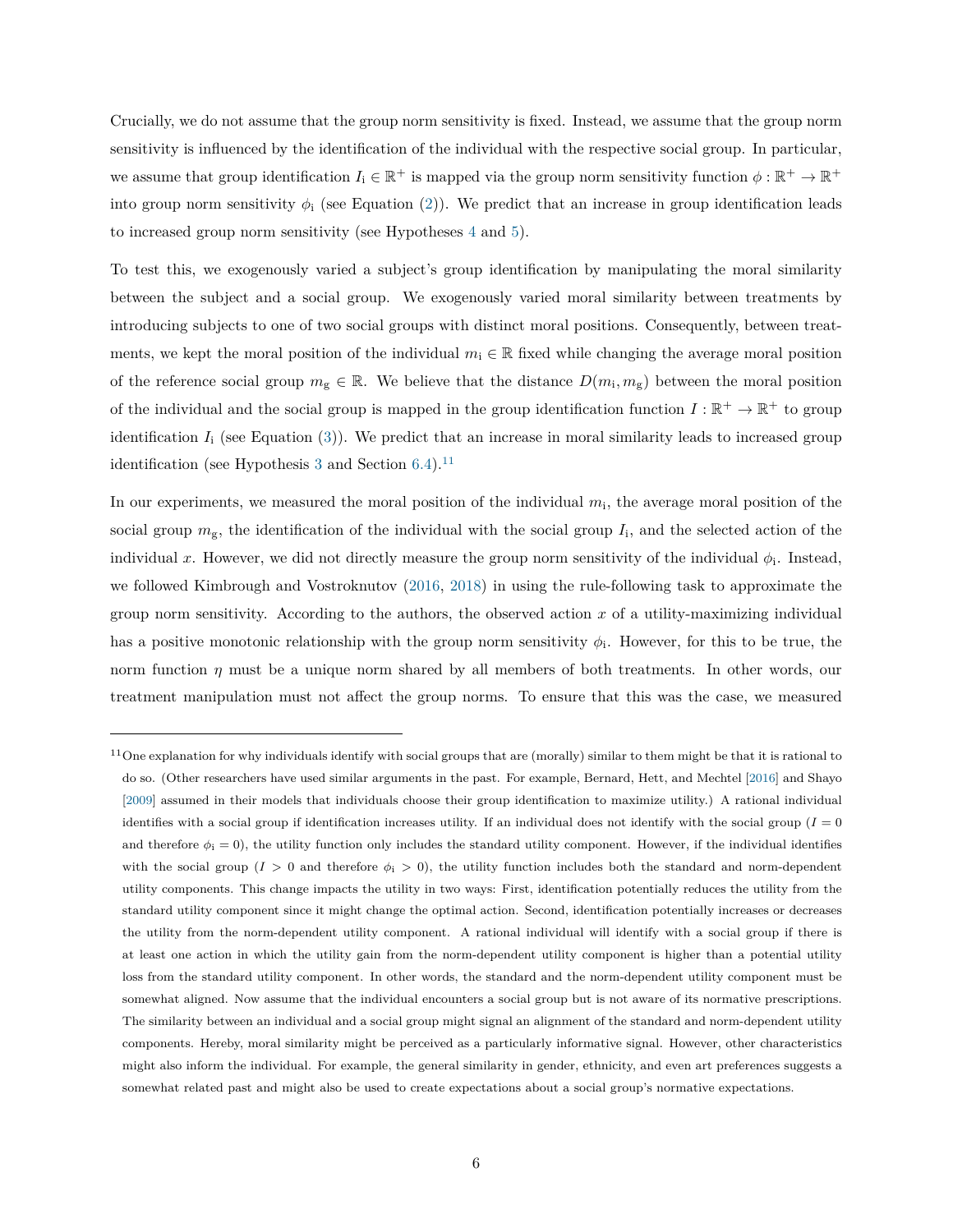Crucially, we do not assume that the group norm sensitivity is fixed. Instead, we assume that the group norm sensitivity is influenced by the identification of the individual with the respective social group. In particular, we assume that group identification $I_{\mathrm{i}} \in \mathbb{R}^+$ is mapped via the group norm sensitivity function $\phi : \mathbb{R}^+ \to \mathbb{R}^+$ into group norm sensitivity $\phi_{\mathrm{i}}$ (see Equation (2)). We predict that an increase in group identification leads to increased group norm sensitivity (see Hypotheses 4 and 5).

To test this, we exogenously varied a subject's group identification by manipulating the moral similarity between the subject and a social group. We exogenously varied moral similarity between treatments by introducing subjects to one of two social groups with distinct moral positions. Consequently, between treatments, we kept the moral position of the individual $m_{\mathrm{i}} \in \mathbb{R}$ fixed while changing the average moral position of the reference social group $m_{\mathrm{g}} \in \mathbb{R}$. We believe that the distance $D(m_{\mathrm{i}}, m_{\mathrm{g}})$ between the moral position of the individual and the social group is mapped in the group identification function $I : \mathbb{R}^+ \to \mathbb{R}^+$ to group identification $I_{\mathrm{i}}$ (see Equation (3)). We predict that an increase in moral similarity leads to increased group identification (see Hypothesis 3 and Section 6.4).[11]

In our experiments, we measured the moral position of the individual $m_{\mathrm{i}}$, the average moral position of the social group $m_{\mathrm{g}}$, the identification of the individual with the social group $I_{\mathrm{i}}$, and the selected action of the individual $x$. However, we did not directly measure the group norm sensitivity of the individual $\phi_{\mathrm{i}}$. Instead, we followed Kimbrough and Vostroknutov (2016, 2018) in using the rule-following task to approximate the group norm sensitivity. According to the authors, the observed action $x$ of a utility-maximizing individual has a positive monotonic relationship with the group norm sensitivity $\phi_{\mathrm{i}}$. However, for this to be true, the norm function $\eta$ must be a unique norm shared by all members of both treatments. In other words, our treatment manipulation must not affect the group norms. To ensure that this was the case, we measured

---

[11] One explanation for why individuals identify with social groups that are (morally) similar to them might be that it is rational to do so. (Other researchers have used similar arguments in the past. For example, Bernard, Hett, and Mechtel [2016] and Shayo [2009] assumed in their models that individuals choose their group identification to maximize utility.) A rational individual identifies with a social group if identification increases utility. If an individual does not identify with the social group ($I = 0$ and therefore $\phi_{\mathrm{i}} = 0$), the utility function only includes the standard utility component. However, if the individual identifies with the social group ($I > 0$ and therefore $\phi_{\mathrm{i}} > 0$), the utility function includes both the standard and norm-dependent utility components. This change impacts the utility in two ways: First, identification potentially reduces the utility from the standard utility component since it might change the optimal action. Second, identification potentially increases or decreases the utility from the norm-dependent utility component. A rational individual will identify with a social group if there is at least one action in which the utility gain from the norm-dependent utility component is higher than a potential utility loss from the standard utility component. In other words, the standard and the norm-dependent utility component must be somewhat aligned. Now assume that the individual encounters a social group but is not aware of its normative prescriptions. The similarity between an individual and a social group might signal an alignment of the standard and norm-dependent utility components. Hereby, moral similarity might be perceived as a particularly informative signal. However, other characteristics might also inform the individual. For example, the general similarity in gender, ethnicity, and even art preferences suggests a somewhat related past and might also be used to create expectations about a social group's normative expectations.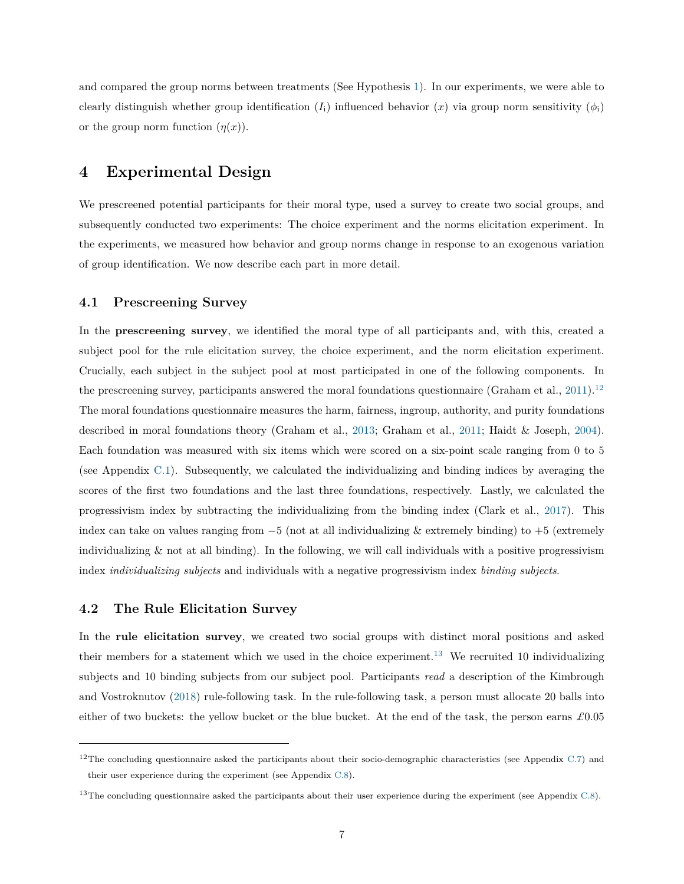and compared the group norms between treatments (See Hypothesis 1). In our experiments, we were able to clearly distinguish whether group identification ($I_i$) influenced behavior ($x$) via group norm sensitivity ($\phi_i$) or the group norm function ($\eta(x)$).

## 4 Experimental Design

We prescreened potential participants for their moral type, used a survey to create two social groups, and subsequently conducted two experiments: The choice experiment and the norms elicitation experiment. In the experiments, we measured how behavior and group norms change in response to an exogenous variation of group identification. We now describe each part in more detail.

### 4.1 Prescreening Survey

In the **prescreening survey**, we identified the moral type of all participants and, with this, created a subject pool for the rule elicitation survey, the choice experiment, and the norm elicitation experiment. Crucially, each subject in the subject pool at most participated in one of the following components. In the prescreening survey, participants answered the moral foundations questionnaire (Graham et al., 2011).[12] The moral foundations questionnaire measures the harm, fairness, ingroup, authority, and purity foundations described in moral foundations theory (Graham et al., 2013; Graham et al., 2011; Haidt & Joseph, 2004). Each foundation was measured with six items which were scored on a six-point scale ranging from 0 to 5 (see Appendix C.1). Subsequently, we calculated the individualizing and binding indices by averaging the scores of the first two foundations and the last three foundations, respectively. Lastly, we calculated the progressivism index by subtracting the individualizing from the binding index (Clark et al., 2017). This index can take on values ranging from $-5$ (not at all individualizing & extremely binding) to $+5$ (extremely individualizing & not at all binding). In the following, we will call individuals with a positive progressivism index *individualizing subjects* and individuals with a negative progressivism index *binding subjects*.

### 4.2 The Rule Elicitation Survey

In the **rule elicitation survey**, we created two social groups with distinct moral positions and asked their members for a statement which we used in the choice experiment.[13] We recruited 10 individualizing subjects and 10 binding subjects from our subject pool. Participants *read* a description of the Kimbrough and Vostroknutov (2018) rule-following task. In the rule-following task, a person must allocate 20 balls into either of two buckets: the yellow bucket or the blue bucket. At the end of the task, the person earns £0.05

[12] The concluding questionnaire asked the participants about their socio-demographic characteristics (see Appendix C.7) and their user experience during the experiment (see Appendix C.8).

[13] The concluding questionnaire asked the participants about their user experience during the experiment (see Appendix C.8).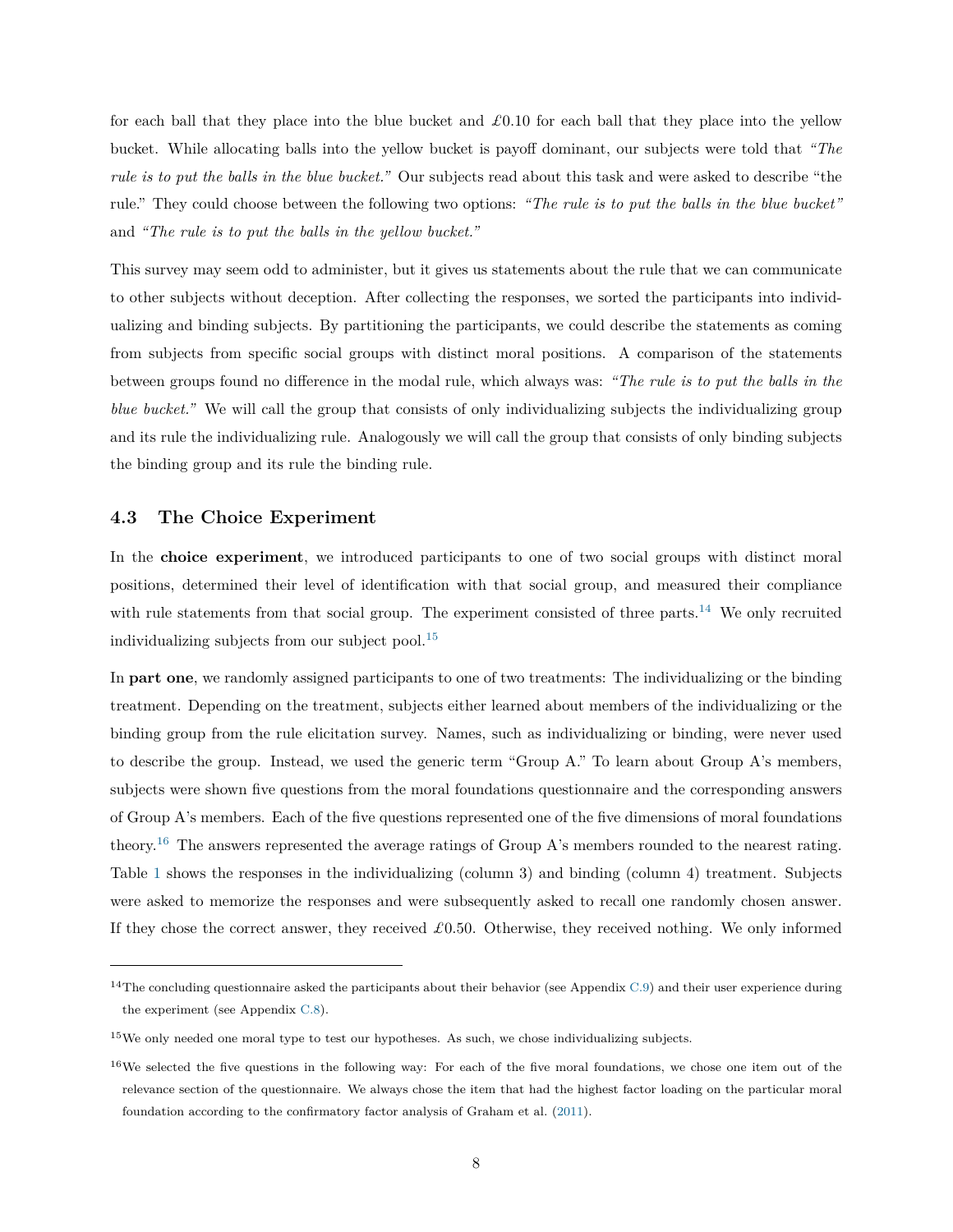for each ball that they place into the blue bucket and £0.10 for each ball that they place into the yellow bucket. While allocating balls into the yellow bucket is payoff dominant, our subjects were told that *"The rule is to put the balls in the blue bucket."* Our subjects read about this task and were asked to describe "the rule." They could choose between the following two options: *"The rule is to put the balls in the blue bucket"* and *"The rule is to put the balls in the yellow bucket."*

This survey may seem odd to administer, but it gives us statements about the rule that we can communicate to other subjects without deception. After collecting the responses, we sorted the participants into individualizing and binding subjects. By partitioning the participants, we could describe the statements as coming from subjects from specific social groups with distinct moral positions. A comparison of the statements between groups found no difference in the modal rule, which always was: *"The rule is to put the balls in the blue bucket."* We will call the group that consists of only individualizing subjects the individualizing group and its rule the individualizing rule. Analogously we will call the group that consists of only binding subjects the binding group and its rule the binding rule.

### 4.3 The Choice Experiment

In the **choice experiment**, we introduced participants to one of two social groups with distinct moral positions, determined their level of identification with that social group, and measured their compliance with rule statements from that social group. The experiment consisted of three parts.[14] We only recruited individualizing subjects from our subject pool.[15]

In **part one**, we randomly assigned participants to one of two treatments: The individualizing or the binding treatment. Depending on the treatment, subjects either learned about members of the individualizing or the binding group from the rule elicitation survey. Names, such as individualizing or binding, were never used to describe the group. Instead, we used the generic term "Group A." To learn about Group A's members, subjects were shown five questions from the moral foundations questionnaire and the corresponding answers of Group A's members. Each of the five questions represented one of the five dimensions of moral foundations theory.[16] The answers represented the average ratings of Group A's members rounded to the nearest rating. Table 1 shows the responses in the individualizing (column 3) and binding (column 4) treatment. Subjects were asked to memorize the responses and were subsequently asked to recall one randomly chosen answer. If they chose the correct answer, they received £0.50. Otherwise, they received nothing. We only informed

---

[14] The concluding questionnaire asked the participants about their behavior (see Appendix C.9) and their user experience during the experiment (see Appendix C.8).

[15] We only needed one moral type to test our hypotheses. As such, we chose individualizing subjects.

[16] We selected the five questions in the following way: For each of the five moral foundations, we chose one item out of the relevance section of the questionnaire. We always chose the item that had the highest factor loading on the particular moral foundation according to the confirmatory factor analysis of Graham et al. (2011).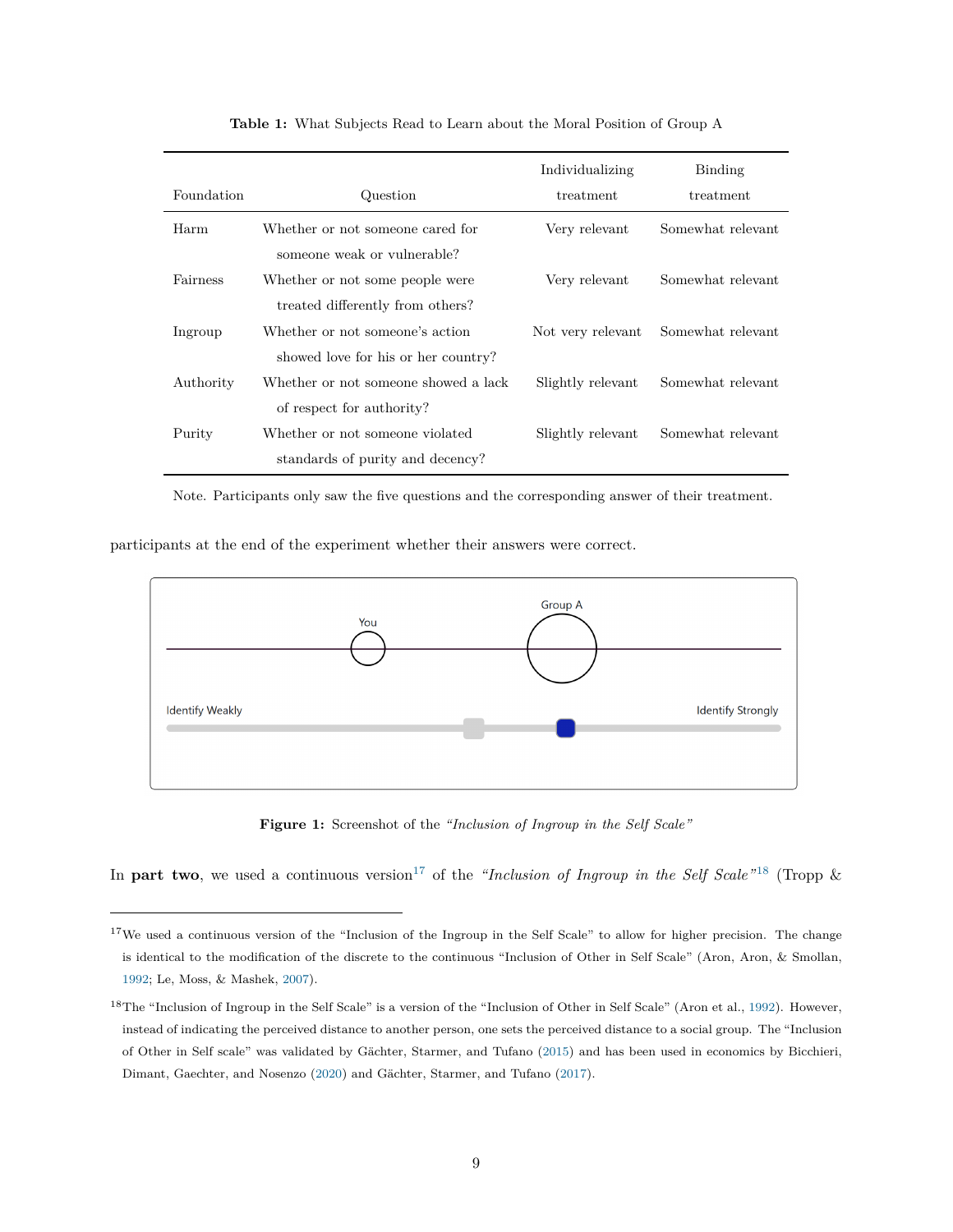**Table 1:** What Subjects Read to Learn about the Moral Position of Group A

| Foundation | Question | Individualizing treatment | Binding treatment |
|---|---|---|---|
| Harm | Whether or not someone cared for someone weak or vulnerable? | Very relevant | Somewhat relevant |
| Fairness | Whether or not some people were treated differently from others? | Very relevant | Somewhat relevant |
| Ingroup | Whether or not someone's action showed love for his or her country? | Not very relevant | Somewhat relevant |
| Authority | Whether or not someone showed a lack of respect for authority? | Slightly relevant | Somewhat relevant |
| Purity | Whether or not someone violated standards of purity and decency? | Slightly relevant | Somewhat relevant |

Note. Participants only saw the five questions and the corresponding answer of their treatment.

participants at the end of the experiment whether their answers were correct.

**Figure 1:** Screenshot of the *"Inclusion of Ingroup in the Self Scale"*

In **part two**, we used a continuous version[17] of the *"Inclusion of Ingroup in the Self Scale"*[18] (Tropp &

[17]We used a continuous version of the "Inclusion of the Ingroup in the Self Scale" to allow for higher precision. The change is identical to the modification of the discrete to the continuous "Inclusion of Other in Self Scale" (Aron, Aron, & Smollan, 1992; Le, Moss, & Mashek, 2007).

[18]The "Inclusion of Ingroup in the Self Scale" is a version of the "Inclusion of Other in Self Scale" (Aron et al., 1992). However, instead of indicating the perceived distance to another person, one sets the perceived distance to a social group. The "Inclusion of Other in Self scale" was validated by Gächter, Starmer, and Tufano (2015) and has been used in economics by Bicchieri, Dimant, Gaechter, and Nosenzo (2020) and Gächter, Starmer, and Tufano (2017).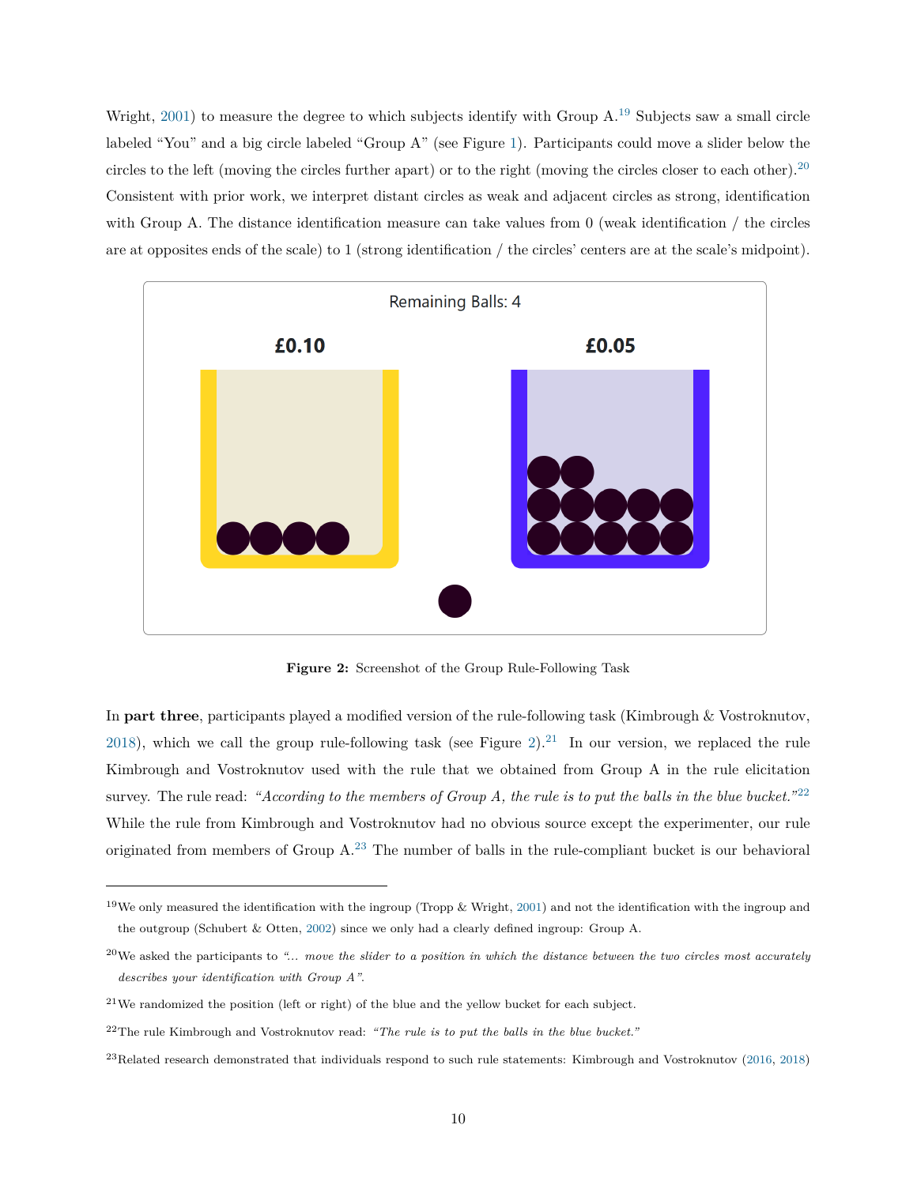Wright, 2001) to measure the degree to which subjects identify with Group A.[19] Subjects saw a small circle labeled "You" and a big circle labeled "Group A" (see Figure 1). Participants could move a slider below the circles to the left (moving the circles further apart) or to the right (moving the circles closer to each other).[20] Consistent with prior work, we interpret distant circles as weak and adjacent circles as strong, identification with Group A. The distance identification measure can take values from 0 (weak identification / the circles are at opposites ends of the scale) to 1 (strong identification / the circles' centers are at the scale's midpoint).

**Figure 2:** Screenshot of the Group Rule-Following Task

In **part three**, participants played a modified version of the rule-following task (Kimbrough & Vostroknutov, 2018), which we call the group rule-following task (see Figure 2).[21] In our version, we replaced the rule Kimbrough and Vostroknutov used with the rule that we obtained from Group A in the rule elicitation survey. The rule read: *"According to the members of Group A, the rule is to put the balls in the blue bucket."*[22] While the rule from Kimbrough and Vostroknutov had no obvious source except the experimenter, our rule originated from members of Group A.[23] The number of balls in the rule-compliant bucket is our behavioral

---

[19] We only measured the identification with the ingroup (Tropp & Wright, 2001) and not the identification with the ingroup and the outgroup (Schubert & Otten, 2002) since we only had a clearly defined ingroup: Group A.

[20] We asked the participants to *"... move the slider to a position in which the distance between the two circles most accurately describes your identification with Group A"*.

[21] We randomized the position (left or right) of the blue and the yellow bucket for each subject.

[22] The rule Kimbrough and Vostroknutov read: *"The rule is to put the balls in the blue bucket."*

[23] Related research demonstrated that individuals respond to such rule statements: Kimbrough and Vostroknutov (2016, 2018)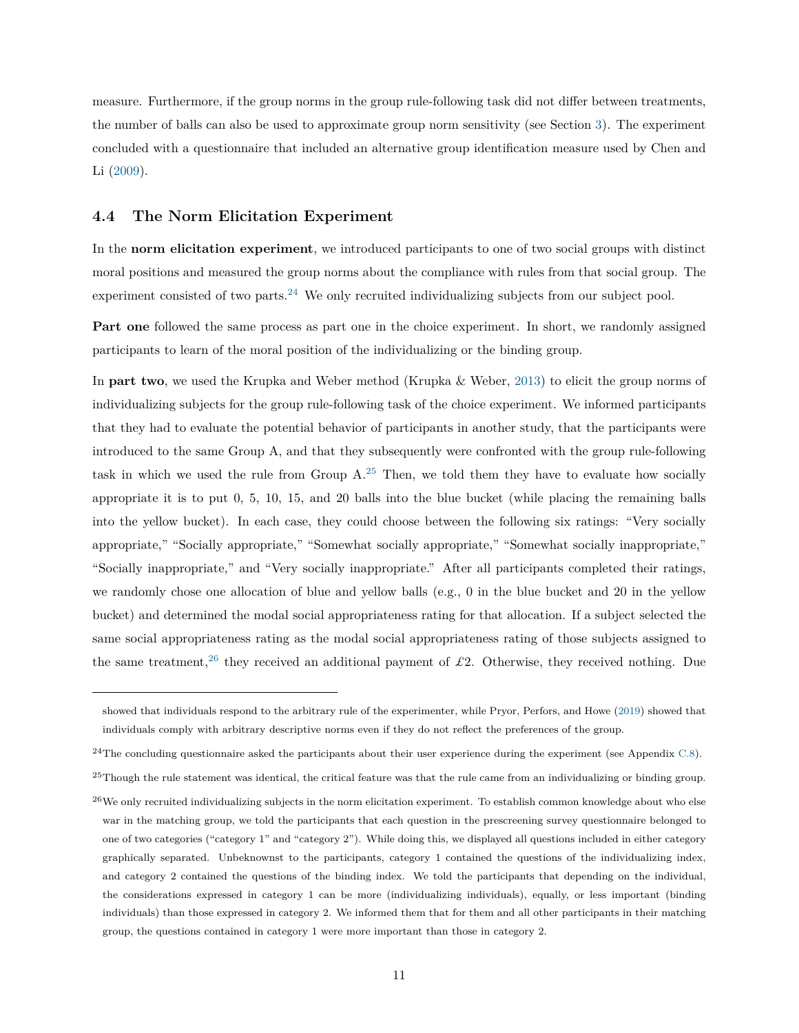measure. Furthermore, if the group norms in the group rule-following task did not differ between treatments, the number of balls can also be used to approximate group norm sensitivity (see Section 3). The experiment concluded with a questionnaire that included an alternative group identification measure used by Chen and Li (2009).

### 4.4 The Norm Elicitation Experiment

In the **norm elicitation experiment**, we introduced participants to one of two social groups with distinct moral positions and measured the group norms about the compliance with rules from that social group. The experiment consisted of two parts.[24] We only recruited individualizing subjects from our subject pool.

**Part one** followed the same process as part one in the choice experiment. In short, we randomly assigned participants to learn of the moral position of the individualizing or the binding group.

In **part two**, we used the Krupka and Weber method (Krupka & Weber, 2013) to elicit the group norms of individualizing subjects for the group rule-following task of the choice experiment. We informed participants that they had to evaluate the potential behavior of participants in another study, that the participants were introduced to the same Group A, and that they subsequently were confronted with the group rule-following task in which we used the rule from Group A.[25] Then, we told them they have to evaluate how socially appropriate it is to put 0, 5, 10, 15, and 20 balls into the blue bucket (while placing the remaining balls into the yellow bucket). In each case, they could choose between the following six ratings: "Very socially appropriate," "Socially appropriate," "Somewhat socially appropriate," "Somewhat socially inappropriate," "Socially inappropriate," and "Very socially inappropriate." After all participants completed their ratings, we randomly chose one allocation of blue and yellow balls (e.g., 0 in the blue bucket and 20 in the yellow bucket) and determined the modal social appropriateness rating for that allocation. If a subject selected the same social appropriateness rating as the modal social appropriateness rating of those subjects assigned to the same treatment,[26] they received an additional payment of £2. Otherwise, they received nothing. Due

---

showed that individuals respond to the arbitrary rule of the experimenter, while Pryor, Perfors, and Howe (2019) showed that individuals comply with arbitrary descriptive norms even if they do not reflect the preferences of the group.

[24] The concluding questionnaire asked the participants about their user experience during the experiment (see Appendix C.8).

[25] Though the rule statement was identical, the critical feature was that the rule came from an individualizing or binding group.

[26] We only recruited individualizing subjects in the norm elicitation experiment. To establish common knowledge about who else war in the matching group, we told the participants that each question in the prescreening survey questionnaire belonged to one of two categories ("category 1" and "category 2"). While doing this, we displayed all questions included in either category graphically separated. Unbeknownst to the participants, category 1 contained the questions of the individualizing index, and category 2 contained the questions of the binding index. We told the participants that depending on the individual, the considerations expressed in category 1 can be more (individualizing individuals), equally, or less important (binding individuals) than those expressed in category 2. We informed them that for them and all other participants in their matching group, the questions contained in category 1 were more important than those in category 2.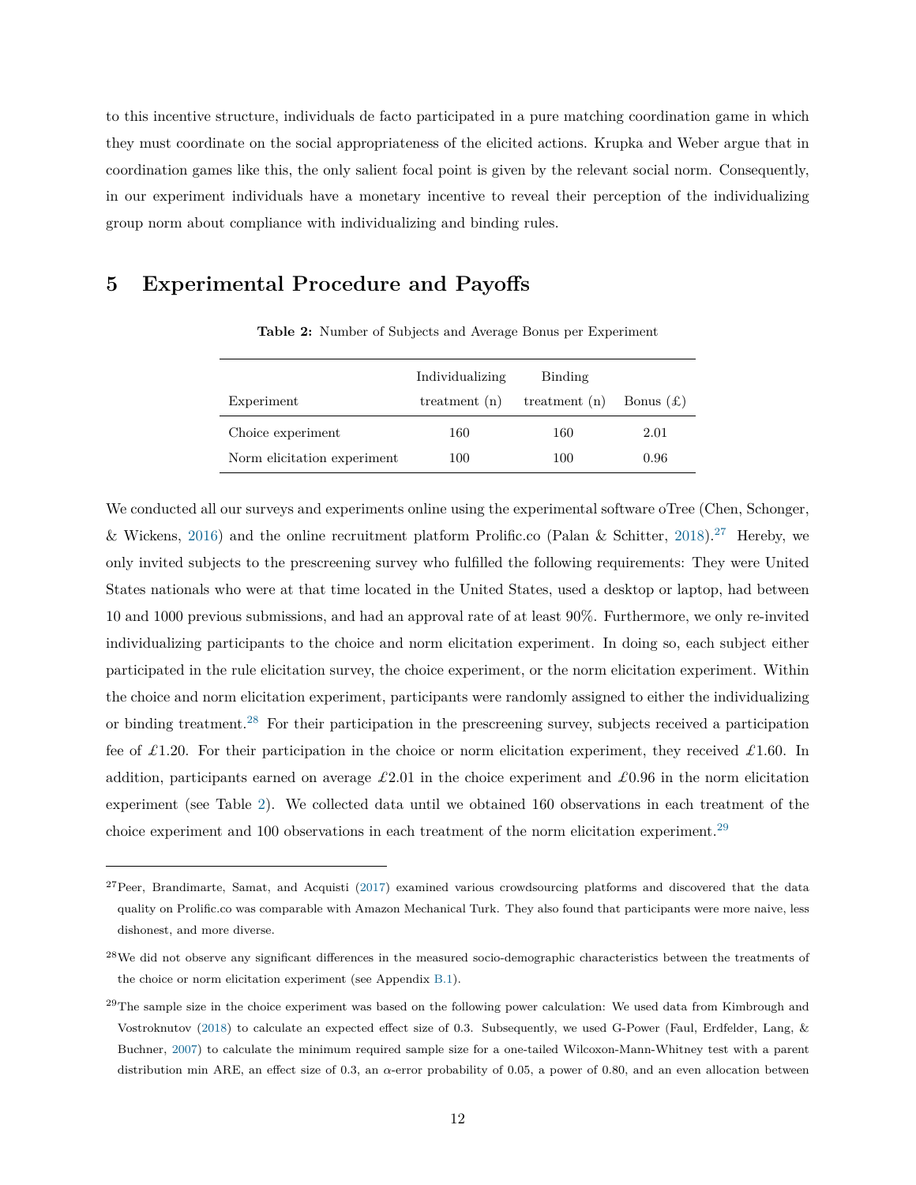to this incentive structure, individuals de facto participated in a pure matching coordination game in which they must coordinate on the social appropriateness of the elicited actions. Krupka and Weber argue that in coordination games like this, the only salient focal point is given by the relevant social norm. Consequently, in our experiment individuals have a monetary incentive to reveal their perception of the individualizing group norm about compliance with individualizing and binding rules.

# 5 Experimental Procedure and Payoffs

**Table 2:** Number of Subjects and Average Bonus per Experiment

| Experiment | Individualizing treatment (n) | Binding treatment (n) | Bonus (£) |
|---|---|---|---|
| Choice experiment | 160 | 160 | 2.01 |
| Norm elicitation experiment | 100 | 100 | 0.96 |

We conducted all our surveys and experiments online using the experimental software oTree (Chen, Schonger, & Wickens, 2016) and the online recruitment platform Prolific.co (Palan & Schitter, 2018).[27] Hereby, we only invited subjects to the prescreening survey who fulfilled the following requirements: They were United States nationals who were at that time located in the United States, used a desktop or laptop, had between 10 and 1000 previous submissions, and had an approval rate of at least 90%. Furthermore, we only re-invited individualizing participants to the choice and norm elicitation experiment. In doing so, each subject either participated in the rule elicitation survey, the choice experiment, or the norm elicitation experiment. Within the choice and norm elicitation experiment, participants were randomly assigned to either the individualizing or binding treatment.[28] For their participation in the prescreening survey, subjects received a participation fee of £1.20. For their participation in the choice or norm elicitation experiment, they received £1.60. In addition, participants earned on average £2.01 in the choice experiment and £0.96 in the norm elicitation experiment (see Table 2). We collected data until we obtained 160 observations in each treatment of the choice experiment and 100 observations in each treatment of the norm elicitation experiment.[29]

---

[27] Peer, Brandimarte, Samat, and Acquisti (2017) examined various crowdsourcing platforms and discovered that the data quality on Prolific.co was comparable with Amazon Mechanical Turk. They also found that participants were more naive, less dishonest, and more diverse.

[28] We did not observe any significant differences in the measured socio-demographic characteristics between the treatments of the choice or norm elicitation experiment (see Appendix B.1).

[29] The sample size in the choice experiment was based on the following power calculation: We used data from Kimbrough and Vostroknutov (2018) to calculate an expected effect size of 0.3. Subsequently, we used G-Power (Faul, Erdfelder, Lang, & Buchner, 2007) to calculate the minimum required sample size for a one-tailed Wilcoxon-Mann-Whitney test with a parent distribution min ARE, an effect size of 0.3, an $\alpha$-error probability of 0.05, a power of 0.80, and an even allocation between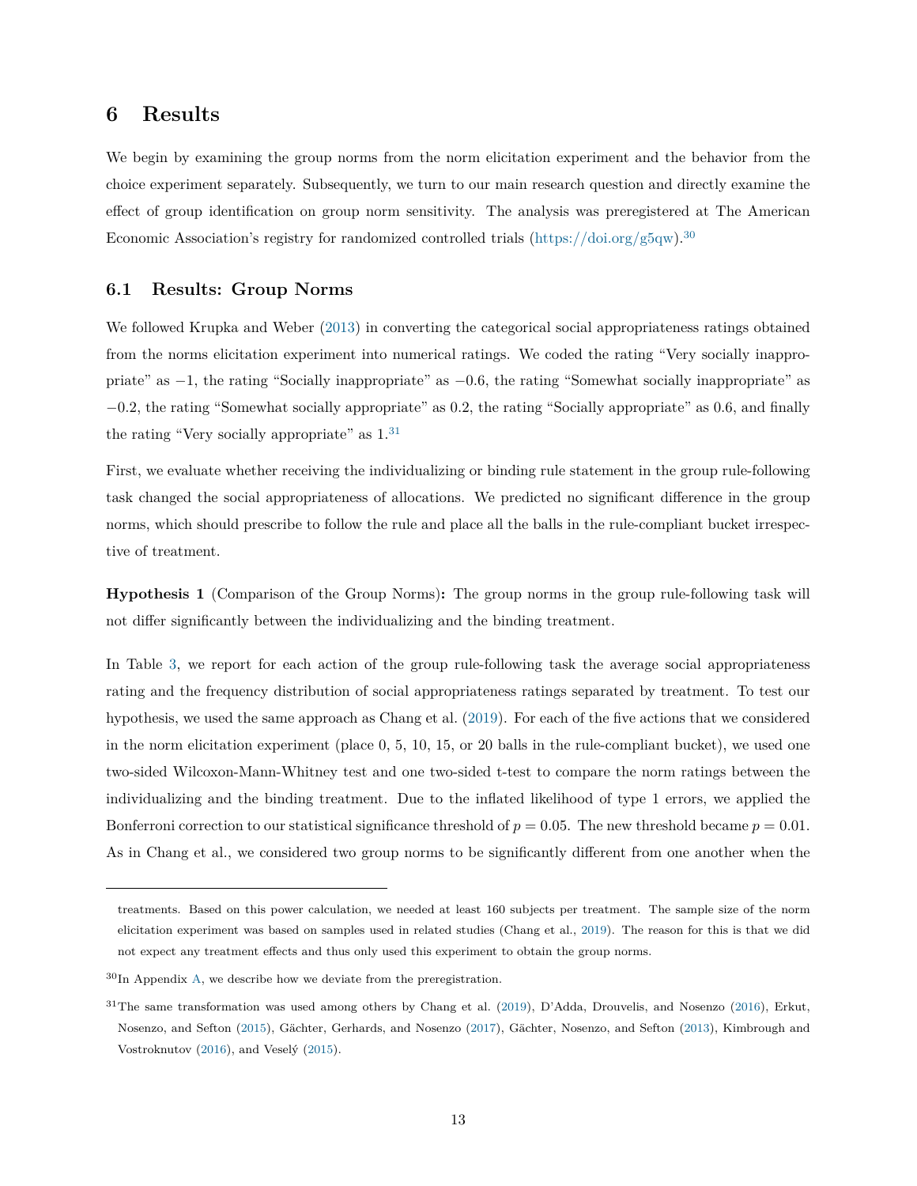# 6 Results

We begin by examining the group norms from the norm elicitation experiment and the behavior from the choice experiment separately. Subsequently, we turn to our main research question and directly examine the effect of group identification on group norm sensitivity. The analysis was preregistered at The American Economic Association's registry for randomized controlled trials (https://doi.org/g5qw).[30]

## 6.1 Results: Group Norms

We followed Krupka and Weber (2013) in converting the categorical social appropriateness ratings obtained from the norms elicitation experiment into numerical ratings. We coded the rating "Very socially inappropriate" as $-1$, the rating "Socially inappropriate" as $-0.6$, the rating "Somewhat socially inappropriate" as $-0.2$, the rating "Somewhat socially appropriate" as 0.2, the rating "Socially appropriate" as 0.6, and finally the rating "Very socially appropriate" as 1.[31]

First, we evaluate whether receiving the individualizing or binding rule statement in the group rule-following task changed the social appropriateness of allocations. We predicted no significant difference in the group norms, which should prescribe to follow the rule and place all the balls in the rule-compliant bucket irrespective of treatment.

**Hypothesis 1** (Comparison of the Group Norms)**:** The group norms in the group rule-following task will not differ significantly between the individualizing and the binding treatment.

In Table 3, we report for each action of the group rule-following task the average social appropriateness rating and the frequency distribution of social appropriateness ratings separated by treatment. To test our hypothesis, we used the same approach as Chang et al. (2019). For each of the five actions that we considered in the norm elicitation experiment (place 0, 5, 10, 15, or 20 balls in the rule-compliant bucket), we used one two-sided Wilcoxon-Mann-Whitney test and one two-sided t-test to compare the norm ratings between the individualizing and the binding treatment. Due to the inflated likelihood of type 1 errors, we applied the Bonferroni correction to our statistical significance threshold of $p = 0.05$. The new threshold became $p = 0.01$. As in Chang et al., we considered two group norms to be significantly different from one another when the

---

treatments. Based on this power calculation, we needed at least 160 subjects per treatment. The sample size of the norm elicitation experiment was based on samples used in related studies (Chang et al., 2019). The reason for this is that we did not expect any treatment effects and thus only used this experiment to obtain the group norms.

[30] In Appendix A, we describe how we deviate from the preregistration.

[31] The same transformation was used among others by Chang et al. (2019), D'Adda, Drouvelis, and Nosenzo (2016), Erkut, Nosenzo, and Sefton (2015), Gächter, Gerhards, and Nosenzo (2017), Gächter, Nosenzo, and Sefton (2013), Kimbrough and Vostroknutov (2016), and Veselý (2015).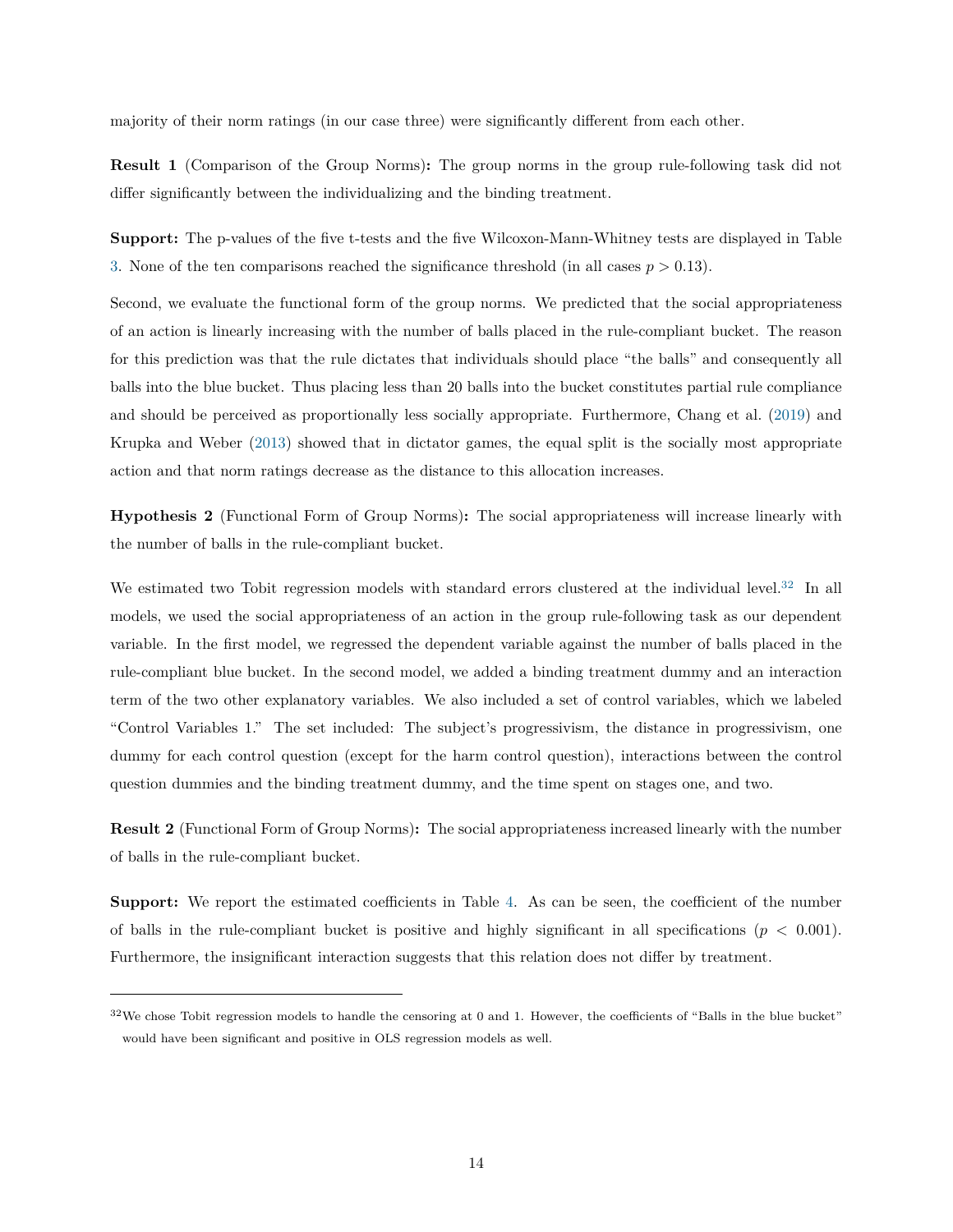majority of their norm ratings (in our case three) were significantly different from each other.

**Result 1** (Comparison of the Group Norms)**:** The group norms in the group rule-following task did not differ significantly between the individualizing and the binding treatment.

**Support:** The p-values of the five t-tests and the five Wilcoxon-Mann-Whitney tests are displayed in Table 3. None of the ten comparisons reached the significance threshold (in all cases $p > 0.13$).

Second, we evaluate the functional form of the group norms. We predicted that the social appropriateness of an action is linearly increasing with the number of balls placed in the rule-compliant bucket. The reason for this prediction was that the rule dictates that individuals should place "the balls" and consequently all balls into the blue bucket. Thus placing less than 20 balls into the bucket constitutes partial rule compliance and should be perceived as proportionally less socially appropriate. Furthermore, Chang et al. (2019) and Krupka and Weber (2013) showed that in dictator games, the equal split is the socially most appropriate action and that norm ratings decrease as the distance to this allocation increases.

**Hypothesis 2** (Functional Form of Group Norms)**:** The social appropriateness will increase linearly with the number of balls in the rule-compliant bucket.

We estimated two Tobit regression models with standard errors clustered at the individual level.[32] In all models, we used the social appropriateness of an action in the group rule-following task as our dependent variable. In the first model, we regressed the dependent variable against the number of balls placed in the rule-compliant blue bucket. In the second model, we added a binding treatment dummy and an interaction term of the two other explanatory variables. We also included a set of control variables, which we labeled "Control Variables 1." The set included: The subject's progressivism, the distance in progressivism, one dummy for each control question (except for the harm control question), interactions between the control question dummies and the binding treatment dummy, and the time spent on stages one, and two.

**Result 2** (Functional Form of Group Norms)**:** The social appropriateness increased linearly with the number of balls in the rule-compliant bucket.

**Support:** We report the estimated coefficients in Table 4. As can be seen, the coefficient of the number of balls in the rule-compliant bucket is positive and highly significant in all specifications ($p < 0.001$). Furthermore, the insignificant interaction suggests that this relation does not differ by treatment.

---

[32] We chose Tobit regression models to handle the censoring at 0 and 1. However, the coefficients of "Balls in the blue bucket" would have been significant and positive in OLS regression models as well.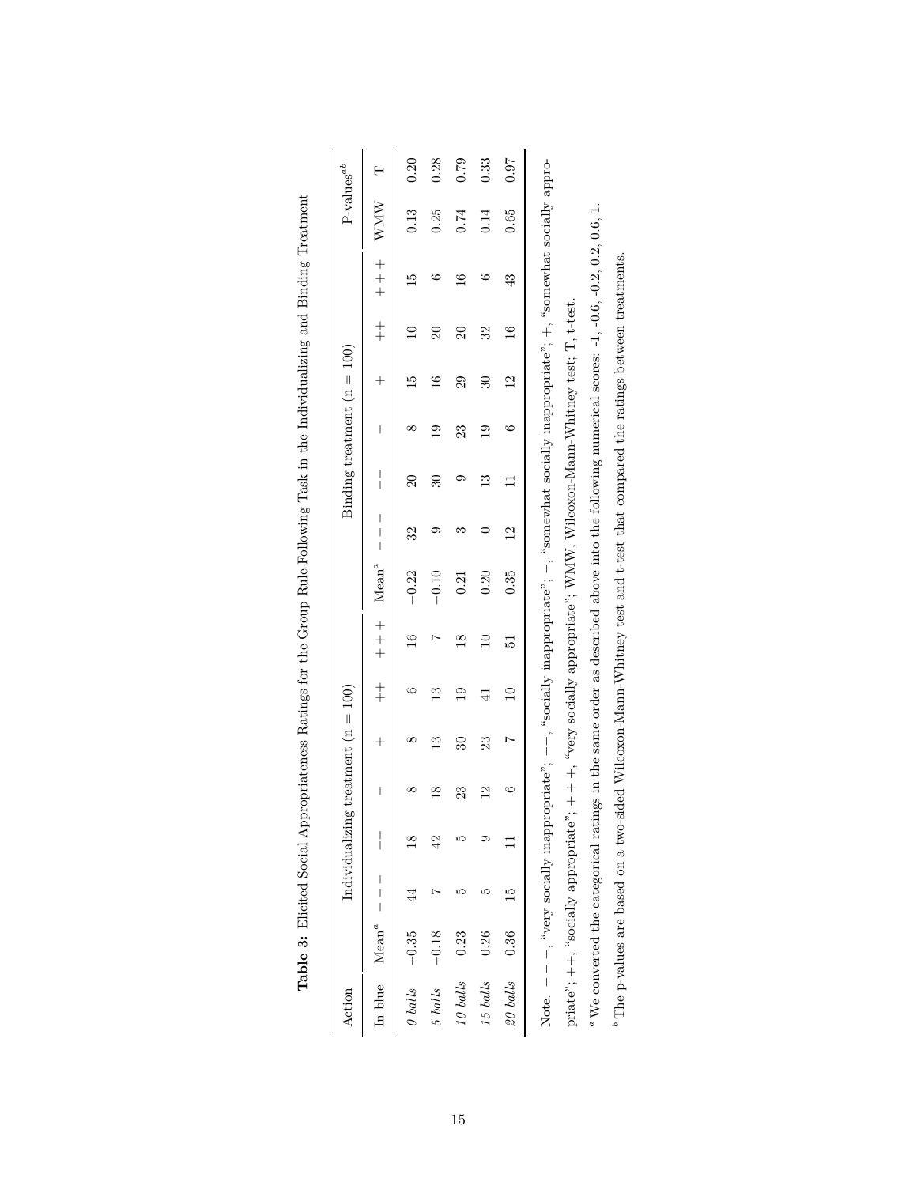**Table 3:** Elicited Social Appropriateness Ratings for the Group Rule-Following Task in the Individualizing and Binding Treatment

| Action | Individualizing treatment (n = 100) | | | | | | | Binding treatment (n = 100) | | | | | | | P-values[ab] | |
|---|---|---|---|---|---|---|---|---|---|---|---|---|---|---|---|---|
| In blue | Mean[a] | − − − | − − | − | + | ++ | + + + | Mean[a] | − − − | − − | − | + | ++ | + + + | WMW | T |
| *0 balls* | −0.35 | 44 | 18 | 8 | 8 | 6 | 16 | −0.22 | 32 | 20 | 8 | 15 | 10 | 15 | 0.13 | 0.20 |
| *5 balls* | −0.18 | 7 | 42 | 18 | 13 | 13 | 7 | −0.10 | 9 | 30 | 19 | 16 | 20 | 6 | 0.25 | 0.28 |
| *10 balls* | 0.23 | 5 | 5 | 23 | 30 | 19 | 18 | 0.21 | 3 | 9 | 23 | 29 | 20 | 16 | 0.74 | 0.79 |
| *15 balls* | 0.26 | 5 | 9 | 12 | 23 | 41 | 10 | 0.20 | 0 | 13 | 19 | 30 | 32 | 6 | 0.14 | 0.33 |
| *20 balls* | 0.36 | 15 | 11 | 6 | 7 | 10 | 51 | 0.35 | 12 | 11 | 6 | 12 | 16 | 43 | 0.65 | 0.97 |

Note. − − −, "very socially inappropriate"; − −, "socially inappropriate"; −, "somewhat socially inappropriate"; +, "somewhat socially appropriate"; ++, "socially appropriate"; + + +, "very socially appropriate"; WMW, Wilcoxon-Mann-Whitney test; T, t-test.

[a] We converted the categorical ratings in the same order as described above into the following numerical scores: -1, -0.6, -0.2, 0.2, 0.6, 1.

[b] The p-values are based on a two-sided Wilcoxon-Mann-Whitney test and t-test that compared the ratings between treatments.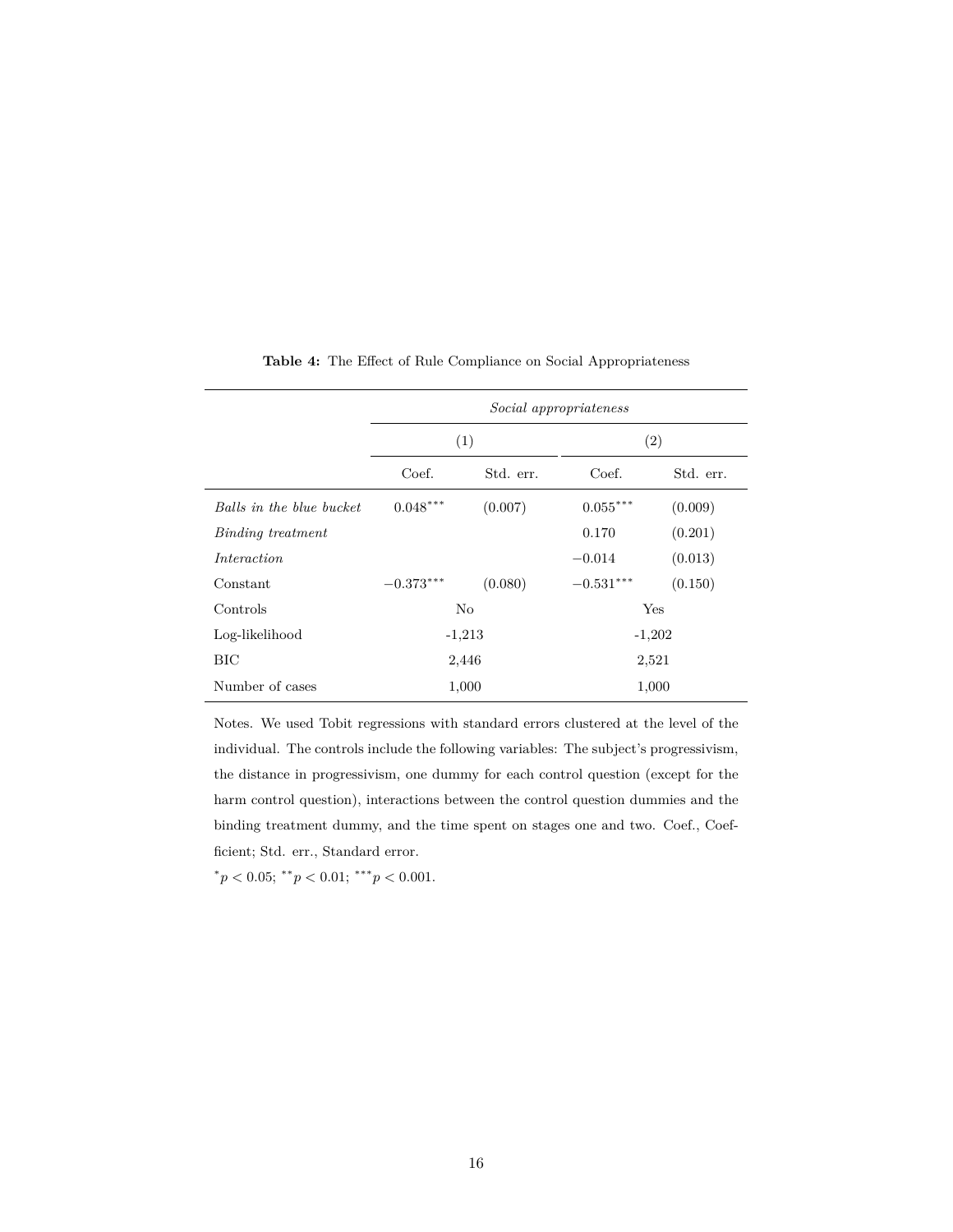**Table 4:** The Effect of Rule Compliance on Social Appropriateness

| | *Social appropriateness* | | | |
|---|---|---|---|---|
| | (1) | | (2) | |
| | Coef. | Std. err. | Coef. | Std. err. |
| *Balls in the blue bucket* | $0.048^{***}$ | (0.007) | $0.055^{***}$ | (0.009) |
| *Binding treatment* | | | 0.170 | (0.201) |
| *Interaction* | | | $-0.014$ | (0.013) |
| Constant | $-0.373^{***}$ | (0.080) | $-0.531^{***}$ | (0.150) |
| Controls | No | | Yes | |
| Log-likelihood | -1,213 | | -1,202 | |
| BIC | 2,446 | | 2,521 | |
| Number of cases | 1,000 | | 1,000 | |

Notes. We used Tobit regressions with standard errors clustered at the level of the individual. The controls include the following variables: The subject's progressivism, the distance in progressivism, one dummy for each control question (except for the harm control question), interactions between the control question dummies and the binding treatment dummy, and the time spent on stages one and two. Coef., Coefficient; Std. err., Standard error.

$^{*}p < 0.05$; $^{**}p < 0.01$; $^{***}p < 0.001$.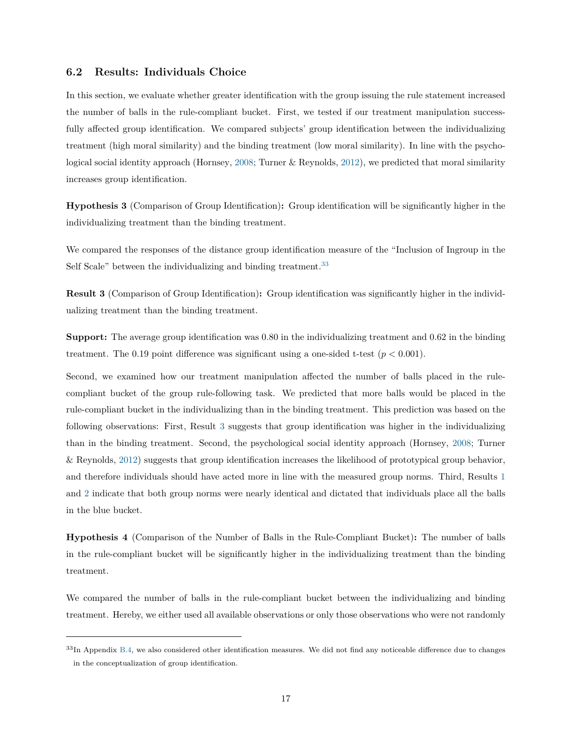### 6.2 Results: Individuals Choice

In this section, we evaluate whether greater identification with the group issuing the rule statement increased the number of balls in the rule-compliant bucket. First, we tested if our treatment manipulation successfully affected group identification. We compared subjects' group identification between the individualizing treatment (high moral similarity) and the binding treatment (low moral similarity). In line with the psychological social identity approach (Hornsey, 2008; Turner & Reynolds, 2012), we predicted that moral similarity increases group identification.

**Hypothesis 3** (Comparison of Group Identification)**:** Group identification will be significantly higher in the individualizing treatment than the binding treatment.

We compared the responses of the distance group identification measure of the "Inclusion of Ingroup in the Self Scale" between the individualizing and binding treatment.[33]

**Result 3** (Comparison of Group Identification)**:** Group identification was significantly higher in the individualizing treatment than the binding treatment.

**Support:** The average group identification was 0.80 in the individualizing treatment and 0.62 in the binding treatment. The 0.19 point difference was significant using a one-sided t-test ($p < 0.001$).

Second, we examined how our treatment manipulation affected the number of balls placed in the rule-compliant bucket of the group rule-following task. We predicted that more balls would be placed in the rule-compliant bucket in the individualizing than in the binding treatment. This prediction was based on the following observations: First, Result 3 suggests that group identification was higher in the individualizing than in the binding treatment. Second, the psychological social identity approach (Hornsey, 2008; Turner & Reynolds, 2012) suggests that group identification increases the likelihood of prototypical group behavior, and therefore individuals should have acted more in line with the measured group norms. Third, Results 1 and 2 indicate that both group norms were nearly identical and dictated that individuals place all the balls in the blue bucket.

**Hypothesis 4** (Comparison of the Number of Balls in the Rule-Compliant Bucket)**:** The number of balls in the rule-compliant bucket will be significantly higher in the individualizing treatment than the binding treatment.

We compared the number of balls in the rule-compliant bucket between the individualizing and binding treatment. Hereby, we either used all available observations or only those observations who were not randomly

[33] In Appendix B.4, we also considered other identification measures. We did not find any noticeable difference due to changes in the conceptualization of group identification.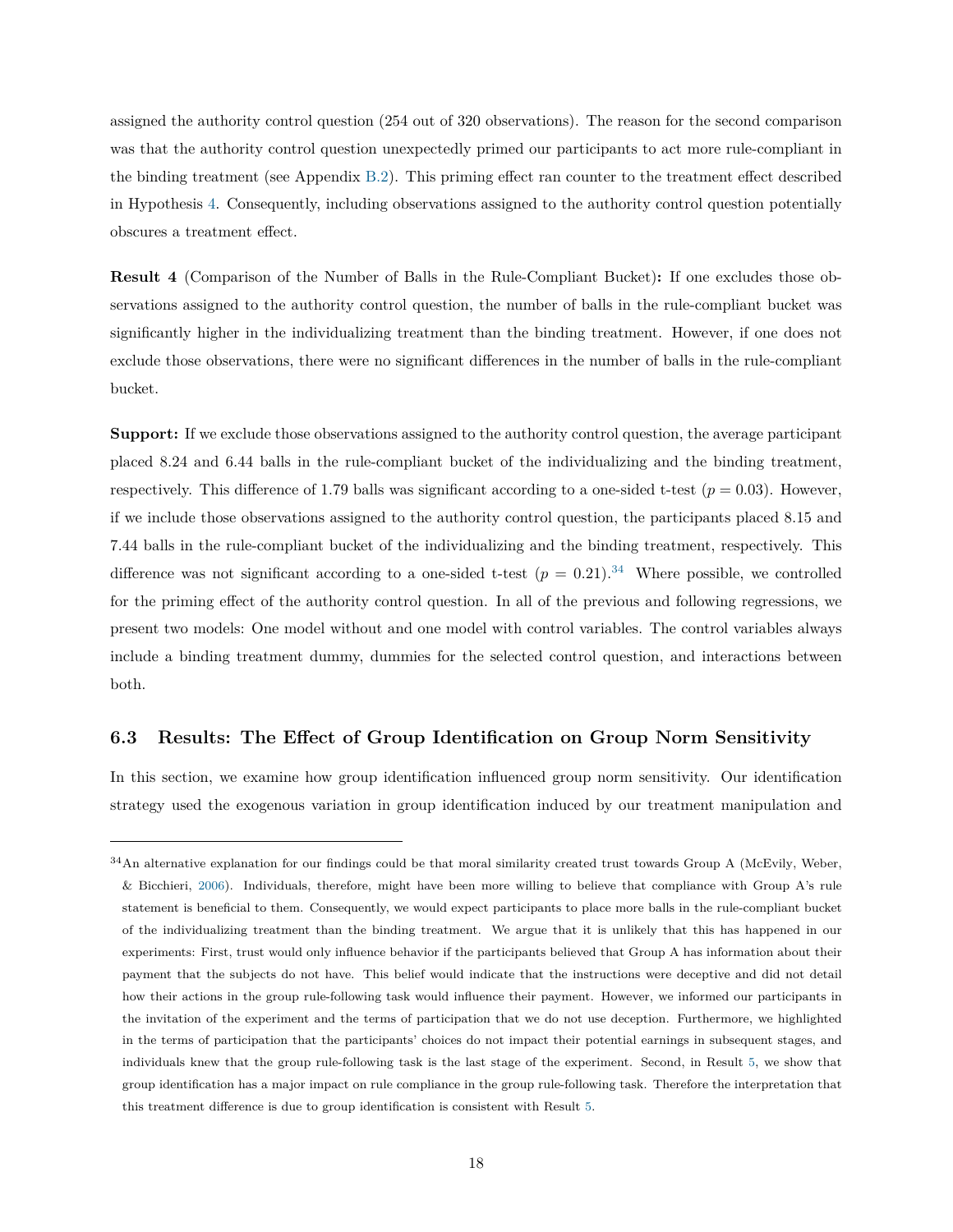assigned the authority control question (254 out of 320 observations). The reason for the second comparison was that the authority control question unexpectedly primed our participants to act more rule-compliant in the binding treatment (see Appendix B.2). This priming effect ran counter to the treatment effect described in Hypothesis 4. Consequently, including observations assigned to the authority control question potentially obscures a treatment effect.

**Result 4** (Comparison of the Number of Balls in the Rule-Compliant Bucket)**:** If one excludes those observations assigned to the authority control question, the number of balls in the rule-compliant bucket was significantly higher in the individualizing treatment than the binding treatment. However, if one does not exclude those observations, there were no significant differences in the number of balls in the rule-compliant bucket.

**Support:** If we exclude those observations assigned to the authority control question, the average participant placed 8.24 and 6.44 balls in the rule-compliant bucket of the individualizing and the binding treatment, respectively. This difference of 1.79 balls was significant according to a one-sided t-test ($p = 0.03$). However, if we include those observations assigned to the authority control question, the participants placed 8.15 and 7.44 balls in the rule-compliant bucket of the individualizing and the binding treatment, respectively. This difference was not significant according to a one-sided t-test ($p = 0.21$).[34] Where possible, we controlled for the priming effect of the authority control question. In all of the previous and following regressions, we present two models: One model without and one model with control variables. The control variables always include a binding treatment dummy, dummies for the selected control question, and interactions between both.

### 6.3 Results: The Effect of Group Identification on Group Norm Sensitivity

In this section, we examine how group identification influenced group norm sensitivity. Our identification strategy used the exogenous variation in group identification induced by our treatment manipulation and

[34] An alternative explanation for our findings could be that moral similarity created trust towards Group A (McEvily, Weber, & Bicchieri, 2006). Individuals, therefore, might have been more willing to believe that compliance with Group A's rule statement is beneficial to them. Consequently, we would expect participants to place more balls in the rule-compliant bucket of the individualizing treatment than the binding treatment. We argue that it is unlikely that this has happened in our experiments: First, trust would only influence behavior if the participants believed that Group A has information about their payment that the subjects do not have. This belief would indicate that the instructions were deceptive and did not detail how their actions in the group rule-following task would influence their payment. However, we informed our participants in the invitation of the experiment and the terms of participation that we do not use deception. Furthermore, we highlighted in the terms of participation that the participants' choices do not impact their potential earnings in subsequent stages, and individuals knew that the group rule-following task is the last stage of the experiment. Second, in Result 5, we show that group identification has a major impact on rule compliance in the group rule-following task. Therefore the interpretation that this treatment difference is due to group identification is consistent with Result 5.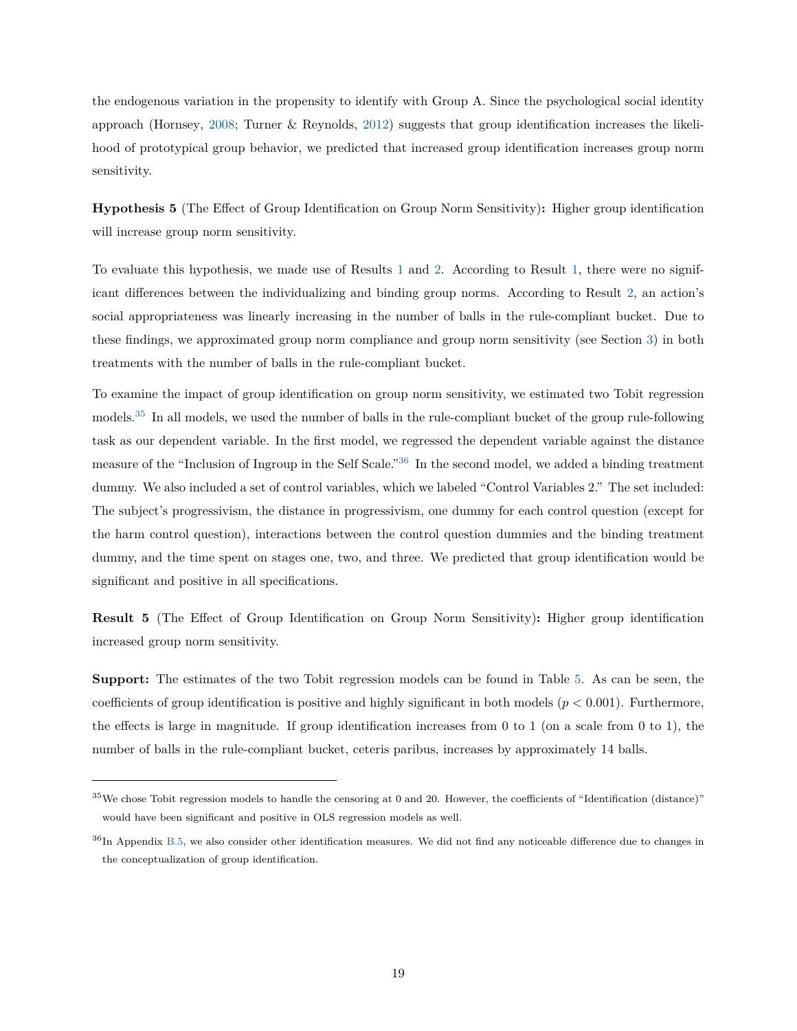the endogenous variation in the propensity to identify with Group A. Since the psychological social identity approach (Hornsey, 2008; Turner & Reynolds, 2012) suggests that group identification increases the likelihood of prototypical group behavior, we predicted that increased group identification increases group norm sensitivity.

**Hypothesis 5** (The Effect of Group Identification on Group Norm Sensitivity)**:** Higher group identification will increase group norm sensitivity.

To evaluate this hypothesis, we made use of Results 1 and 2. According to Result 1, there were no significant differences between the individualizing and binding group norms. According to Result 2, an action's social appropriateness was linearly increasing in the number of balls in the rule-compliant bucket. Due to these findings, we approximated group norm compliance and group norm sensitivity (see Section 3) in both treatments with the number of balls in the rule-compliant bucket.

To examine the impact of group identification on group norm sensitivity, we estimated two Tobit regression models.[35] In all models, we used the number of balls in the rule-compliant bucket of the group rule-following task as our dependent variable. In the first model, we regressed the dependent variable against the distance measure of the "Inclusion of Ingroup in the Self Scale."[36] In the second model, we added a binding treatment dummy. We also included a set of control variables, which we labeled "Control Variables 2." The set included: The subject's progressivism, the distance in progressivism, one dummy for each control question (except for the harm control question), interactions between the control question dummies and the binding treatment dummy, and the time spent on stages one, two, and three. We predicted that group identification would be significant and positive in all specifications.

**Result 5** (The Effect of Group Identification on Group Norm Sensitivity)**:** Higher group identification increased group norm sensitivity.

**Support:** The estimates of the two Tobit regression models can be found in Table 5. As can be seen, the coefficients of group identification is positive and highly significant in both models ($p < 0.001$). Furthermore, the effects is large in magnitude. If group identification increases from 0 to 1 (on a scale from 0 to 1), the number of balls in the rule-compliant bucket, ceteris paribus, increases by approximately 14 balls.

---

[35] We chose Tobit regression models to handle the censoring at 0 and 20. However, the coefficients of "Identification (distance)" would have been significant and positive in OLS regression models as well.

[36] In Appendix B.5, we also consider other identification measures. We did not find any noticeable difference due to changes in the conceptualization of group identification.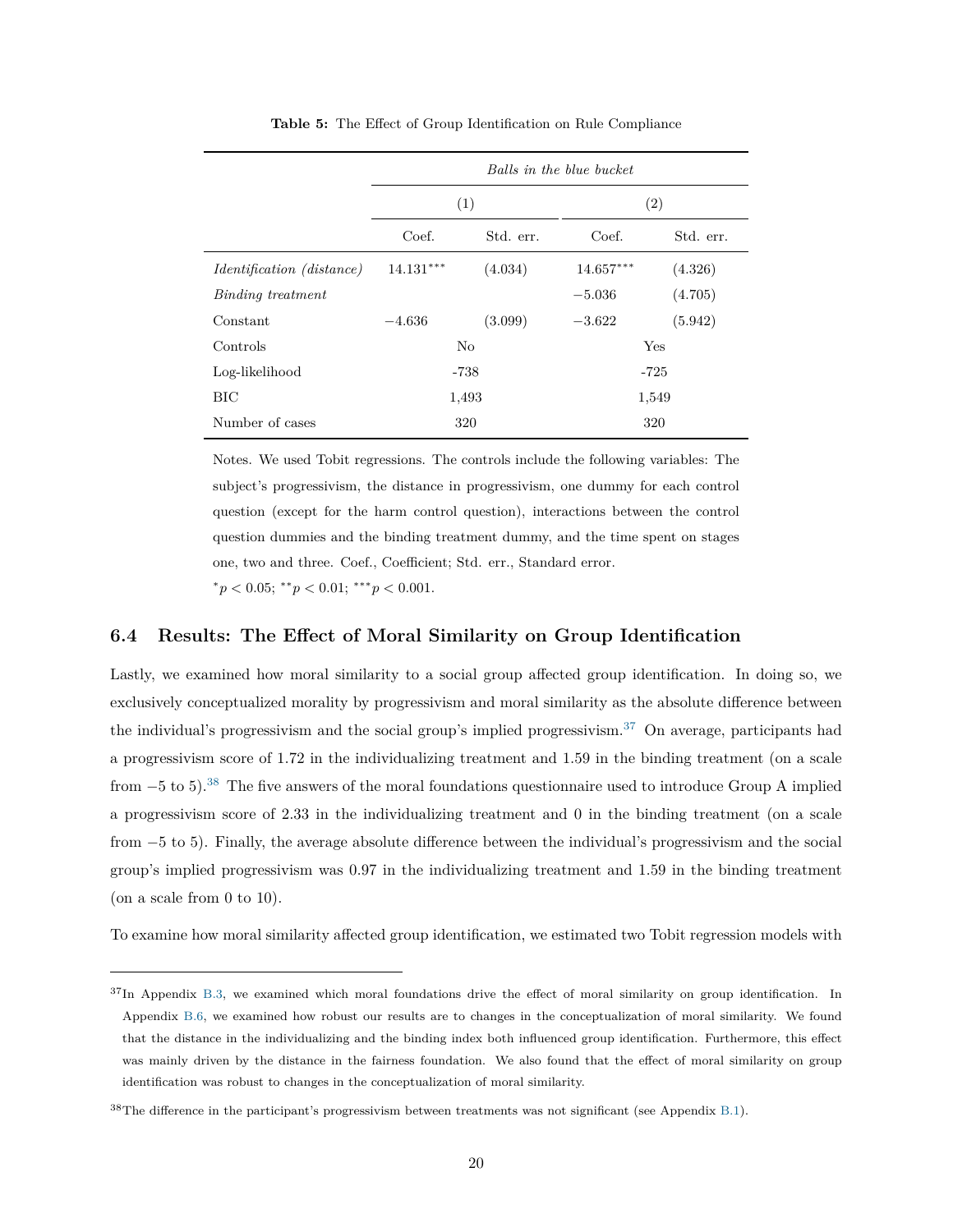**Table 5:** The Effect of Group Identification on Rule Compliance

| | *Balls in the blue bucket* | | | |
|---|---|---|---|---|
| | (1) | | (2) | |
| | Coef. | Std. err. | Coef. | Std. err. |
| *Identification (distance)* | $14.131^{***}$ | (4.034) | $14.657^{***}$ | (4.326) |
| *Binding treatment* | | | $-5.036$ | (4.705) |
| Constant | $-4.636$ | (3.099) | $-3.622$ | (5.942) |
| Controls | No | | Yes | |
| Log-likelihood | -738 | | -725 | |
| BIC | 1,493 | | 1,549 | |
| Number of cases | 320 | | 320 | |

Notes. We used Tobit regressions. The controls include the following variables: The subject's progressivism, the distance in progressivism, one dummy for each control question (except for the harm control question), interactions between the control question dummies and the binding treatment dummy, and the time spent on stages one, two and three. Coef., Coefficient; Std. err., Standard error.
$^{*}p < 0.05$; $^{**}p < 0.01$; $^{***}p < 0.001$.

### 6.4 Results: The Effect of Moral Similarity on Group Identification

Lastly, we examined how moral similarity to a social group affected group identification. In doing so, we exclusively conceptualized morality by progressivism and moral similarity as the absolute difference between the individual's progressivism and the social group's implied progressivism.[37] On average, participants had a progressivism score of 1.72 in the individualizing treatment and 1.59 in the binding treatment (on a scale from $-5$ to 5).[38] The five answers of the moral foundations questionnaire used to introduce Group A implied a progressivism score of 2.33 in the individualizing treatment and 0 in the binding treatment (on a scale from $-5$ to 5). Finally, the average absolute difference between the individual's progressivism and the social group's implied progressivism was 0.97 in the individualizing treatment and 1.59 in the binding treatment (on a scale from 0 to 10).

To examine how moral similarity affected group identification, we estimated two Tobit regression models with

[37] In Appendix B.3, we examined which moral foundations drive the effect of moral similarity on group identification. In Appendix B.6, we examined how robust our results are to changes in the conceptualization of moral similarity. We found that the distance in the individualizing and the binding index both influenced group identification. Furthermore, this effect was mainly driven by the distance in the fairness foundation. We also found that the effect of moral similarity on group identification was robust to changes in the conceptualization of moral similarity.

[38] The difference in the participant's progressivism between treatments was not significant (see Appendix B.1).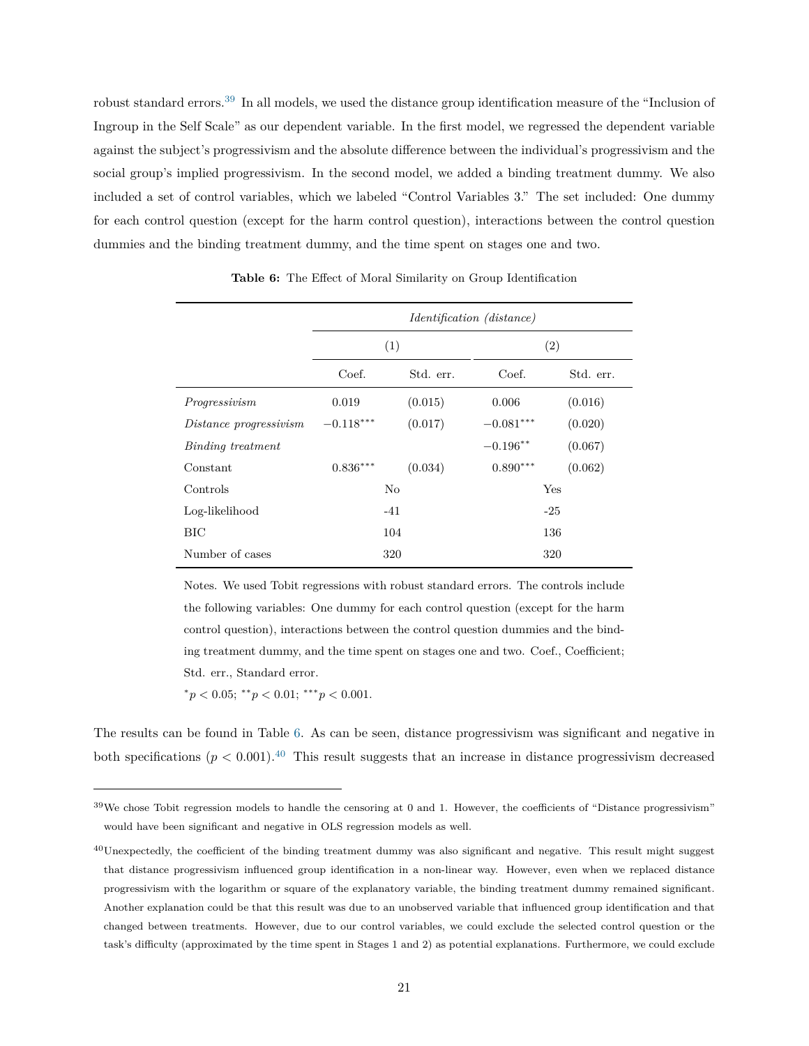robust standard errors.[39] In all models, we used the distance group identification measure of the "Inclusion of Ingroup in the Self Scale" as our dependent variable. In the first model, we regressed the dependent variable against the subject's progressivism and the absolute difference between the individual's progressivism and the social group's implied progressivism. In the second model, we added a binding treatment dummy. We also included a set of control variables, which we labeled "Control Variables 3." The set included: One dummy for each control question (except for the harm control question), interactions between the control question dummies and the binding treatment dummy, and the time spent on stages one and two.

**Table 6:** The Effect of Moral Similarity on Group Identification

| | *Identification (distance)* | | | |
|---|---|---|---|---|
| | (1) | | (2) | |
| | Coef. | Std. err. | Coef. | Std. err. |
| *Progressivism* | 0.019 | (0.015) | 0.006 | (0.016) |
| *Distance progressivism* | $-0.118^{***}$ | (0.017) | $-0.081^{***}$ | (0.020) |
| *Binding treatment* | | | $-0.196^{**}$ | (0.067) |
| Constant | $0.836^{***}$ | (0.034) | $0.890^{***}$ | (0.062) |
| Controls | No | | Yes | |
| Log-likelihood | -41 | | -25 | |
| BIC | 104 | | 136 | |
| Number of cases | 320 | | 320 | |

Notes. We used Tobit regressions with robust standard errors. The controls include the following variables: One dummy for each control question (except for the harm control question), interactions between the control question dummies and the binding treatment dummy, and the time spent on stages one and two. Coef., Coefficient; Std. err., Standard error.

$^{*}p < 0.05$; $^{**}p < 0.01$; $^{***}p < 0.001$.

The results can be found in Table 6. As can be seen, distance progressivism was significant and negative in both specifications ($p < 0.001$).[40] This result suggests that an increase in distance progressivism decreased

[39] We chose Tobit regression models to handle the censoring at 0 and 1. However, the coefficients of "Distance progressivism" would have been significant and negative in OLS regression models as well.

[40] Unexpectedly, the coefficient of the binding treatment dummy was also significant and negative. This result might suggest that distance progressivism influenced group identification in a non-linear way. However, even when we replaced distance progressivism with the logarithm or square of the explanatory variable, the binding treatment dummy remained significant. Another explanation could be that this result was due to an unobserved variable that influenced group identification and that changed between treatments. However, due to our control variables, we could exclude the selected control question or the task's difficulty (approximated by the time spent in Stages 1 and 2) as potential explanations. Furthermore, we could exclude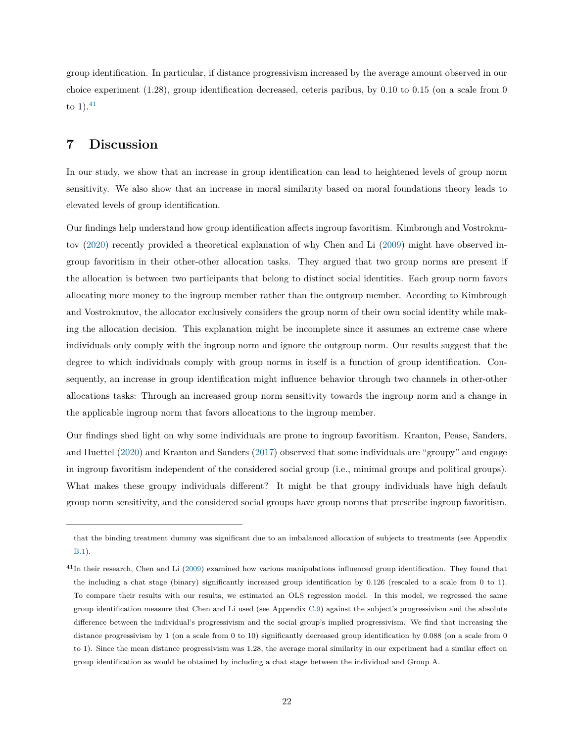group identification. In particular, if distance progressivism increased by the average amount observed in our choice experiment (1.28), group identification decreased, ceteris paribus, by 0.10 to 0.15 (on a scale from 0 to 1).[41]

## 7 Discussion

In our study, we show that an increase in group identification can lead to heightened levels of group norm sensitivity. We also show that an increase in moral similarity based on moral foundations theory leads to elevated levels of group identification.

Our findings help understand how group identification affects ingroup favoritism. Kimbrough and Vostroknutov (2020) recently provided a theoretical explanation of why Chen and Li (2009) might have observed ingroup favoritism in their other-other allocation tasks. They argued that two group norms are present if the allocation is between two participants that belong to distinct social identities. Each group norm favors allocating more money to the ingroup member rather than the outgroup member. According to Kimbrough and Vostroknutov, the allocator exclusively considers the group norm of their own social identity while making the allocation decision. This explanation might be incomplete since it assumes an extreme case where individuals only comply with the ingroup norm and ignore the outgroup norm. Our results suggest that the degree to which individuals comply with group norms in itself is a function of group identification. Consequently, an increase in group identification might influence behavior through two channels in other-other allocations tasks: Through an increased group norm sensitivity towards the ingroup norm and a change in the applicable ingroup norm that favors allocations to the ingroup member.

Our findings shed light on why some individuals are prone to ingroup favoritism. Kranton, Pease, Sanders, and Huettel (2020) and Kranton and Sanders (2017) observed that some individuals are "groupy" and engage in ingroup favoritism independent of the considered social group (i.e., minimal groups and political groups). What makes these groupy individuals different? It might be that groupy individuals have high default group norm sensitivity, and the considered social groups have group norms that prescribe ingroup favoritism.

---

that the binding treatment dummy was significant due to an imbalanced allocation of subjects to treatments (see Appendix B.1).

[41] In their research, Chen and Li (2009) examined how various manipulations influenced group identification. They found that the including a chat stage (binary) significantly increased group identification by 0.126 (rescaled to a scale from 0 to 1). To compare their results with our results, we estimated an OLS regression model. In this model, we regressed the same group identification measure that Chen and Li used (see Appendix C.9) against the subject's progressivism and the absolute difference between the individual's progressivism and the social group's implied progressivism. We find that increasing the distance progressivism by 1 (on a scale from 0 to 10) significantly decreased group identification by 0.088 (on a scale from 0 to 1). Since the mean distance progressivism was 1.28, the average moral similarity in our experiment had a similar effect on group identification as would be obtained by including a chat stage between the individual and Group A.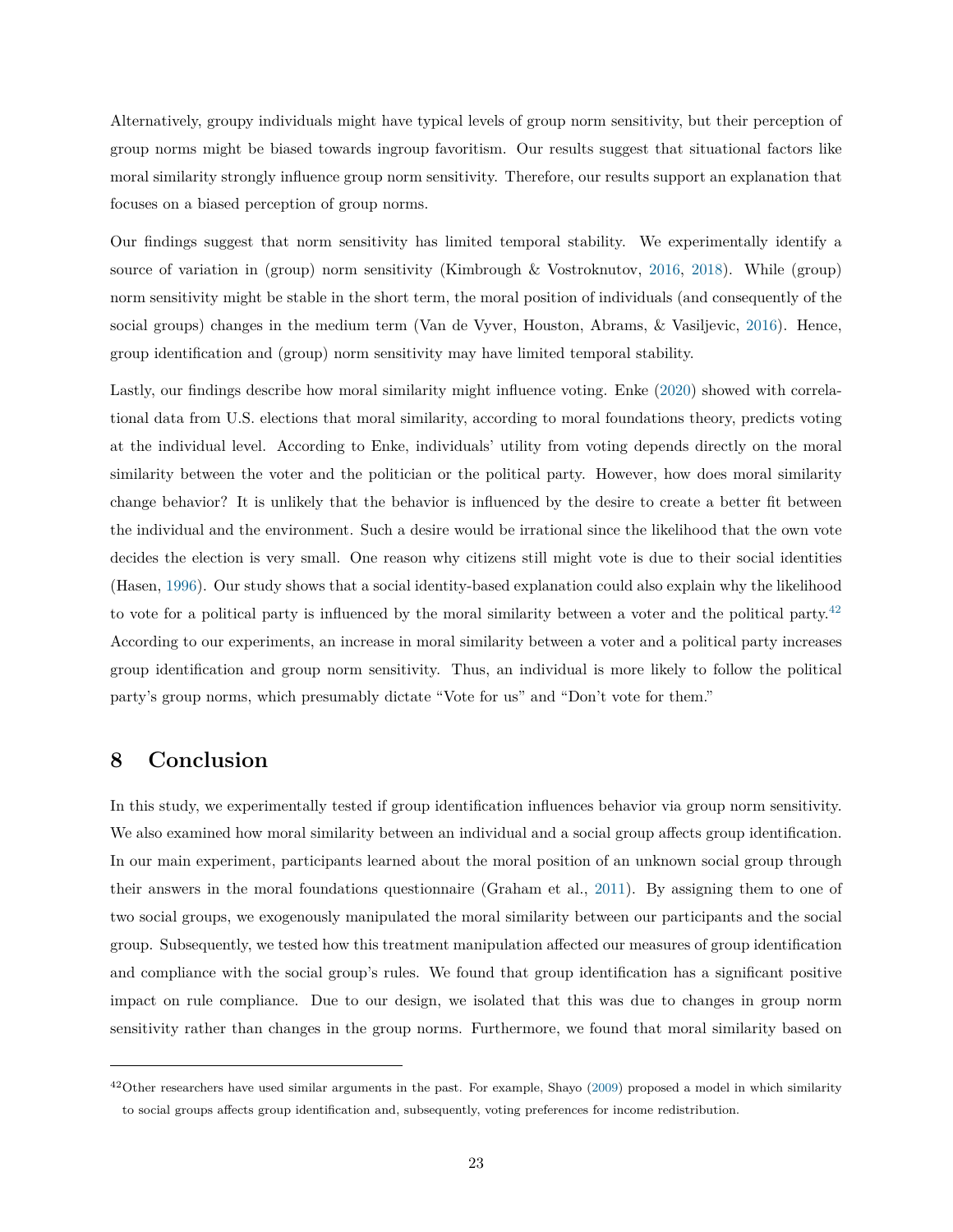Alternatively, groupy individuals might have typical levels of group norm sensitivity, but their perception of group norms might be biased towards ingroup favoritism. Our results suggest that situational factors like moral similarity strongly influence group norm sensitivity. Therefore, our results support an explanation that focuses on a biased perception of group norms.

Our findings suggest that norm sensitivity has limited temporal stability. We experimentally identify a source of variation in (group) norm sensitivity (Kimbrough & Vostroknutov, 2016, 2018). While (group) norm sensitivity might be stable in the short term, the moral position of individuals (and consequently of the social groups) changes in the medium term (Van de Vyver, Houston, Abrams, & Vasiljevic, 2016). Hence, group identification and (group) norm sensitivity may have limited temporal stability.

Lastly, our findings describe how moral similarity might influence voting. Enke (2020) showed with correlational data from U.S. elections that moral similarity, according to moral foundations theory, predicts voting at the individual level. According to Enke, individuals' utility from voting depends directly on the moral similarity between the voter and the politician or the political party. However, how does moral similarity change behavior? It is unlikely that the behavior is influenced by the desire to create a better fit between the individual and the environment. Such a desire would be irrational since the likelihood that the own vote decides the election is very small. One reason why citizens still might vote is due to their social identities (Hasen, 1996). Our study shows that a social identity-based explanation could also explain why the likelihood to vote for a political party is influenced by the moral similarity between a voter and the political party.[42] According to our experiments, an increase in moral similarity between a voter and a political party increases group identification and group norm sensitivity. Thus, an individual is more likely to follow the political party's group norms, which presumably dictate "Vote for us" and "Don't vote for them."

# 8 Conclusion

In this study, we experimentally tested if group identification influences behavior via group norm sensitivity. We also examined how moral similarity between an individual and a social group affects group identification. In our main experiment, participants learned about the moral position of an unknown social group through their answers in the moral foundations questionnaire (Graham et al., 2011). By assigning them to one of two social groups, we exogenously manipulated the moral similarity between our participants and the social group. Subsequently, we tested how this treatment manipulation affected our measures of group identification and compliance with the social group's rules. We found that group identification has a significant positive impact on rule compliance. Due to our design, we isolated that this was due to changes in group norm sensitivity rather than changes in the group norms. Furthermore, we found that moral similarity based on

[42] Other researchers have used similar arguments in the past. For example, Shayo (2009) proposed a model in which similarity to social groups affects group identification and, subsequently, voting preferences for income redistribution.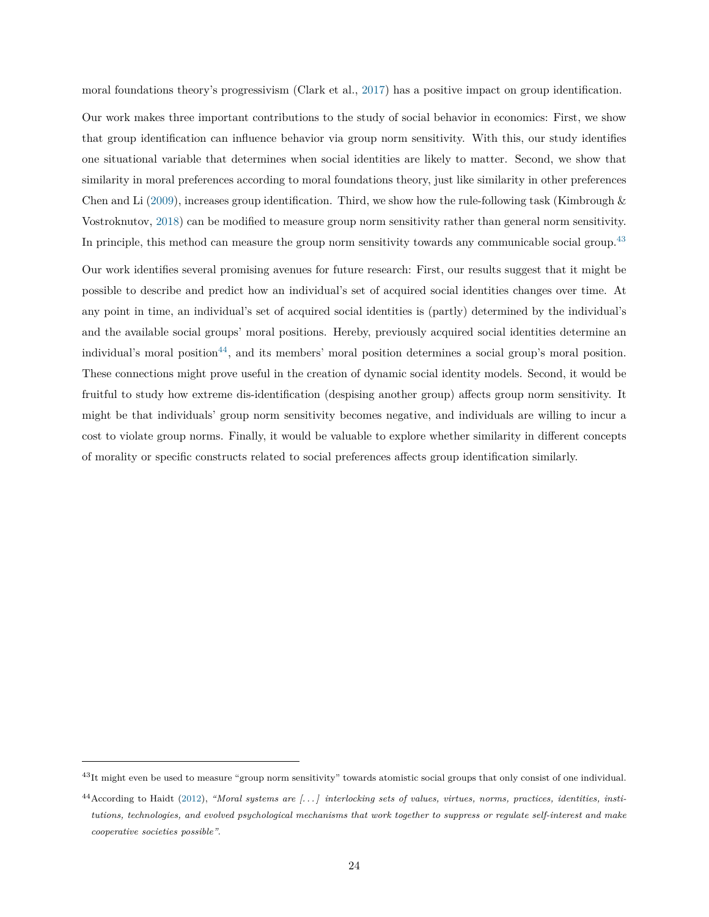moral foundations theory's progressivism (Clark et al., 2017) has a positive impact on group identification.

Our work makes three important contributions to the study of social behavior in economics: First, we show that group identification can influence behavior via group norm sensitivity. With this, our study identifies one situational variable that determines when social identities are likely to matter. Second, we show that similarity in moral preferences according to moral foundations theory, just like similarity in other preferences Chen and Li (2009), increases group identification. Third, we show how the rule-following task (Kimbrough & Vostroknutov, 2018) can be modified to measure group norm sensitivity rather than general norm sensitivity. In principle, this method can measure the group norm sensitivity towards any communicable social group.[43]

Our work identifies several promising avenues for future research: First, our results suggest that it might be possible to describe and predict how an individual's set of acquired social identities changes over time. At any point in time, an individual's set of acquired social identities is (partly) determined by the individual's and the available social groups' moral positions. Hereby, previously acquired social identities determine an individual's moral position[44], and its members' moral position determines a social group's moral position. These connections might prove useful in the creation of dynamic social identity models. Second, it would be fruitful to study how extreme dis-identification (despising another group) affects group norm sensitivity. It might be that individuals' group norm sensitivity becomes negative, and individuals are willing to incur a cost to violate group norms. Finally, it would be valuable to explore whether similarity in different concepts of morality or specific constructs related to social preferences affects group identification similarly.

---

[43] It might even be used to measure "group norm sensitivity" towards atomistic social groups that only consist of one individual.

[44] According to Haidt (2012), *"Moral systems are [...] interlocking sets of values, virtues, norms, practices, identities, institutions, technologies, and evolved psychological mechanisms that work together to suppress or regulate self-interest and make cooperative societies possible"*.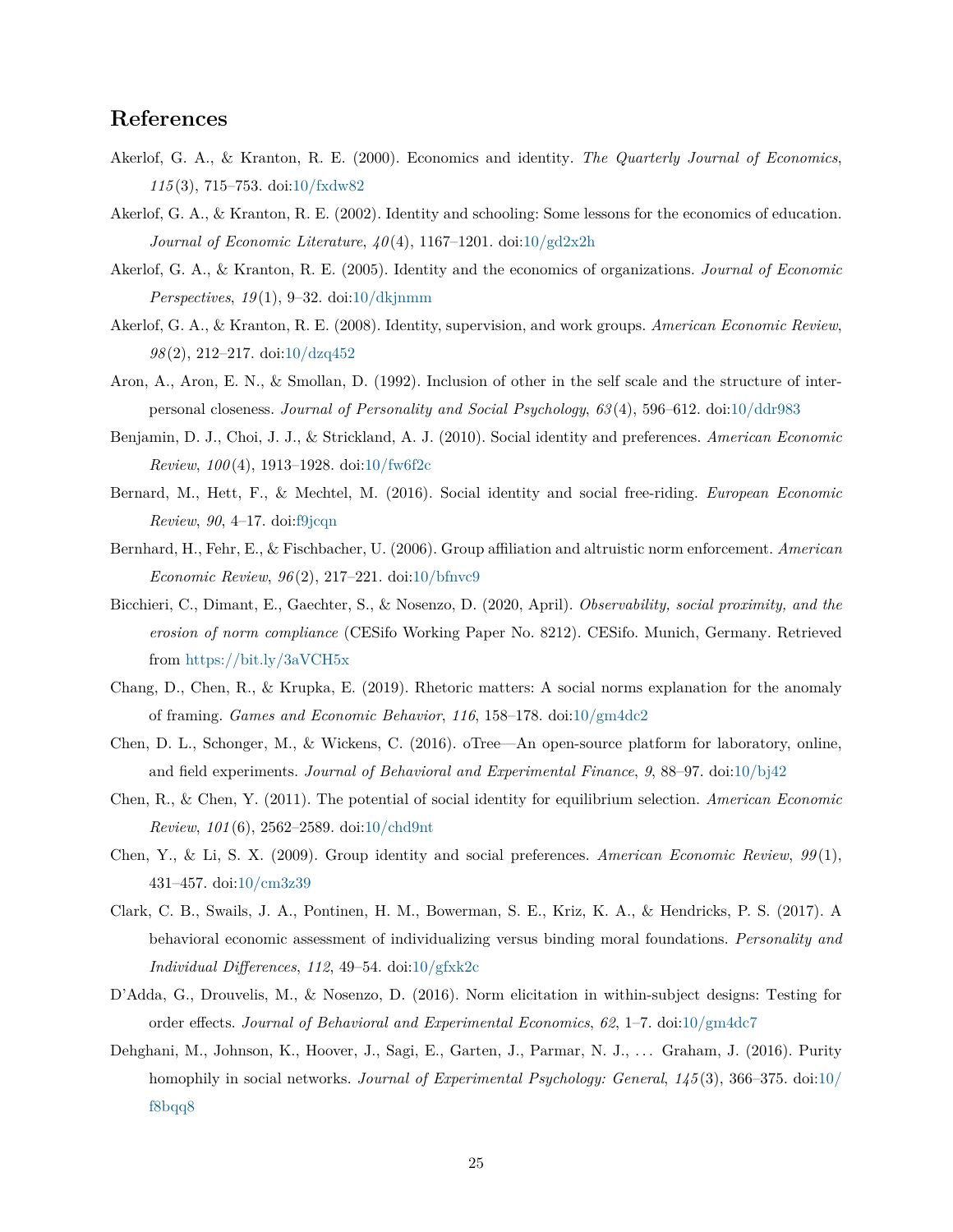# References

Akerlof, G. A., & Kranton, R. E. (2000). Economics and identity. *The Quarterly Journal of Economics*, *115*(3), 715–753. doi:10/fxdw82

Akerlof, G. A., & Kranton, R. E. (2002). Identity and schooling: Some lessons for the economics of education. *Journal of Economic Literature*, *40*(4), 1167–1201. doi:10/gd2x2h

Akerlof, G. A., & Kranton, R. E. (2005). Identity and the economics of organizations. *Journal of Economic Perspectives*, *19*(1), 9–32. doi:10/dkjnmm

Akerlof, G. A., & Kranton, R. E. (2008). Identity, supervision, and work groups. *American Economic Review*, *98*(2), 212–217. doi:10/dzq452

Aron, A., Aron, E. N., & Smollan, D. (1992). Inclusion of other in the self scale and the structure of interpersonal closeness. *Journal of Personality and Social Psychology*, *63*(4), 596–612. doi:10/ddr983

Benjamin, D. J., Choi, J. J., & Strickland, A. J. (2010). Social identity and preferences. *American Economic Review*, *100*(4), 1913–1928. doi:10/fw6f2c

Bernard, M., Hett, F., & Mechtel, M. (2016). Social identity and social free-riding. *European Economic Review*, *90*, 4–17. doi:f9jcqn

Bernhard, H., Fehr, E., & Fischbacher, U. (2006). Group affiliation and altruistic norm enforcement. *American Economic Review*, *96*(2), 217–221. doi:10/bfnvc9

Bicchieri, C., Dimant, E., Gaechter, S., & Nosenzo, D. (2020, April). *Observability, social proximity, and the erosion of norm compliance* (CESifo Working Paper No. 8212). CESifo. Munich, Germany. Retrieved from https://bit.ly/3aVCH5x

Chang, D., Chen, R., & Krupka, E. (2019). Rhetoric matters: A social norms explanation for the anomaly of framing. *Games and Economic Behavior*, *116*, 158–178. doi:10/gm4dc2

Chen, D. L., Schonger, M., & Wickens, C. (2016). oTree—An open-source platform for laboratory, online, and field experiments. *Journal of Behavioral and Experimental Finance*, *9*, 88–97. doi:10/bj42

Chen, R., & Chen, Y. (2011). The potential of social identity for equilibrium selection. *American Economic Review*, *101*(6), 2562–2589. doi:10/chd9nt

Chen, Y., & Li, S. X. (2009). Group identity and social preferences. *American Economic Review*, *99*(1), 431–457. doi:10/cm3z39

Clark, C. B., Swails, J. A., Pontinen, H. M., Bowerman, S. E., Kriz, K. A., & Hendricks, P. S. (2017). A behavioral economic assessment of individualizing versus binding moral foundations. *Personality and Individual Differences*, *112*, 49–54. doi:10/gfxk2c

D'Adda, G., Drouvelis, M., & Nosenzo, D. (2016). Norm elicitation in within-subject designs: Testing for order effects. *Journal of Behavioral and Experimental Economics*, *62*, 1–7. doi:10/gm4dc7

Dehghani, M., Johnson, K., Hoover, J., Sagi, E., Garten, J., Parmar, N. J., ... Graham, J. (2016). Purity homophily in social networks. *Journal of Experimental Psychology: General*, *145*(3), 366–375. doi:10/f8bqq8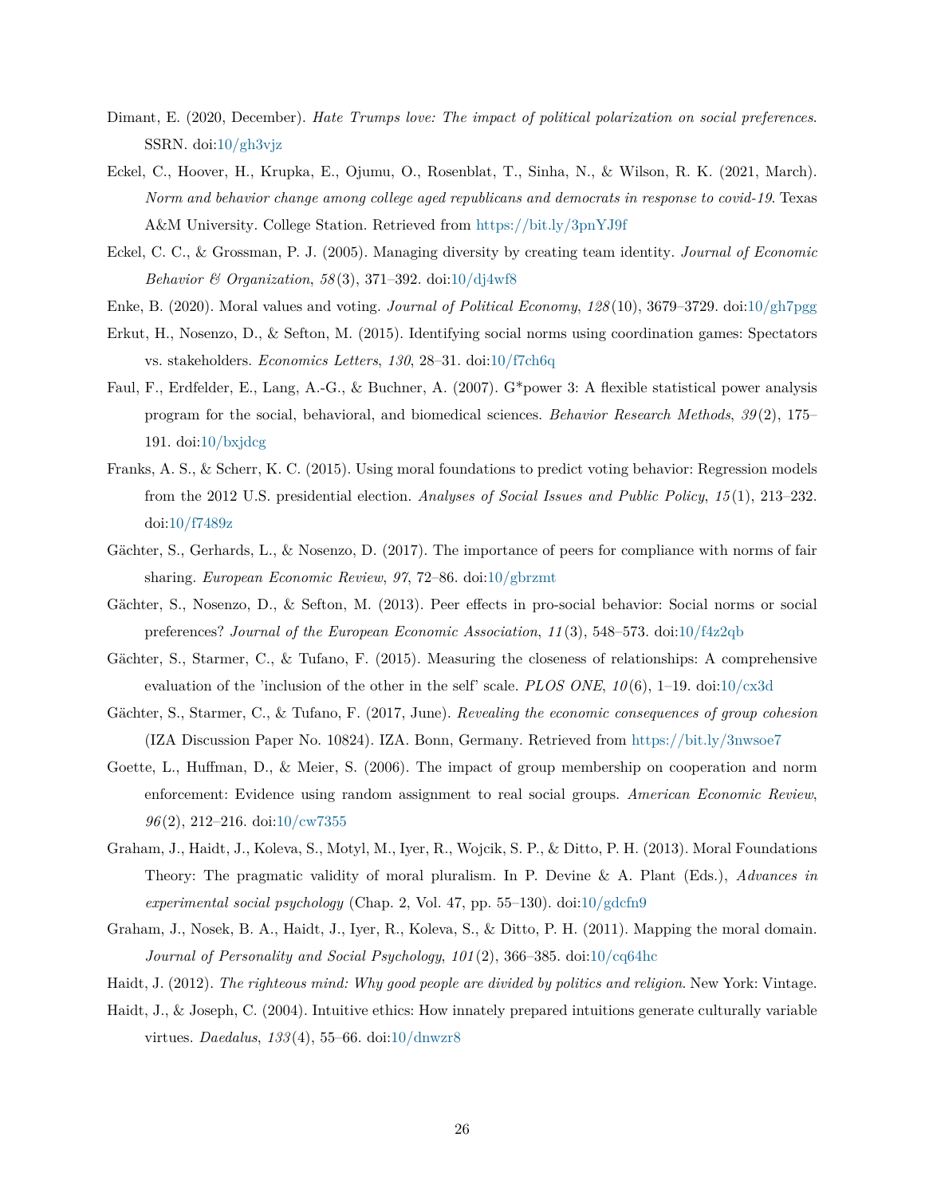Dimant, E. (2020, December). *Hate Trumps love: The impact of political polarization on social preferences*. SSRN. doi:10/gh3vjz

Eckel, C., Hoover, H., Krupka, E., Ojumu, O., Rosenblat, T., Sinha, N., & Wilson, R. K. (2021, March). *Norm and behavior change among college aged republicans and democrats in response to covid-19*. Texas A&M University. College Station. Retrieved from https://bit.ly/3pnYJ9f

Eckel, C. C., & Grossman, P. J. (2005). Managing diversity by creating team identity. *Journal of Economic Behavior & Organization*, *58*(3), 371–392. doi:10/dj4wf8

Enke, B. (2020). Moral values and voting. *Journal of Political Economy*, *128*(10), 3679–3729. doi:10/gh7pgg

Erkut, H., Nosenzo, D., & Sefton, M. (2015). Identifying social norms using coordination games: Spectators vs. stakeholders. *Economics Letters*, *130*, 28–31. doi:10/f7ch6q

Faul, F., Erdfelder, E., Lang, A.-G., & Buchner, A. (2007). G*power 3: A flexible statistical power analysis program for the social, behavioral, and biomedical sciences. *Behavior Research Methods*, *39*(2), 175–191. doi:10/bxjdcg

Franks, A. S., & Scherr, K. C. (2015). Using moral foundations to predict voting behavior: Regression models from the 2012 U.S. presidential election. *Analyses of Social Issues and Public Policy*, *15*(1), 213–232. doi:10/f7489z

Gächter, S., Gerhards, L., & Nosenzo, D. (2017). The importance of peers for compliance with norms of fair sharing. *European Economic Review*, *97*, 72–86. doi:10/gbrzmt

Gächter, S., Nosenzo, D., & Sefton, M. (2013). Peer effects in pro-social behavior: Social norms or social preferences? *Journal of the European Economic Association*, *11*(3), 548–573. doi:10/f4z2qb

Gächter, S., Starmer, C., & Tufano, F. (2015). Measuring the closeness of relationships: A comprehensive evaluation of the 'inclusion of the other in the self' scale. *PLOS ONE*, *10*(6), 1–19. doi:10/cx3d

Gächter, S., Starmer, C., & Tufano, F. (2017, June). *Revealing the economic consequences of group cohesion* (IZA Discussion Paper No. 10824). IZA. Bonn, Germany. Retrieved from https://bit.ly/3nwsoe7

Goette, L., Huffman, D., & Meier, S. (2006). The impact of group membership on cooperation and norm enforcement: Evidence using random assignment to real social groups. *American Economic Review*, *96*(2), 212–216. doi:10/cw7355

Graham, J., Haidt, J., Koleva, S., Motyl, M., Iyer, R., Wojcik, S. P., & Ditto, P. H. (2013). Moral Foundations Theory: The pragmatic validity of moral pluralism. In P. Devine & A. Plant (Eds.), *Advances in experimental social psychology* (Chap. 2, Vol. 47, pp. 55–130). doi:10/gdcfn9

Graham, J., Nosek, B. A., Haidt, J., Iyer, R., Koleva, S., & Ditto, P. H. (2011). Mapping the moral domain. *Journal of Personality and Social Psychology*, *101*(2), 366–385. doi:10/cq64hc

Haidt, J. (2012). *The righteous mind: Why good people are divided by politics and religion*. New York: Vintage.

Haidt, J., & Joseph, C. (2004). Intuitive ethics: How innately prepared intuitions generate culturally variable virtues. *Daedalus*, *133*(4), 55–66. doi:10/dnwzr8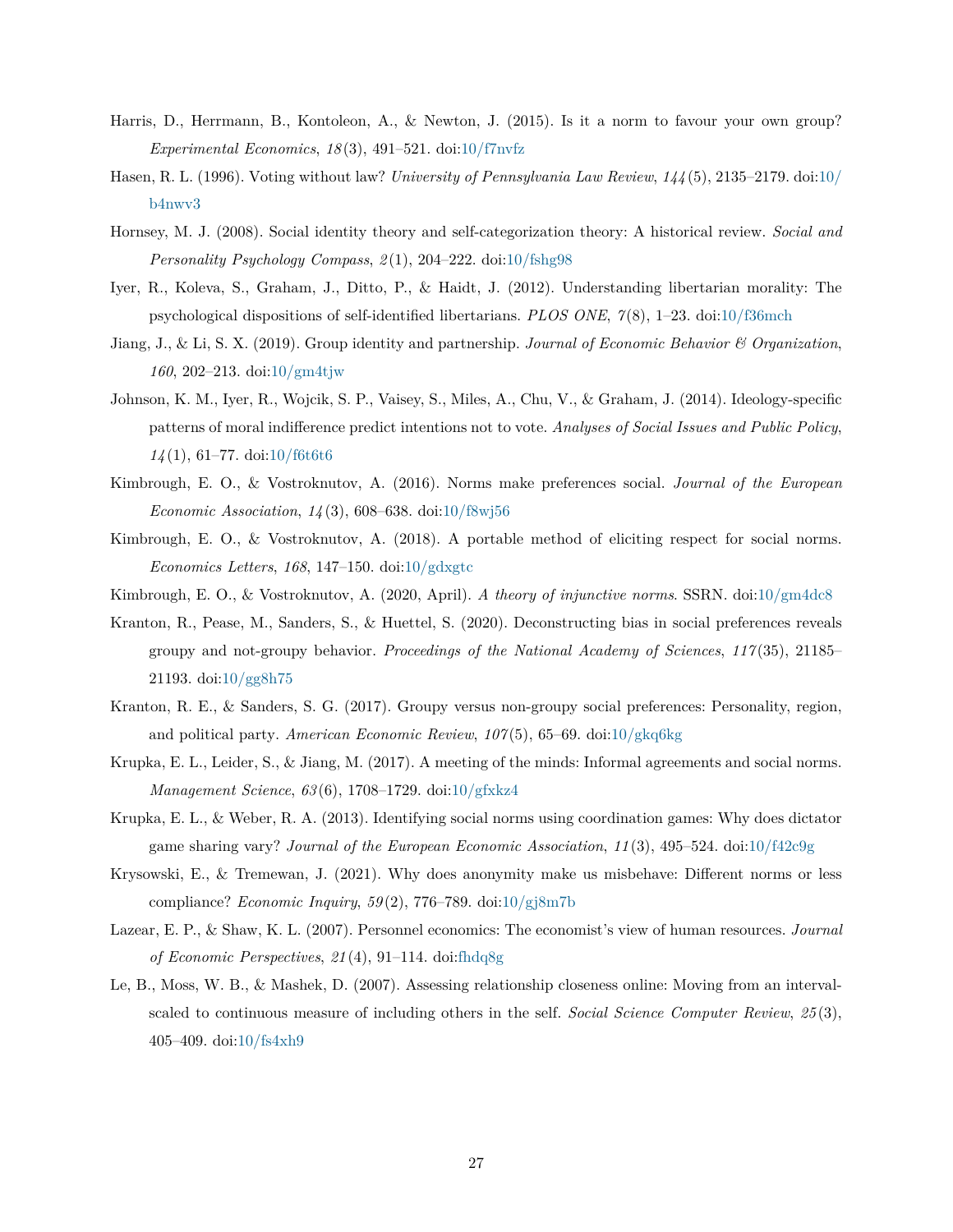Harris, D., Herrmann, B., Kontoleon, A., & Newton, J. (2015). Is it a norm to favour your own group? *Experimental Economics*, *18*(3), 491–521. doi:10/f7nvfz

Hasen, R. L. (1996). Voting without law? *University of Pennsylvania Law Review*, *144*(5), 2135–2179. doi:10/b4nwv3

Hornsey, M. J. (2008). Social identity theory and self-categorization theory: A historical review. *Social and Personality Psychology Compass*, *2*(1), 204–222. doi:10/fshg98

Iyer, R., Koleva, S., Graham, J., Ditto, P., & Haidt, J. (2012). Understanding libertarian morality: The psychological dispositions of self-identified libertarians. *PLOS ONE*, *7*(8), 1–23. doi:10/f36mch

Jiang, J., & Li, S. X. (2019). Group identity and partnership. *Journal of Economic Behavior & Organization*, *160*, 202–213. doi:10/gm4tjw

Johnson, K. M., Iyer, R., Wojcik, S. P., Vaisey, S., Miles, A., Chu, V., & Graham, J. (2014). Ideology-specific patterns of moral indifference predict intentions not to vote. *Analyses of Social Issues and Public Policy*, *14*(1), 61–77. doi:10/f6t6t6

Kimbrough, E. O., & Vostroknutov, A. (2016). Norms make preferences social. *Journal of the European Economic Association*, *14*(3), 608–638. doi:10/f8wj56

Kimbrough, E. O., & Vostroknutov, A. (2018). A portable method of eliciting respect for social norms. *Economics Letters*, *168*, 147–150. doi:10/gdxgtc

Kimbrough, E. O., & Vostroknutov, A. (2020, April). *A theory of injunctive norms*. SSRN. doi:10/gm4dc8

Kranton, R., Pease, M., Sanders, S., & Huettel, S. (2020). Deconstructing bias in social preferences reveals groupy and not-groupy behavior. *Proceedings of the National Academy of Sciences*, *117*(35), 21185–21193. doi:10/gg8h75

Kranton, R. E., & Sanders, S. G. (2017). Groupy versus non-groupy social preferences: Personality, region, and political party. *American Economic Review*, *107*(5), 65–69. doi:10/gkq6kg

Krupka, E. L., Leider, S., & Jiang, M. (2017). A meeting of the minds: Informal agreements and social norms. *Management Science*, *63*(6), 1708–1729. doi:10/gfxkz4

Krupka, E. L., & Weber, R. A. (2013). Identifying social norms using coordination games: Why does dictator game sharing vary? *Journal of the European Economic Association*, *11*(3), 495–524. doi:10/f42c9g

Krysowski, E., & Tremewan, J. (2021). Why does anonymity make us misbehave: Different norms or less compliance? *Economic Inquiry*, *59*(2), 776–789. doi:10/gj8m7b

Lazear, E. P., & Shaw, K. L. (2007). Personnel economics: The economist's view of human resources. *Journal of Economic Perspectives*, *21*(4), 91–114. doi:fhdq8g

Le, B., Moss, W. B., & Mashek, D. (2007). Assessing relationship closeness online: Moving from an interval-scaled to continuous measure of including others in the self. *Social Science Computer Review*, *25*(3), 405–409. doi:10/fs4xh9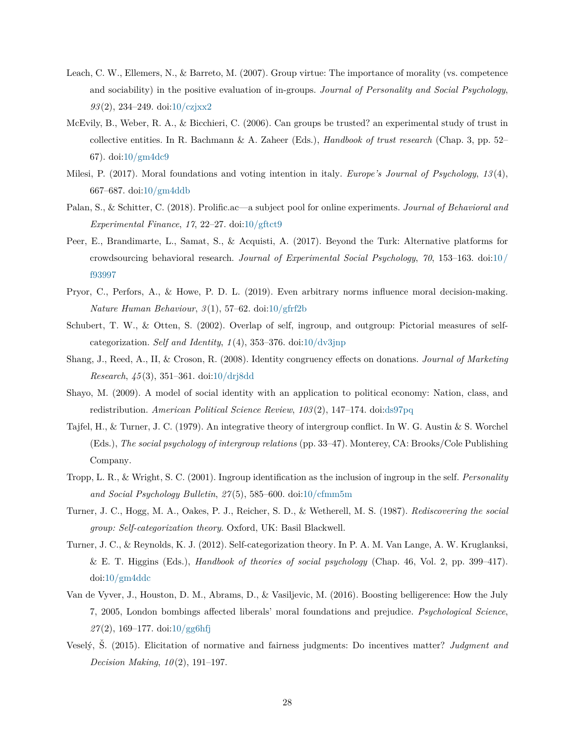Leach, C. W., Ellemers, N., & Barreto, M. (2007). Group virtue: The importance of morality (vs. competence and sociability) in the positive evaluation of in-groups. *Journal of Personality and Social Psychology*, *93*(2), 234–249. doi:10/czjxx2

McEvily, B., Weber, R. A., & Bicchieri, C. (2006). Can groups be trusted? an experimental study of trust in collective entities. In R. Bachmann & A. Zaheer (Eds.), *Handbook of trust research* (Chap. 3, pp. 52–67). doi:10/gm4dc9

Milesi, P. (2017). Moral foundations and voting intention in italy. *Europe's Journal of Psychology*, *13*(4), 667–687. doi:10/gm4ddb

Palan, S., & Schitter, C. (2018). Prolific.ac—a subject pool for online experiments. *Journal of Behavioral and Experimental Finance*, *17*, 22–27. doi:10/gftct9

Peer, E., Brandimarte, L., Samat, S., & Acquisti, A. (2017). Beyond the Turk: Alternative platforms for crowdsourcing behavioral research. *Journal of Experimental Social Psychology*, *70*, 153–163. doi:10/f93997

Pryor, C., Perfors, A., & Howe, P. D. L. (2019). Even arbitrary norms influence moral decision-making. *Nature Human Behaviour*, *3*(1), 57–62. doi:10/gfrf2b

Schubert, T. W., & Otten, S. (2002). Overlap of self, ingroup, and outgroup: Pictorial measures of self-categorization. *Self and Identity*, *1*(4), 353–376. doi:10/dv3jnp

Shang, J., Reed, A., II, & Croson, R. (2008). Identity congruency effects on donations. *Journal of Marketing Research*, *45*(3), 351–361. doi:10/drj8dd

Shayo, M. (2009). A model of social identity with an application to political economy: Nation, class, and redistribution. *American Political Science Review*, *103*(2), 147–174. doi:ds97pq

Tajfel, H., & Turner, J. C. (1979). An integrative theory of intergroup conflict. In W. G. Austin & S. Worchel (Eds.), *The social psychology of intergroup relations* (pp. 33–47). Monterey, CA: Brooks/Cole Publishing Company.

Tropp, L. R., & Wright, S. C. (2001). Ingroup identification as the inclusion of ingroup in the self. *Personality and Social Psychology Bulletin*, *27*(5), 585–600. doi:10/cfmm5m

Turner, J. C., Hogg, M. A., Oakes, P. J., Reicher, S. D., & Wetherell, M. S. (1987). *Rediscovering the social group: Self-categorization theory*. Oxford, UK: Basil Blackwell.

Turner, J. C., & Reynolds, K. J. (2012). Self-categorization theory. In P. A. M. Van Lange, A. W. Kruglanksi, & E. T. Higgins (Eds.), *Handbook of theories of social psychology* (Chap. 46, Vol. 2, pp. 399–417). doi:10/gm4ddc

Van de Vyver, J., Houston, D. M., Abrams, D., & Vasiljevic, M. (2016). Boosting belligerence: How the July 7, 2005, London bombings affected liberals' moral foundations and prejudice. *Psychological Science*, *27*(2), 169–177. doi:10/gg6hfj

Veselý, Š. (2015). Elicitation of normative and fairness judgments: Do incentives matter? *Judgment and Decision Making*, *10*(2), 191–197.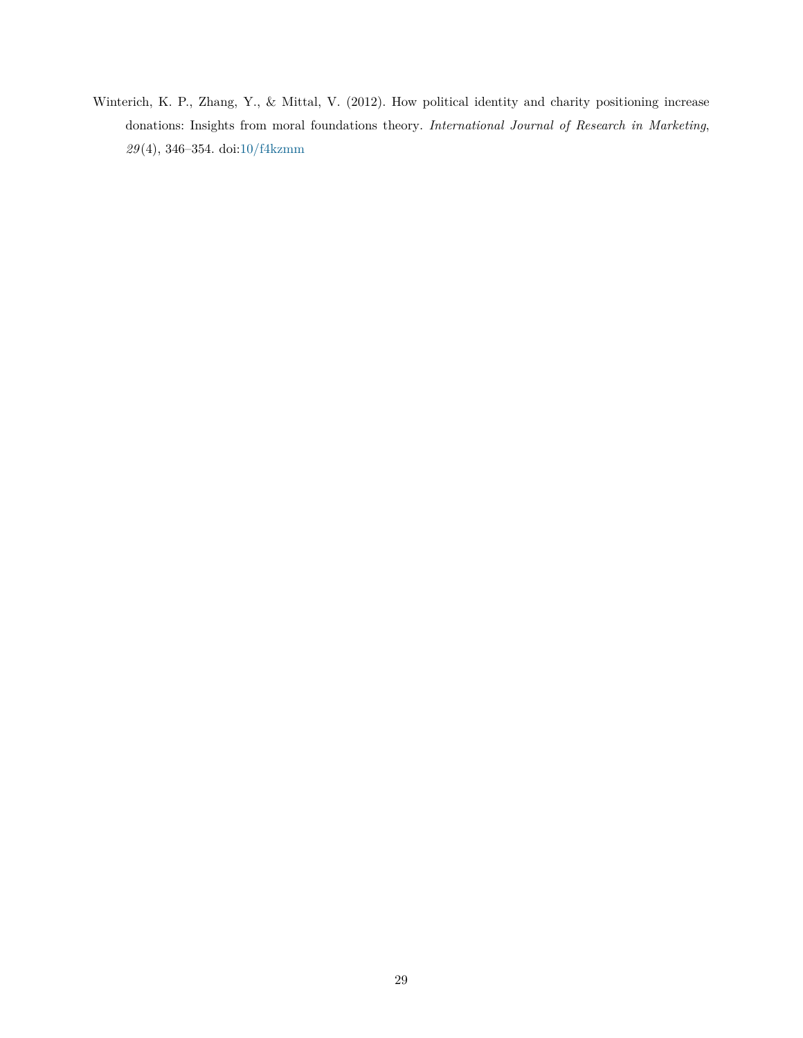Winterich, K. P., Zhang, Y., & Mittal, V. (2012). How political identity and charity positioning increase donations: Insights from moral foundations theory. *International Journal of Research in Marketing*, *29*(4), 346–354. doi:10/f4kzmm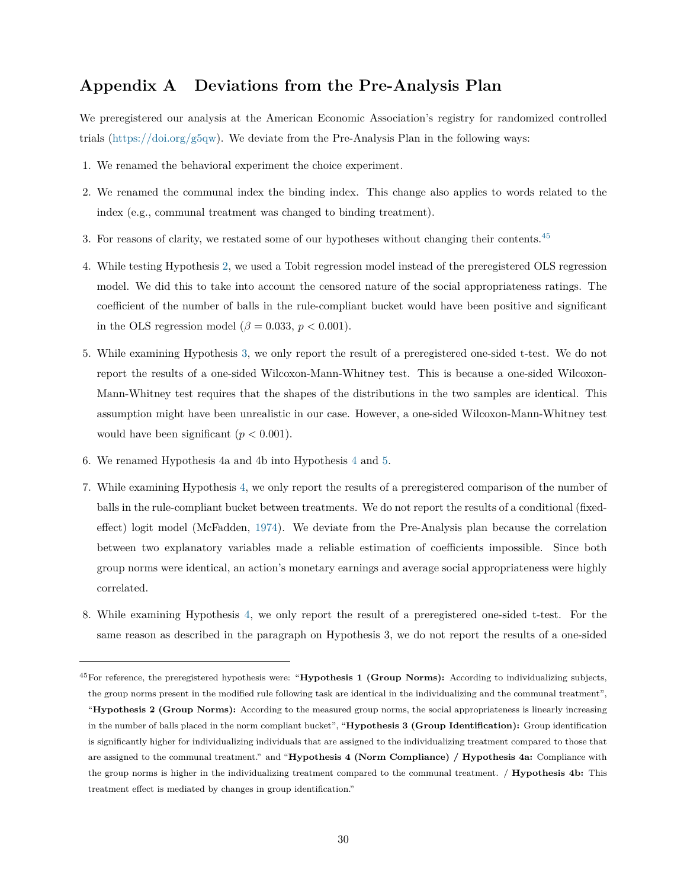# Appendix A Deviations from the Pre-Analysis Plan

We preregistered our analysis at the American Economic Association's registry for randomized controlled trials (https://doi.org/g5qw). We deviate from the Pre-Analysis Plan in the following ways:

1. We renamed the behavioral experiment the choice experiment.
2. We renamed the communal index the binding index. This change also applies to words related to the index (e.g., communal treatment was changed to binding treatment).
3. For reasons of clarity, we restated some of our hypotheses without changing their contents.[45]
4. While testing Hypothesis 2, we used a Tobit regression model instead of the preregistered OLS regression model. We did this to take into account the censored nature of the social appropriateness ratings. The coefficient of the number of balls in the rule-compliant bucket would have been positive and significant in the OLS regression model ($\beta = 0.033$, $p < 0.001$).
5. While examining Hypothesis 3, we only report the result of a preregistered one-sided t-test. We do not report the results of a one-sided Wilcoxon-Mann-Whitney test. This is because a one-sided Wilcoxon-Mann-Whitney test requires that the shapes of the distributions in the two samples are identical. This assumption might have been unrealistic in our case. However, a one-sided Wilcoxon-Mann-Whitney test would have been significant ($p < 0.001$).
6. We renamed Hypothesis 4a and 4b into Hypothesis 4 and 5.
7. While examining Hypothesis 4, we only report the results of a preregistered comparison of the number of balls in the rule-compliant bucket between treatments. We do not report the results of a conditional (fixed-effect) logit model (McFadden, 1974). We deviate from the Pre-Analysis plan because the correlation between two explanatory variables made a reliable estimation of coefficients impossible. Since both group norms were identical, an action's monetary earnings and average social appropriateness were highly correlated.
8. While examining Hypothesis 4, we only report the result of a preregistered one-sided t-test. For the same reason as described in the paragraph on Hypothesis 3, we do not report the results of a one-sided

[45] For reference, the preregistered hypothesis were: "**Hypothesis 1 (Group Norms):** According to individualizing subjects, the group norms present in the modified rule following task are identical in the individualizing and the communal treatment", "**Hypothesis 2 (Group Norms):** According to the measured group norms, the social appropriateness is linearly increasing in the number of balls placed in the norm compliant bucket", "**Hypothesis 3 (Group Identification):** Group identification is significantly higher for individualizing individuals that are assigned to the individualizing treatment compared to those that are assigned to the communal treatment." and "**Hypothesis 4 (Norm Compliance) / Hypothesis 4a:** Compliance with the group norms is higher in the individualizing treatment compared to the communal treatment. / **Hypothesis 4b:** This treatment effect is mediated by changes in group identification."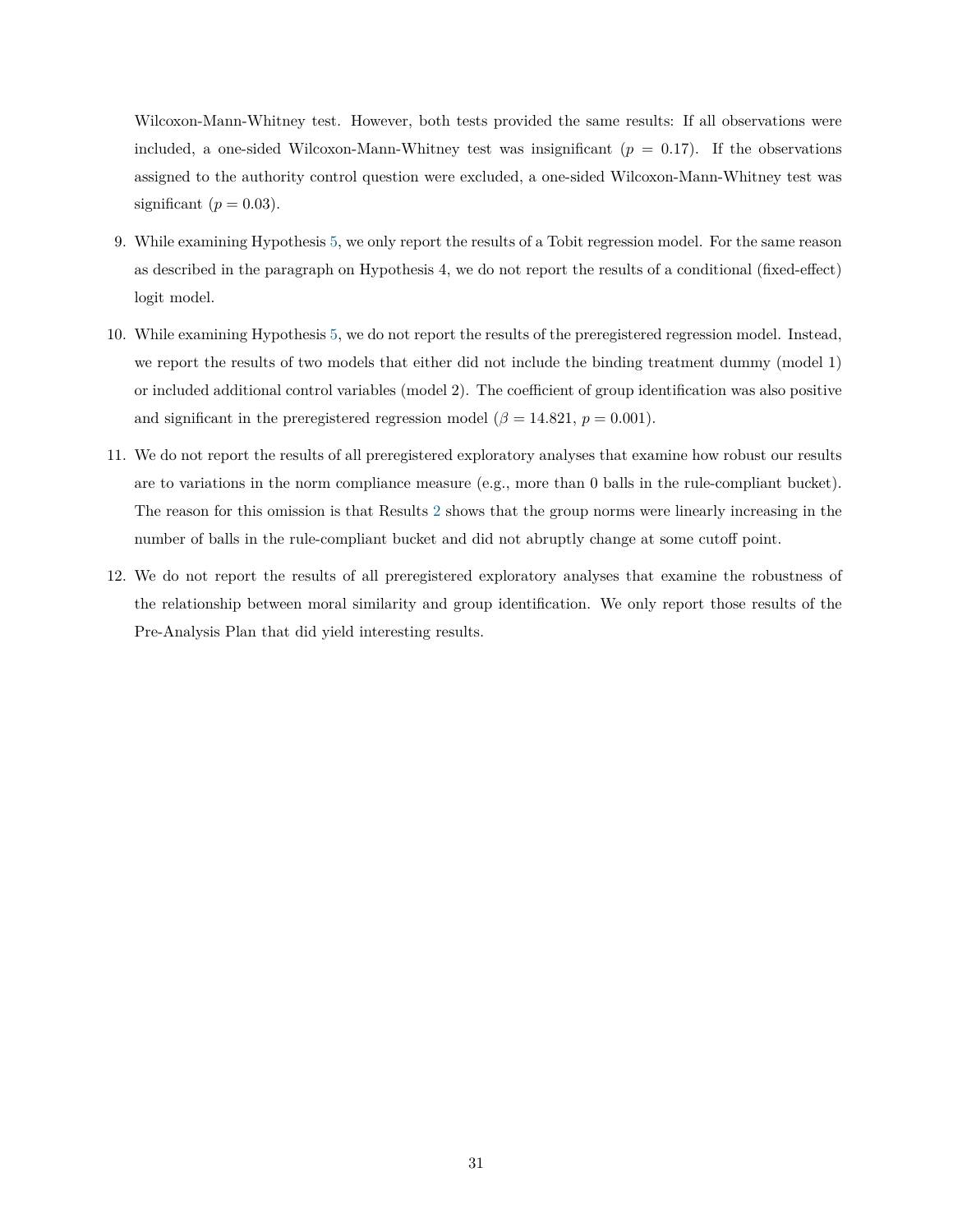Wilcoxon-Mann-Whitney test. However, both tests provided the same results: If all observations were included, a one-sided Wilcoxon-Mann-Whitney test was insignificant ($p = 0.17$). If the observations assigned to the authority control question were excluded, a one-sided Wilcoxon-Mann-Whitney test was significant ($p = 0.03$).

9. While examining Hypothesis 5, we only report the results of a Tobit regression model. For the same reason as described in the paragraph on Hypothesis 4, we do not report the results of a conditional (fixed-effect) logit model.

10. While examining Hypothesis 5, we do not report the results of the preregistered regression model. Instead, we report the results of two models that either did not include the binding treatment dummy (model 1) or included additional control variables (model 2). The coefficient of group identification was also positive and significant in the preregistered regression model ($\beta = 14.821$, $p = 0.001$).

11. We do not report the results of all preregistered exploratory analyses that examine how robust our results are to variations in the norm compliance measure (e.g., more than 0 balls in the rule-compliant bucket). The reason for this omission is that Results 2 shows that the group norms were linearly increasing in the number of balls in the rule-compliant bucket and did not abruptly change at some cutoff point.

12. We do not report the results of all preregistered exploratory analyses that examine the robustness of the relationship between moral similarity and group identification. We only report those results of the Pre-Analysis Plan that did yield interesting results.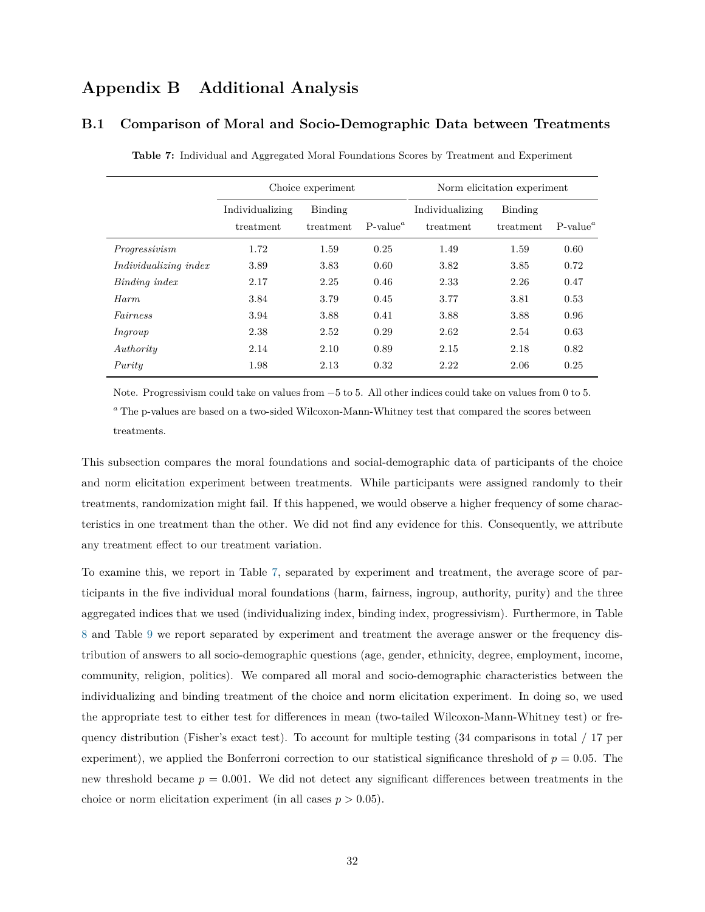# Appendix B Additional Analysis

## B.1 Comparison of Moral and Socio-Demographic Data between Treatments

**Table 7:** Individual and Aggregated Moral Foundations Scores by Treatment and Experiment

| | Choice experiment | | | Norm elicitation experiment | | |
|---|---|---|---|---|---|---|
| | Individualizing treatment | Binding treatment | P-value[a] | Individualizing treatment | Binding treatment | P-value[a] |
| *Progressivism* | 1.72 | 1.59 | 0.25 | 1.49 | 1.59 | 0.60 |
| *Individualizing index* | 3.89 | 3.83 | 0.60 | 3.82 | 3.85 | 0.72 |
| *Binding index* | 2.17 | 2.25 | 0.46 | 2.33 | 2.26 | 0.47 |
| *Harm* | 3.84 | 3.79 | 0.45 | 3.77 | 3.81 | 0.53 |
| *Fairness* | 3.94 | 3.88 | 0.41 | 3.88 | 3.88 | 0.96 |
| *Ingroup* | 2.38 | 2.52 | 0.29 | 2.62 | 2.54 | 0.63 |
| *Authority* | 2.14 | 2.10 | 0.89 | 2.15 | 2.18 | 0.82 |
| *Purity* | 1.98 | 2.13 | 0.32 | 2.22 | 2.06 | 0.25 |

Note. Progressivism could take on values from $-5$ to 5. All other indices could take on values from 0 to 5.

[a] The p-values are based on a two-sided Wilcoxon-Mann-Whitney test that compared the scores between treatments.

This subsection compares the moral foundations and social-demographic data of participants of the choice and norm elicitation experiment between treatments. While participants were assigned randomly to their treatments, randomization might fail. If this happened, we would observe a higher frequency of some characteristics in one treatment than the other. We did not find any evidence for this. Consequently, we attribute any treatment effect to our treatment variation.

To examine this, we report in Table 7, separated by experiment and treatment, the average score of participants in the five individual moral foundations (harm, fairness, ingroup, authority, purity) and the three aggregated indices that we used (individualizing index, binding index, progressivism). Furthermore, in Table 8 and Table 9 we report separated by experiment and treatment the average answer or the frequency distribution of answers to all socio-demographic questions (age, gender, ethnicity, degree, employment, income, community, religion, politics). We compared all moral and socio-demographic characteristics between the individualizing and binding treatment of the choice and norm elicitation experiment. In doing so, we used the appropriate test to either test for differences in mean (two-tailed Wilcoxon-Mann-Whitney test) or frequency distribution (Fisher's exact test). To account for multiple testing (34 comparisons in total / 17 per experiment), we applied the Bonferroni correction to our statistical significance threshold of $p = 0.05$. The new threshold became $p = 0.001$. We did not detect any significant differences between treatments in the choice or norm elicitation experiment (in all cases $p > 0.05$).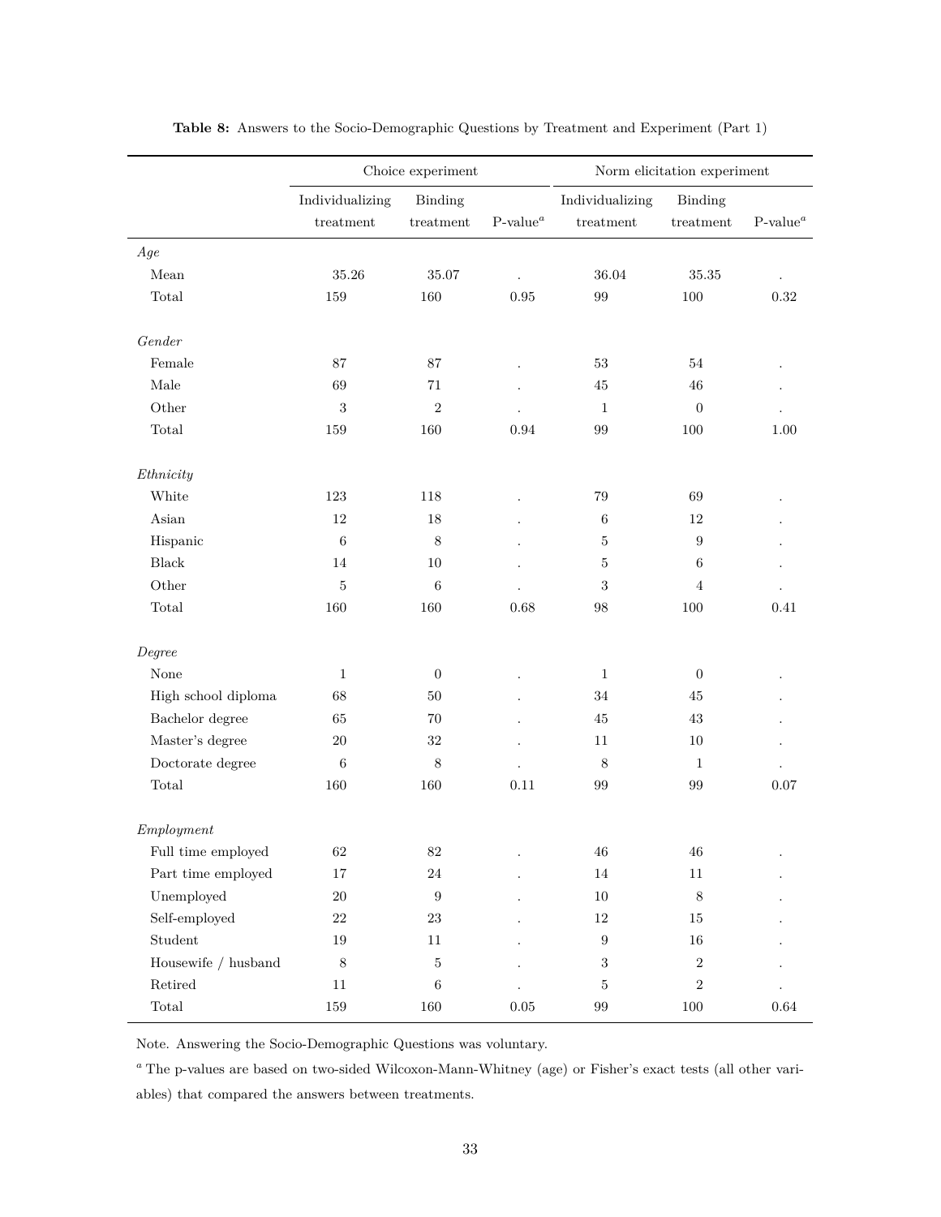**Table 8:** Answers to the Socio-Demographic Questions by Treatment and Experiment (Part 1)

| | Choice experiment | | | Norm elicitation experiment | | |
|---|---|---|---|---|---|---|
| | Individualizing treatment | Binding treatment | P-value[a] | Individualizing treatment | Binding treatment | P-value[a] |
| *Age* | | | | | | |
| Mean | 35.26 | 35.07 | . | 36.04 | 35.35 | . |
| Total | 159 | 160 | 0.95 | 99 | 100 | 0.32 |
| *Gender* | | | | | | |
| Female | 87 | 87 | . | 53 | 54 | . |
| Male | 69 | 71 | . | 45 | 46 | . |
| Other | 3 | 2 | . | 1 | 0 | . |
| Total | 159 | 160 | 0.94 | 99 | 100 | 1.00 |
| *Ethnicity* | | | | | | |
| White | 123 | 118 | . | 79 | 69 | . |
| Asian | 12 | 18 | . | 6 | 12 | . |
| Hispanic | 6 | 8 | . | 5 | 9 | . |
| Black | 14 | 10 | . | 5 | 6 | . |
| Other | 5 | 6 | . | 3 | 4 | . |
| Total | 160 | 160 | 0.68 | 98 | 100 | 0.41 |
| *Degree* | | | | | | |
| None | 1 | 0 | . | 1 | 0 | . |
| High school diploma | 68 | 50 | . | 34 | 45 | . |
| Bachelor degree | 65 | 70 | . | 45 | 43 | . |
| Master's degree | 20 | 32 | . | 11 | 10 | . |
| Doctorate degree | 6 | 8 | . | 8 | 1 | . |
| Total | 160 | 160 | 0.11 | 99 | 99 | 0.07 |
| *Employment* | | | | | | |
| Full time employed | 62 | 82 | . | 46 | 46 | . |
| Part time employed | 17 | 24 | . | 14 | 11 | . |
| Unemployed | 20 | 9 | . | 10 | 8 | . |
| Self-employed | 22 | 23 | . | 12 | 15 | . |
| Student | 19 | 11 | . | 9 | 16 | . |
| Housewife / husband | 8 | 5 | . | 3 | 2 | . |
| Retired | 11 | 6 | . | 5 | 2 | . |
| Total | 159 | 160 | 0.05 | 99 | 100 | 0.64 |

Note. Answering the Socio-Demographic Questions was voluntary.

[a] The p-values are based on two-sided Wilcoxon-Mann-Whitney (age) or Fisher's exact tests (all other variables) that compared the answers between treatments.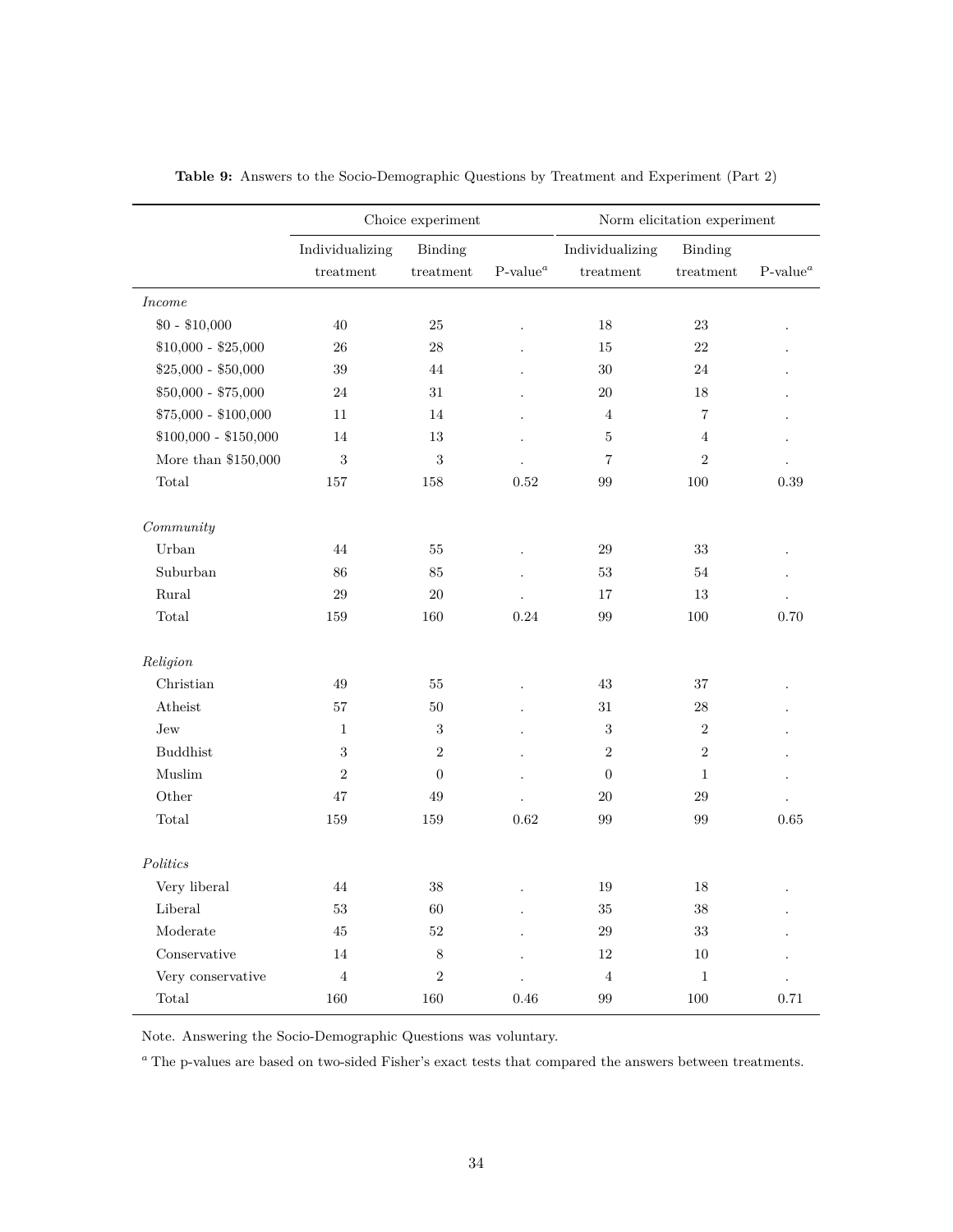**Table 9:** Answers to the Socio-Demographic Questions by Treatment and Experiment (Part 2)

| | Choice experiment | | | Norm elicitation experiment | | |
|---|---|---|---|---|---|---|
| | Individualizing treatment | Binding treatment | P-value[a] | Individualizing treatment | Binding treatment | P-value[a] |
| *Income* | | | | | | |
| \$0 - \$10,000 | 40 | 25 | . | 18 | 23 | . |
| \$10,000 - \$25,000 | 26 | 28 | . | 15 | 22 | . |
| \$25,000 - \$50,000 | 39 | 44 | . | 30 | 24 | . |
| \$50,000 - \$75,000 | 24 | 31 | . | 20 | 18 | . |
| \$75,000 - \$100,000 | 11 | 14 | . | 4 | 7 | . |
| \$100,000 - \$150,000 | 14 | 13 | . | 5 | 4 | . |
| More than \$150,000 | 3 | 3 | . | 7 | 2 | . |
| Total | 157 | 158 | 0.52 | 99 | 100 | 0.39 |
| *Community* | | | | | | |
| Urban | 44 | 55 | . | 29 | 33 | . |
| Suburban | 86 | 85 | . | 53 | 54 | . |
| Rural | 29 | 20 | . | 17 | 13 | . |
| Total | 159 | 160 | 0.24 | 99 | 100 | 0.70 |
| *Religion* | | | | | | |
| Christian | 49 | 55 | . | 43 | 37 | . |
| Atheist | 57 | 50 | . | 31 | 28 | . |
| Jew | 1 | 3 | . | 3 | 2 | . |
| Buddhist | 3 | 2 | . | 2 | 2 | . |
| Muslim | 2 | 0 | . | 0 | 1 | . |
| Other | 47 | 49 | . | 20 | 29 | . |
| Total | 159 | 159 | 0.62 | 99 | 99 | 0.65 |
| *Politics* | | | | | | |
| Very liberal | 44 | 38 | . | 19 | 18 | . |
| Liberal | 53 | 60 | . | 35 | 38 | . |
| Moderate | 45 | 52 | . | 29 | 33 | . |
| Conservative | 14 | 8 | . | 12 | 10 | . |
| Very conservative | 4 | 2 | . | 4 | 1 | . |
| Total | 160 | 160 | 0.46 | 99 | 100 | 0.71 |

Note. Answering the Socio-Demographic Questions was voluntary.

[a] The p-values are based on two-sided Fisher's exact tests that compared the answers between treatments.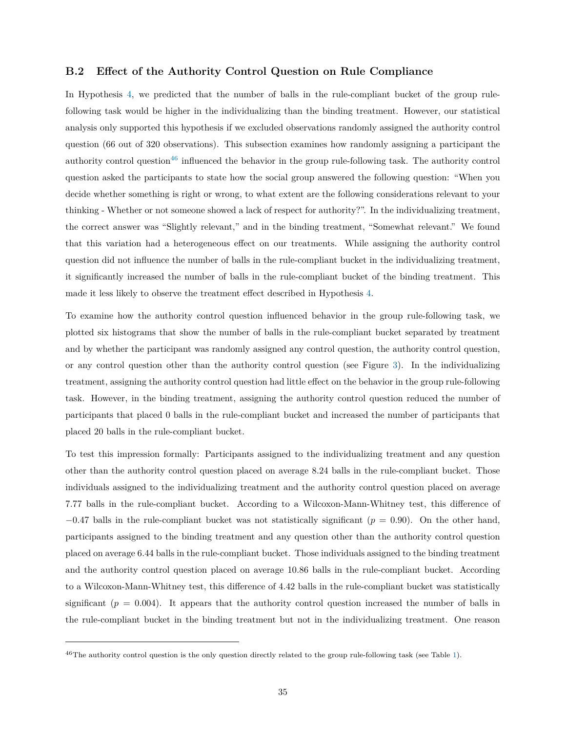### B.2 Effect of the Authority Control Question on Rule Compliance

In Hypothesis 4, we predicted that the number of balls in the rule-compliant bucket of the group rule-following task would be higher in the individualizing than the binding treatment. However, our statistical analysis only supported this hypothesis if we excluded observations randomly assigned the authority control question (66 out of 320 observations). This subsection examines how randomly assigning a participant the authority control question[46] influenced the behavior in the group rule-following task. The authority control question asked the participants to state how the social group answered the following question: "When you decide whether something is right or wrong, to what extent are the following considerations relevant to your thinking - Whether or not someone showed a lack of respect for authority?". In the individualizing treatment, the correct answer was "Slightly relevant," and in the binding treatment, "Somewhat relevant." We found that this variation had a heterogeneous effect on our treatments. While assigning the authority control question did not influence the number of balls in the rule-compliant bucket in the individualizing treatment, it significantly increased the number of balls in the rule-compliant bucket of the binding treatment. This made it less likely to observe the treatment effect described in Hypothesis 4.

To examine how the authority control question influenced behavior in the group rule-following task, we plotted six histograms that show the number of balls in the rule-compliant bucket separated by treatment and by whether the participant was randomly assigned any control question, the authority control question, or any control question other than the authority control question (see Figure 3). In the individualizing treatment, assigning the authority control question had little effect on the behavior in the group rule-following task. However, in the binding treatment, assigning the authority control question reduced the number of participants that placed 0 balls in the rule-compliant bucket and increased the number of participants that placed 20 balls in the rule-compliant bucket.

To test this impression formally: Participants assigned to the individualizing treatment and any question other than the authority control question placed on average 8.24 balls in the rule-compliant bucket. Those individuals assigned to the individualizing treatment and the authority control question placed on average 7.77 balls in the rule-compliant bucket. According to a Wilcoxon-Mann-Whitney test, this difference of $-0.47$ balls in the rule-compliant bucket was not statistically significant ($p = 0.90$). On the other hand, participants assigned to the binding treatment and any question other than the authority control question placed on average 6.44 balls in the rule-compliant bucket. Those individuals assigned to the binding treatment and the authority control question placed on average 10.86 balls in the rule-compliant bucket. According to a Wilcoxon-Mann-Whitney test, this difference of 4.42 balls in the rule-compliant bucket was statistically significant ($p = 0.004$). It appears that the authority control question increased the number of balls in the rule-compliant bucket in the binding treatment but not in the individualizing treatment. One reason

[46] The authority control question is the only question directly related to the group rule-following task (see Table 1).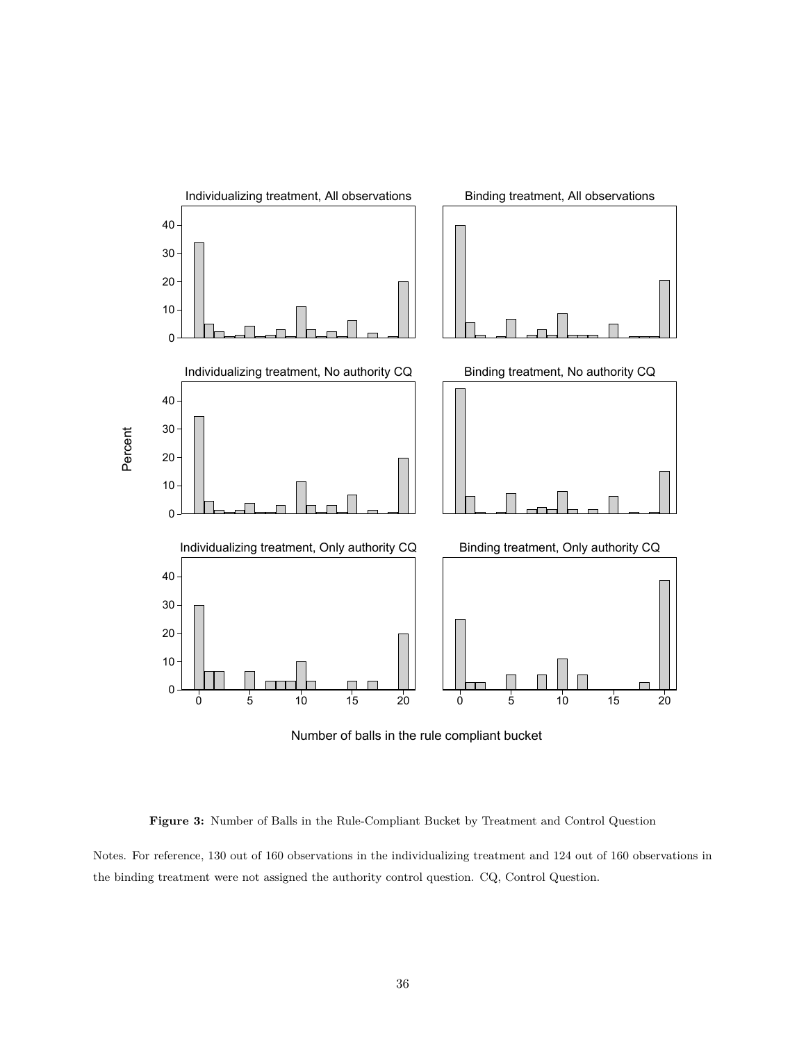**Figure 3:** Number of Balls in the Rule-Compliant Bucket by Treatment and Control Question

Notes. For reference, 130 out of 160 observations in the individualizing treatment and 124 out of 160 observations in the binding treatment were not assigned the authority control question. CQ, Control Question.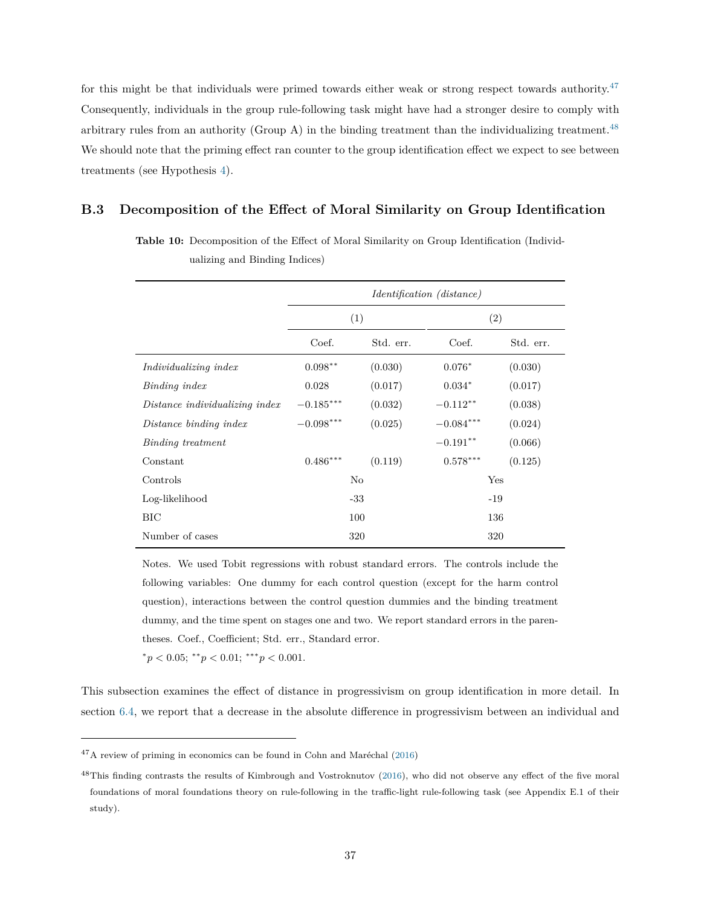for this might be that individuals were primed towards either weak or strong respect towards authority.[47] Consequently, individuals in the group rule-following task might have had a stronger desire to comply with arbitrary rules from an authority (Group A) in the binding treatment than the individualizing treatment.[48] We should note that the priming effect ran counter to the group identification effect we expect to see between treatments (see Hypothesis 4).

### B.3 Decomposition of the Effect of Moral Similarity on Group Identification

**Table 10:** Decomposition of the Effect of Moral Similarity on Group Identification (Individualizing and Binding Indices)

| | *Identification (distance)* | | | |
|---|---|---|---|---|
| | (1) | | (2) | |
| | Coef. | Std. err. | Coef. | Std. err. |
| *Individualizing index* | $0.098^{**}$ | (0.030) | $0.076^{*}$ | (0.030) |
| *Binding index* | 0.028 | (0.017) | $0.034^{*}$ | (0.017) |
| *Distance individualizing index* | $-0.185^{***}$ | (0.032) | $-0.112^{**}$ | (0.038) |
| *Distance binding index* | $-0.098^{***}$ | (0.025) | $-0.084^{***}$ | (0.024) |
| *Binding treatment* | | | $-0.191^{**}$ | (0.066) |
| Constant | $0.486^{***}$ | (0.119) | $0.578^{***}$ | (0.125) |
| Controls | No | | Yes | |
| Log-likelihood | -33 | | -19 | |
| BIC | 100 | | 136 | |
| Number of cases | 320 | | 320 | |

Notes. We used Tobit regressions with robust standard errors. The controls include the following variables: One dummy for each control question (except for the harm control question), interactions between the control question dummies and the binding treatment dummy, and the time spent on stages one and two. We report standard errors in the parentheses. Coef., Coefficient; Std. err., Standard error.

$^{*}p < 0.05$; $^{**}p < 0.01$; $^{***}p < 0.001$.

This subsection examines the effect of distance in progressivism on group identification in more detail. In section 6.4, we report that a decrease in the absolute difference in progressivism between an individual and

[47] A review of priming in economics can be found in Cohn and Maréchal (2016)

[48] This finding contrasts the results of Kimbrough and Vostroknutov (2016), who did not observe any effect of the five moral foundations of moral foundations theory on rule-following in the traffic-light rule-following task (see Appendix E.1 of their study).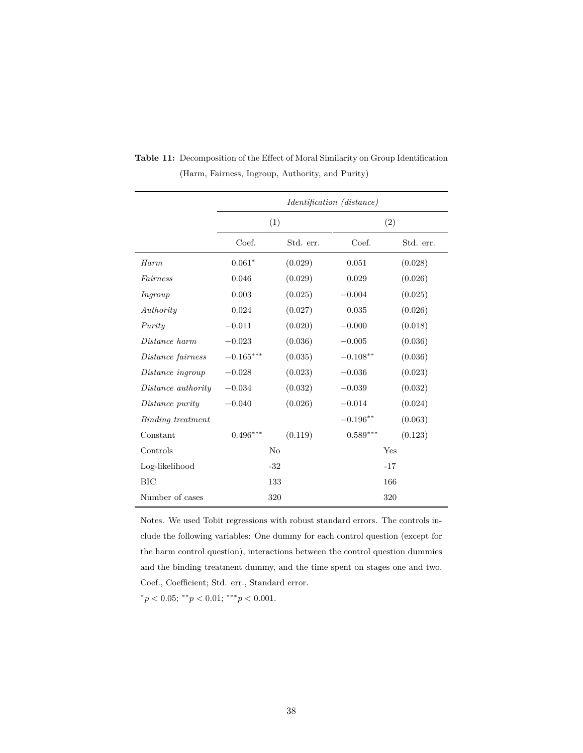**Table 11:** Decomposition of the Effect of Moral Similarity on Group Identification (Harm, Fairness, Ingroup, Authority, and Purity)

| | *Identification (distance)* | | | |
|---|---|---|---|---|
| | (1) | | (2) | |
| | Coef. | Std. err. | Coef. | Std. err. |
| *Harm* | $0.061^{*}$ | (0.029) | 0.051 | (0.028) |
| *Fairness* | 0.046 | (0.029) | 0.029 | (0.026) |
| *Ingroup* | 0.003 | (0.025) | $-0.004$ | (0.025) |
| *Authority* | 0.024 | (0.027) | 0.035 | (0.026) |
| *Purity* | $-0.011$ | (0.020) | $-0.000$ | (0.018) |
| *Distance harm* | $-0.023$ | (0.036) | $-0.005$ | (0.036) |
| *Distance fairness* | $-0.165^{***}$ | (0.035) | $-0.108^{**}$ | (0.036) |
| *Distance ingroup* | $-0.028$ | (0.023) | $-0.036$ | (0.023) |
| *Distance authority* | $-0.034$ | (0.032) | $-0.039$ | (0.032) |
| *Distance purity* | $-0.040$ | (0.026) | $-0.014$ | (0.024) |
| *Binding treatment* | | | $-0.196^{**}$ | (0.063) |
| Constant | $0.496^{***}$ | (0.119) | $0.589^{***}$ | (0.123) |
| Controls | No | | Yes | |
| Log-likelihood | -32 | | -17 | |
| BIC | 133 | | 166 | |
| Number of cases | 320 | | 320 | |

Notes. We used Tobit regressions with robust standard errors. The controls include the following variables: One dummy for each control question (except for the harm control question), interactions between the control question dummies and the binding treatment dummy, and the time spent on stages one and two. Coef., Coefficient; Std. err., Standard error.

$^{*}p < 0.05$; $^{**}p < 0.01$; $^{***}p < 0.001$.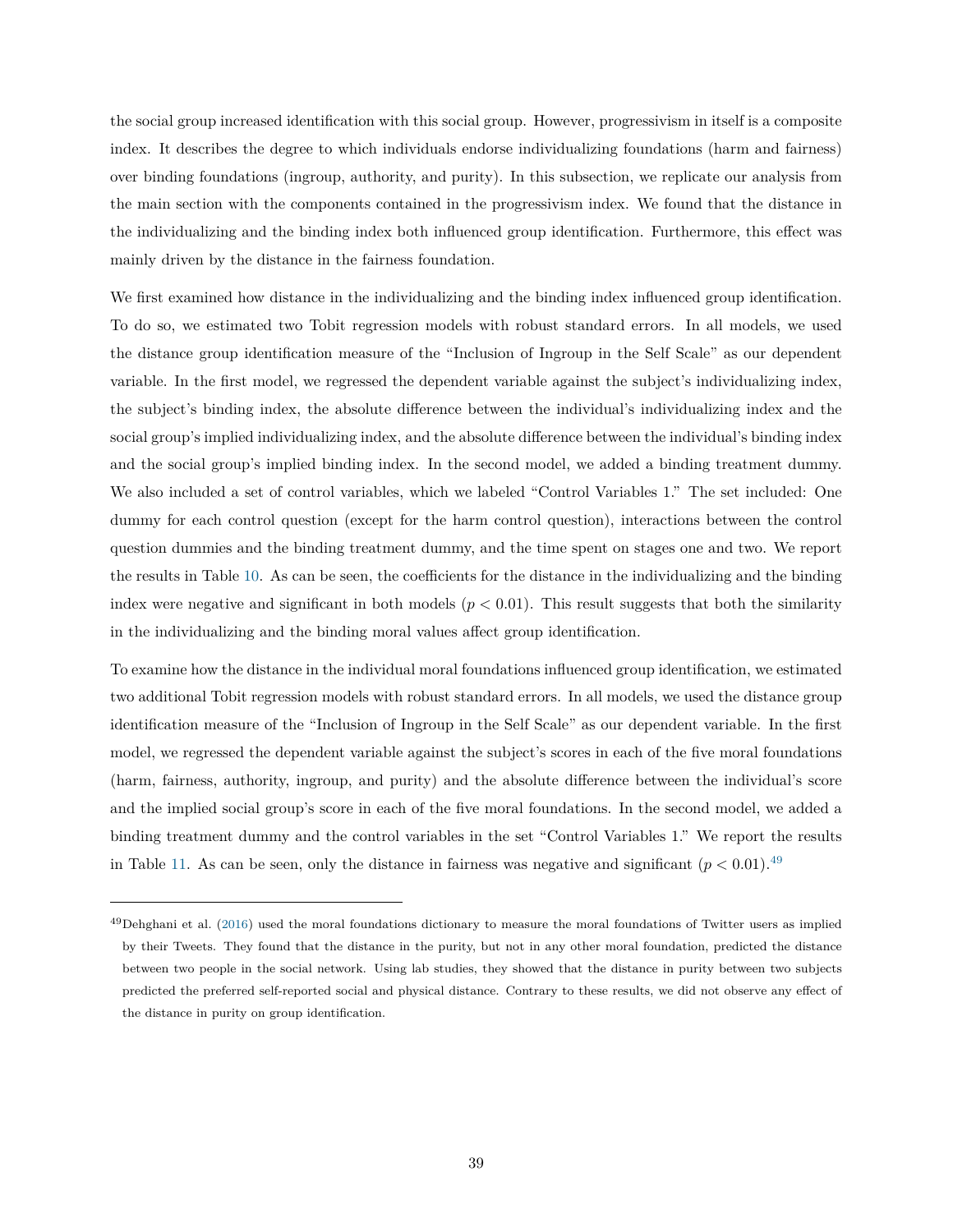the social group increased identification with this social group. However, progressivism in itself is a composite index. It describes the degree to which individuals endorse individualizing foundations (harm and fairness) over binding foundations (ingroup, authority, and purity). In this subsection, we replicate our analysis from the main section with the components contained in the progressivism index. We found that the distance in the individualizing and the binding index both influenced group identification. Furthermore, this effect was mainly driven by the distance in the fairness foundation.

We first examined how distance in the individualizing and the binding index influenced group identification. To do so, we estimated two Tobit regression models with robust standard errors. In all models, we used the distance group identification measure of the "Inclusion of Ingroup in the Self Scale" as our dependent variable. In the first model, we regressed the dependent variable against the subject's individualizing index, the subject's binding index, the absolute difference between the individual's individualizing index and the social group's implied individualizing index, and the absolute difference between the individual's binding index and the social group's implied binding index. In the second model, we added a binding treatment dummy. We also included a set of control variables, which we labeled "Control Variables 1." The set included: One dummy for each control question (except for the harm control question), interactions between the control question dummies and the binding treatment dummy, and the time spent on stages one and two. We report the results in Table 10. As can be seen, the coefficients for the distance in the individualizing and the binding index were negative and significant in both models ($p < 0.01$). This result suggests that both the similarity in the individualizing and the binding moral values affect group identification.

To examine how the distance in the individual moral foundations influenced group identification, we estimated two additional Tobit regression models with robust standard errors. In all models, we used the distance group identification measure of the "Inclusion of Ingroup in the Self Scale" as our dependent variable. In the first model, we regressed the dependent variable against the subject's scores in each of the five moral foundations (harm, fairness, authority, ingroup, and purity) and the absolute difference between the individual's score and the implied social group's score in each of the five moral foundations. In the second model, we added a binding treatment dummy and the control variables in the set "Control Variables 1." We report the results in Table 11. As can be seen, only the distance in fairness was negative and significant ($p < 0.01$).[49]

[49] Dehghani et al. (2016) used the moral foundations dictionary to measure the moral foundations of Twitter users as implied by their Tweets. They found that the distance in the purity, but not in any other moral foundation, predicted the distance between two people in the social network. Using lab studies, they showed that the distance in purity between two subjects predicted the preferred self-reported social and physical distance. Contrary to these results, we did not observe any effect of the distance in purity on group identification.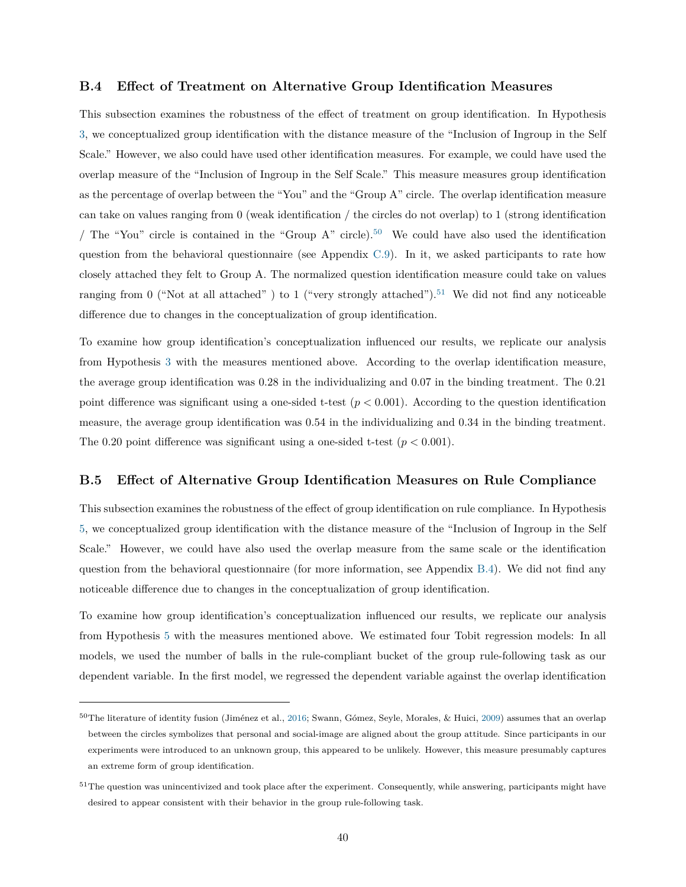### B.4 Effect of Treatment on Alternative Group Identification Measures

This subsection examines the robustness of the effect of treatment on group identification. In Hypothesis 3, we conceptualized group identification with the distance measure of the "Inclusion of Ingroup in the Self Scale." However, we also could have used other identification measures. For example, we could have used the overlap measure of the "Inclusion of Ingroup in the Self Scale." This measure measures group identification as the percentage of overlap between the "You" and the "Group A" circle. The overlap identification measure can take on values ranging from 0 (weak identification / the circles do not overlap) to 1 (strong identification / The "You" circle is contained in the "Group A" circle).[50] We could have also used the identification question from the behavioral questionnaire (see Appendix C.9). In it, we asked participants to rate how closely attached they felt to Group A. The normalized question identification measure could take on values ranging from 0 ("Not at all attached" ) to 1 ("very strongly attached").[51] We did not find any noticeable difference due to changes in the conceptualization of group identification.

To examine how group identification's conceptualization influenced our results, we replicate our analysis from Hypothesis 3 with the measures mentioned above. According to the overlap identification measure, the average group identification was 0.28 in the individualizing and 0.07 in the binding treatment. The 0.21 point difference was significant using a one-sided t-test ($p < 0.001$). According to the question identification measure, the average group identification was 0.54 in the individualizing and 0.34 in the binding treatment. The 0.20 point difference was significant using a one-sided t-test ($p < 0.001$).

### B.5 Effect of Alternative Group Identification Measures on Rule Compliance

This subsection examines the robustness of the effect of group identification on rule compliance. In Hypothesis 5, we conceptualized group identification with the distance measure of the "Inclusion of Ingroup in the Self Scale." However, we could have also used the overlap measure from the same scale or the identification question from the behavioral questionnaire (for more information, see Appendix B.4). We did not find any noticeable difference due to changes in the conceptualization of group identification.

To examine how group identification's conceptualization influenced our results, we replicate our analysis from Hypothesis 5 with the measures mentioned above. We estimated four Tobit regression models: In all models, we used the number of balls in the rule-compliant bucket of the group rule-following task as our dependent variable. In the first model, we regressed the dependent variable against the overlap identification

---

[50] The literature of identity fusion (Jiménez et al., 2016; Swann, Gómez, Seyle, Morales, & Huici, 2009) assumes that an overlap between the circles symbolizes that personal and social-image are aligned about the group attitude. Since participants in our experiments were introduced to an unknown group, this appeared to be unlikely. However, this measure presumably captures an extreme form of group identification.

[51] The question was unincentivized and took place after the experiment. Consequently, while answering, participants might have desired to appear consistent with their behavior in the group rule-following task.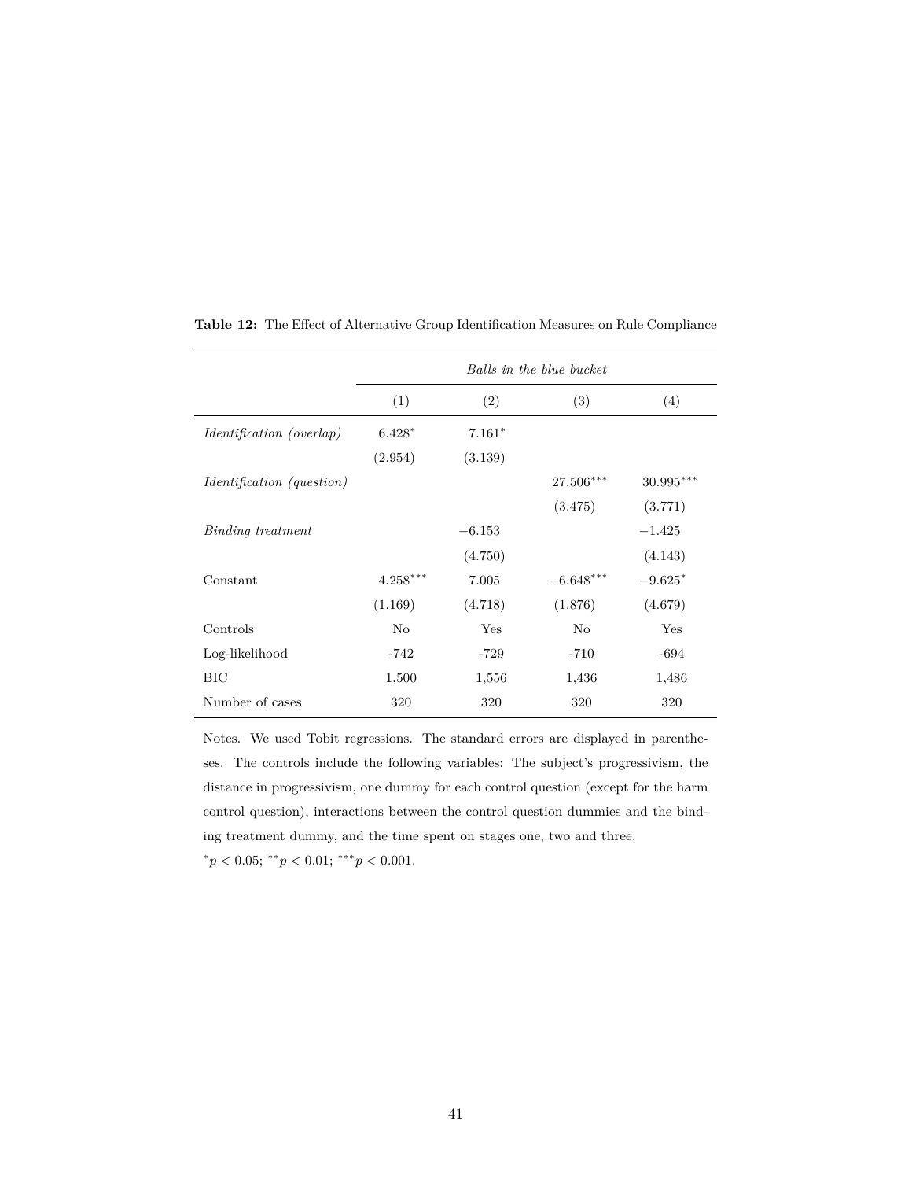**Table 12:** The Effect of Alternative Group Identification Measures on Rule Compliance

| | *Balls in the blue bucket* | | | |
|---|---|---|---|---|
| | (1) | (2) | (3) | (4) |
| *Identification (overlap)* | $6.428^{*}$ | $7.161^{*}$ | | |
| | (2.954) | (3.139) | | |
| *Identification (question)* | | | $27.506^{***}$ | $30.995^{***}$ |
| | | | (3.475) | (3.771) |
| *Binding treatment* | | $-6.153$ | | $-1.425$ |
| | | (4.750) | | (4.143) |
| Constant | $4.258^{***}$ | 7.005 | $-6.648^{***}$ | $-9.625^{*}$ |
| | (1.169) | (4.718) | (1.876) | (4.679) |
| Controls | No | Yes | No | Yes |
| Log-likelihood | -742 | -729 | -710 | -694 |
| BIC | 1,500 | 1,556 | 1,436 | 1,486 |
| Number of cases | 320 | 320 | 320 | 320 |

Notes. We used Tobit regressions. The standard errors are displayed in parentheses. The controls include the following variables: The subject's progressivism, the distance in progressivism, one dummy for each control question (except for the harm control question), interactions between the control question dummies and the binding treatment dummy, and the time spent on stages one, two and three.

$^{*}p < 0.05$; $^{**}p < 0.01$; $^{***}p < 0.001$.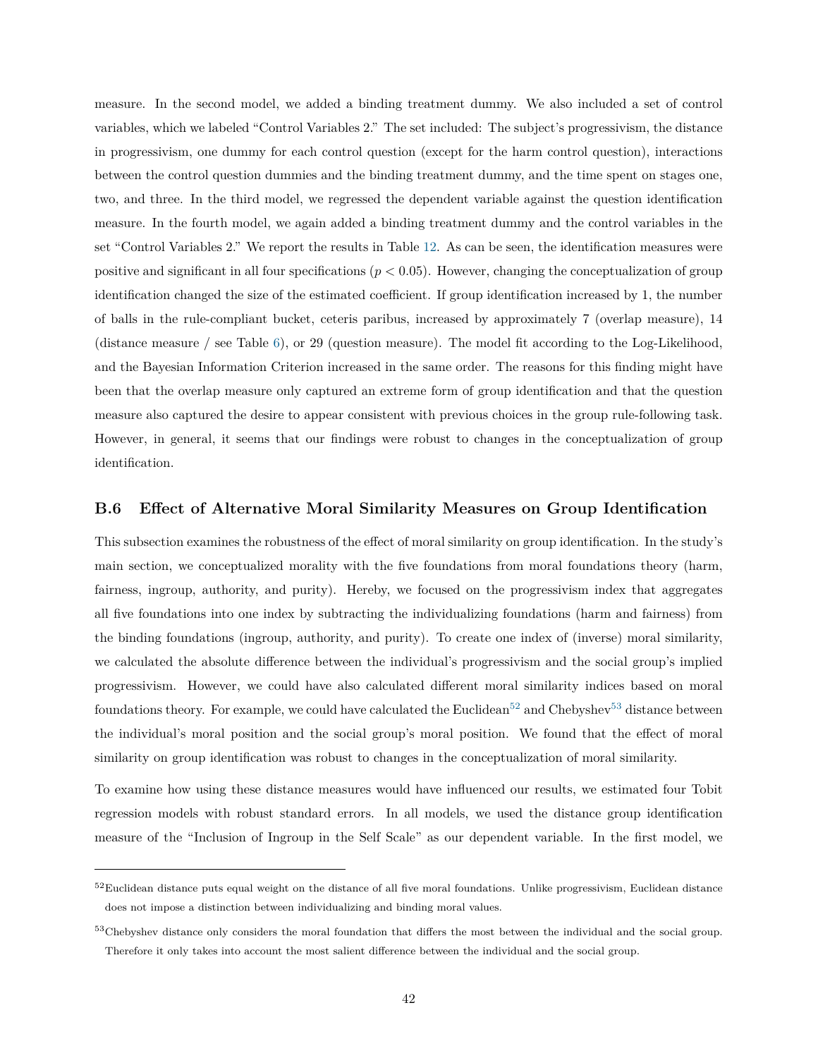measure. In the second model, we added a binding treatment dummy. We also included a set of control variables, which we labeled "Control Variables 2." The set included: The subject's progressivism, the distance in progressivism, one dummy for each control question (except for the harm control question), interactions between the control question dummies and the binding treatment dummy, and the time spent on stages one, two, and three. In the third model, we regressed the dependent variable against the question identification measure. In the fourth model, we again added a binding treatment dummy and the control variables in the set "Control Variables 2." We report the results in Table 12. As can be seen, the identification measures were positive and significant in all four specifications ($p < 0.05$). However, changing the conceptualization of group identification changed the size of the estimated coefficient. If group identification increased by 1, the number of balls in the rule-compliant bucket, ceteris paribus, increased by approximately 7 (overlap measure), 14 (distance measure / see Table 6), or 29 (question measure). The model fit according to the Log-Likelihood, and the Bayesian Information Criterion increased in the same order. The reasons for this finding might have been that the overlap measure only captured an extreme form of group identification and that the question measure also captured the desire to appear consistent with previous choices in the group rule-following task. However, in general, it seems that our findings were robust to changes in the conceptualization of group identification.

### B.6 Effect of Alternative Moral Similarity Measures on Group Identification

This subsection examines the robustness of the effect of moral similarity on group identification. In the study's main section, we conceptualized morality with the five foundations from moral foundations theory (harm, fairness, ingroup, authority, and purity). Hereby, we focused on the progressivism index that aggregates all five foundations into one index by subtracting the individualizing foundations (harm and fairness) from the binding foundations (ingroup, authority, and purity). To create one index of (inverse) moral similarity, we calculated the absolute difference between the individual's progressivism and the social group's implied progressivism. However, we could have also calculated different moral similarity indices based on moral foundations theory. For example, we could have calculated the Euclidean[52] and Chebyshev[53] distance between the individual's moral position and the social group's moral position. We found that the effect of moral similarity on group identification was robust to changes in the conceptualization of moral similarity.

To examine how using these distance measures would have influenced our results, we estimated four Tobit regression models with robust standard errors. In all models, we used the distance group identification measure of the "Inclusion of Ingroup in the Self Scale" as our dependent variable. In the first model, we

[52] Euclidean distance puts equal weight on the distance of all five moral foundations. Unlike progressivism, Euclidean distance does not impose a distinction between individualizing and binding moral values.

[53] Chebyshev distance only considers the moral foundation that differs the most between the individual and the social group. Therefore it only takes into account the most salient difference between the individual and the social group.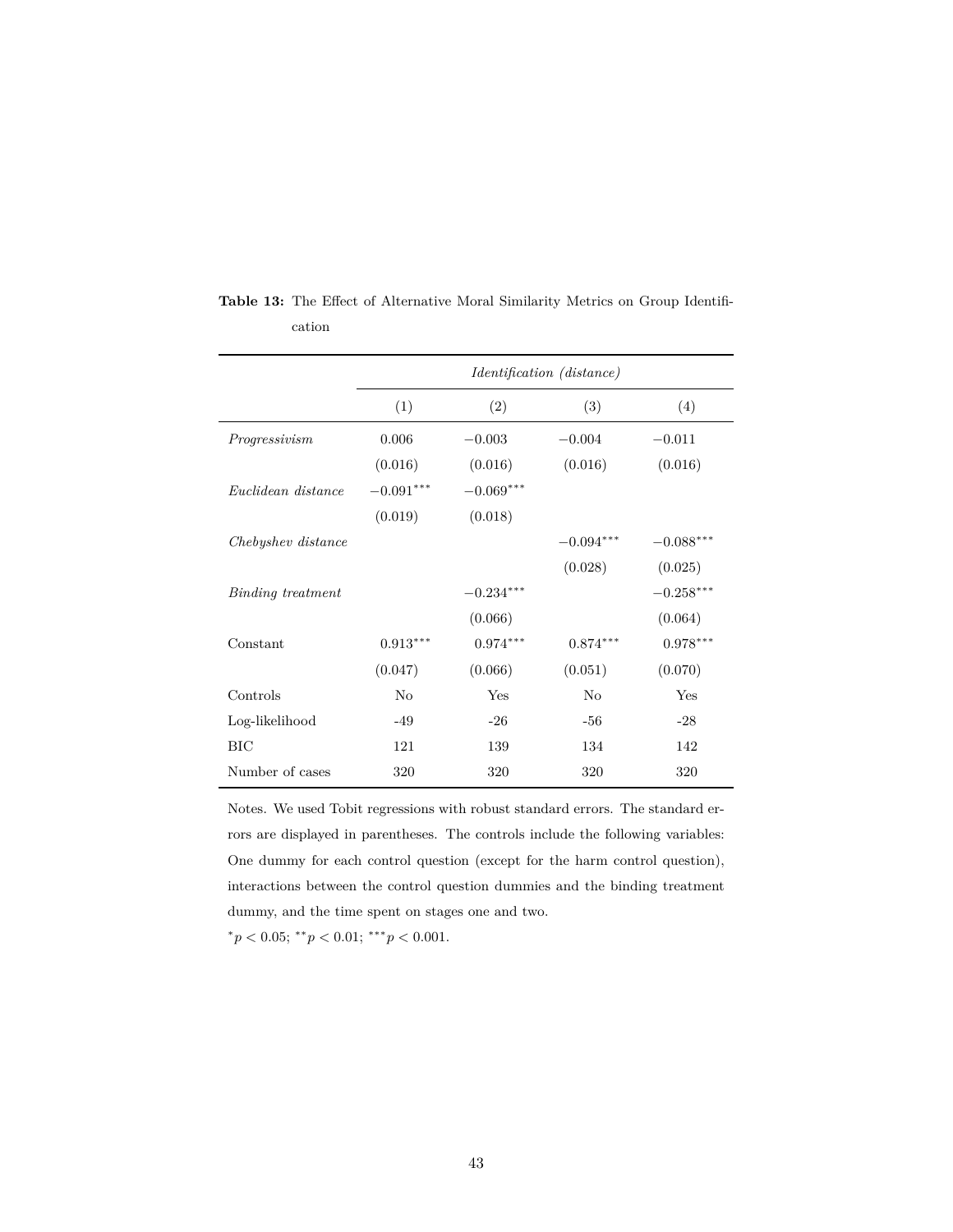**Table 13:** The Effect of Alternative Moral Similarity Metrics on Group Identification

| | *Identification (distance)* | | | |
|---|---|---|---|---|
| | (1) | (2) | (3) | (4) |
| *Progressivism* | 0.006 | $-0.003$ | $-0.004$ | $-0.011$ |
| | (0.016) | (0.016) | (0.016) | (0.016) |
| *Euclidean distance* | $-0.091^{***}$ | $-0.069^{***}$ | | |
| | (0.019) | (0.018) | | |
| *Chebyshev distance* | | | $-0.094^{***}$ | $-0.088^{***}$ |
| | | | (0.028) | (0.025) |
| *Binding treatment* | | $-0.234^{***}$ | | $-0.258^{***}$ |
| | | (0.066) | | (0.064) |
| Constant | $0.913^{***}$ | $0.974^{***}$ | $0.874^{***}$ | $0.978^{***}$ |
| | (0.047) | (0.066) | (0.051) | (0.070) |
| Controls | No | Yes | No | Yes |
| Log-likelihood | -49 | -26 | -56 | -28 |
| BIC | 121 | 139 | 134 | 142 |
| Number of cases | 320 | 320 | 320 | 320 |

Notes. We used Tobit regressions with robust standard errors. The standard errors are displayed in parentheses. The controls include the following variables: One dummy for each control question (except for the harm control question), interactions between the control question dummies and the binding treatment dummy, and the time spent on stages one and two.

$^{*}p < 0.05$; $^{**}p < 0.01$; $^{***}p < 0.001$.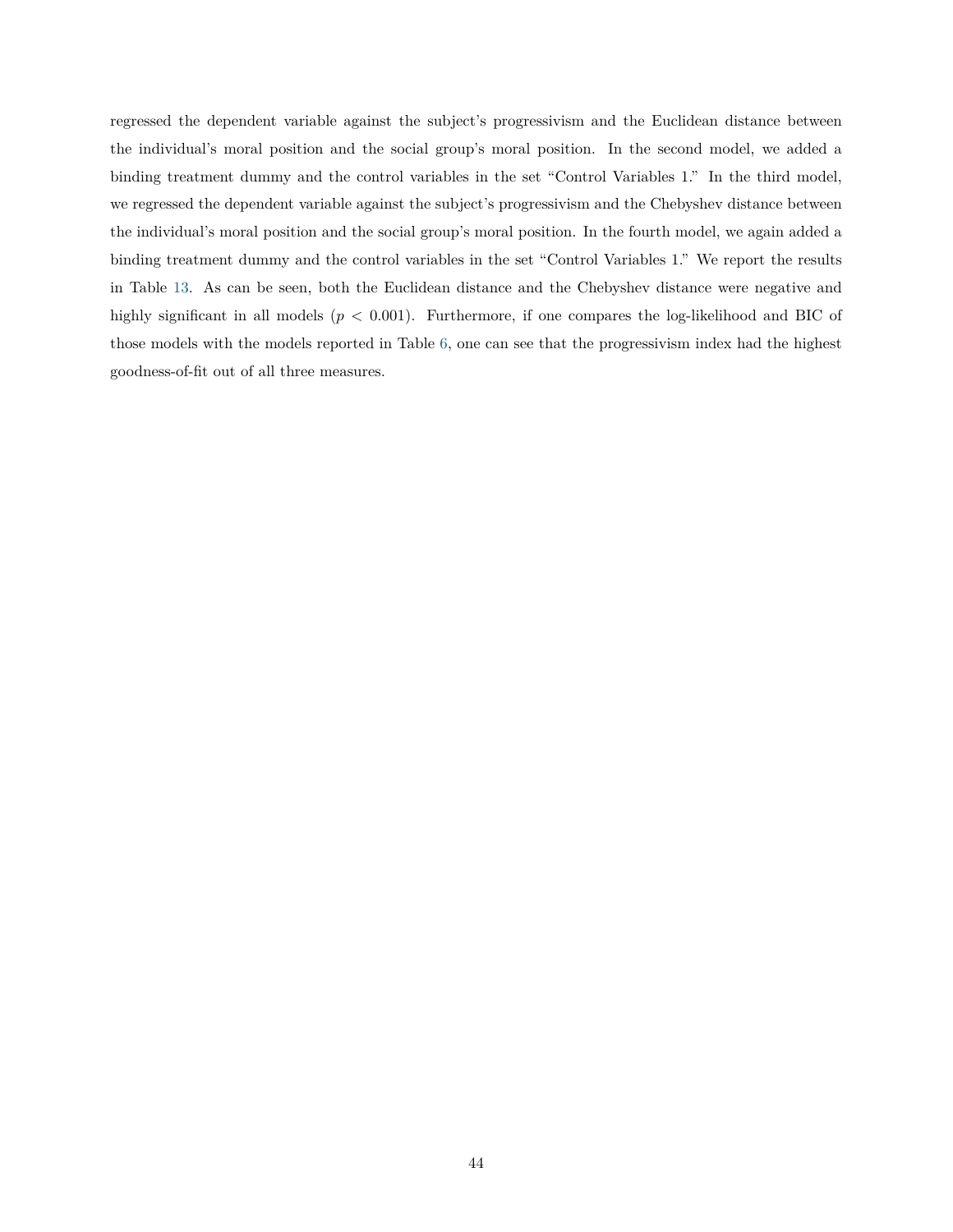regressed the dependent variable against the subject's progressivism and the Euclidean distance between the individual's moral position and the social group's moral position. In the second model, we added a binding treatment dummy and the control variables in the set "Control Variables 1." In the third model, we regressed the dependent variable against the subject's progressivism and the Chebyshev distance between the individual's moral position and the social group's moral position. In the fourth model, we again added a binding treatment dummy and the control variables in the set "Control Variables 1." We report the results in Table 13. As can be seen, both the Euclidean distance and the Chebyshev distance were negative and highly significant in all models ($p < 0.001$). Furthermore, if one compares the log-likelihood and BIC of those models with the models reported in Table 6, one can see that the progressivism index had the highest goodness-of-fit out of all three measures.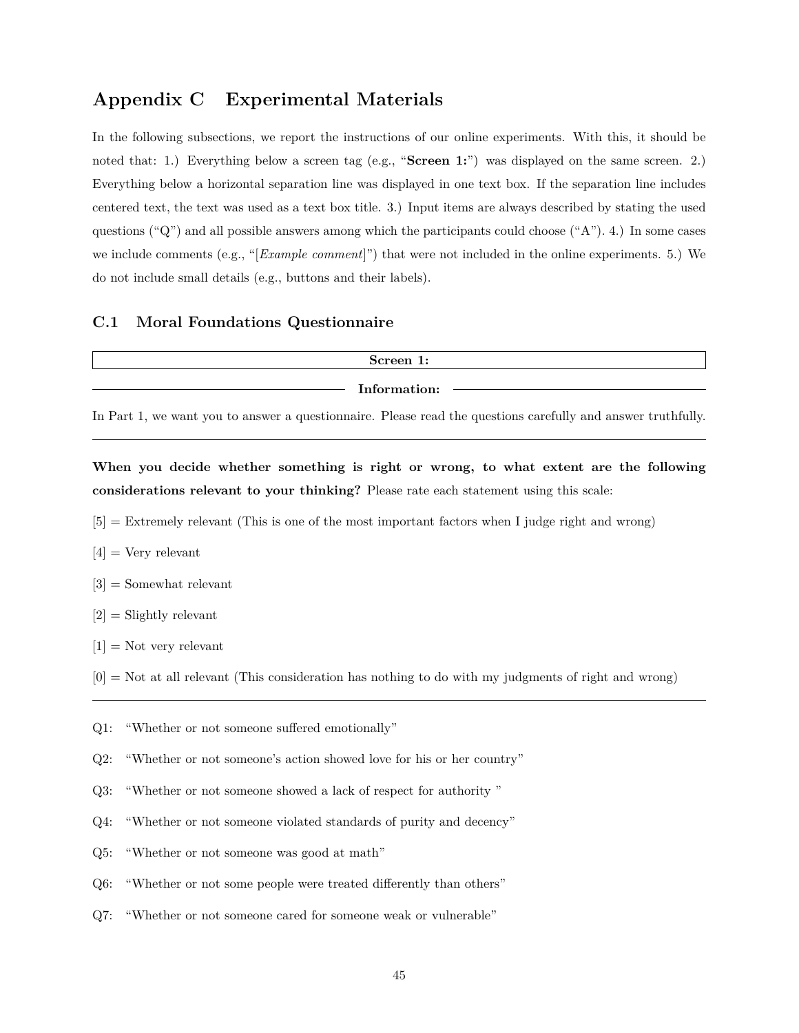## Appendix C Experimental Materials

In the following subsections, we report the instructions of our online experiments. With this, it should be noted that: 1.) Everything below a screen tag (e.g., "**Screen 1:**") was displayed on the same screen. 2.) Everything below a horizontal separation line was displayed in one text box. If the separation line includes centered text, the text was used as a text box title. 3.) Input items are always described by stating the used questions ("Q") and all possible answers among which the participants could choose ("A"). 4.) In some cases we include comments (e.g., "[*Example comment*]") that were not included in the online experiments. 5.) We do not include small details (e.g., buttons and their labels).

### C.1 Moral Foundations Questionnaire

**Screen 1:**

---

**Information:**

In Part 1, we want you to answer a questionnaire. Please read the questions carefully and answer truthfully.

---

**When you decide whether something is right or wrong, to what extent are the following considerations relevant to your thinking?** Please rate each statement using this scale:

[5] = Extremely relevant (This is one of the most important factors when I judge right and wrong)

[4] = Very relevant

[3] = Somewhat relevant

[2] = Slightly relevant

[1] = Not very relevant

[0] = Not at all relevant (This consideration has nothing to do with my judgments of right and wrong)

---

Q1: "Whether or not someone suffered emotionally"

Q2: "Whether or not someone's action showed love for his or her country"

Q3: "Whether or not someone showed a lack of respect for authority "

Q4: "Whether or not someone violated standards of purity and decency"

Q5: "Whether or not someone was good at math"

Q6: "Whether or not some people were treated differently than others"

Q7: "Whether or not someone cared for someone weak or vulnerable"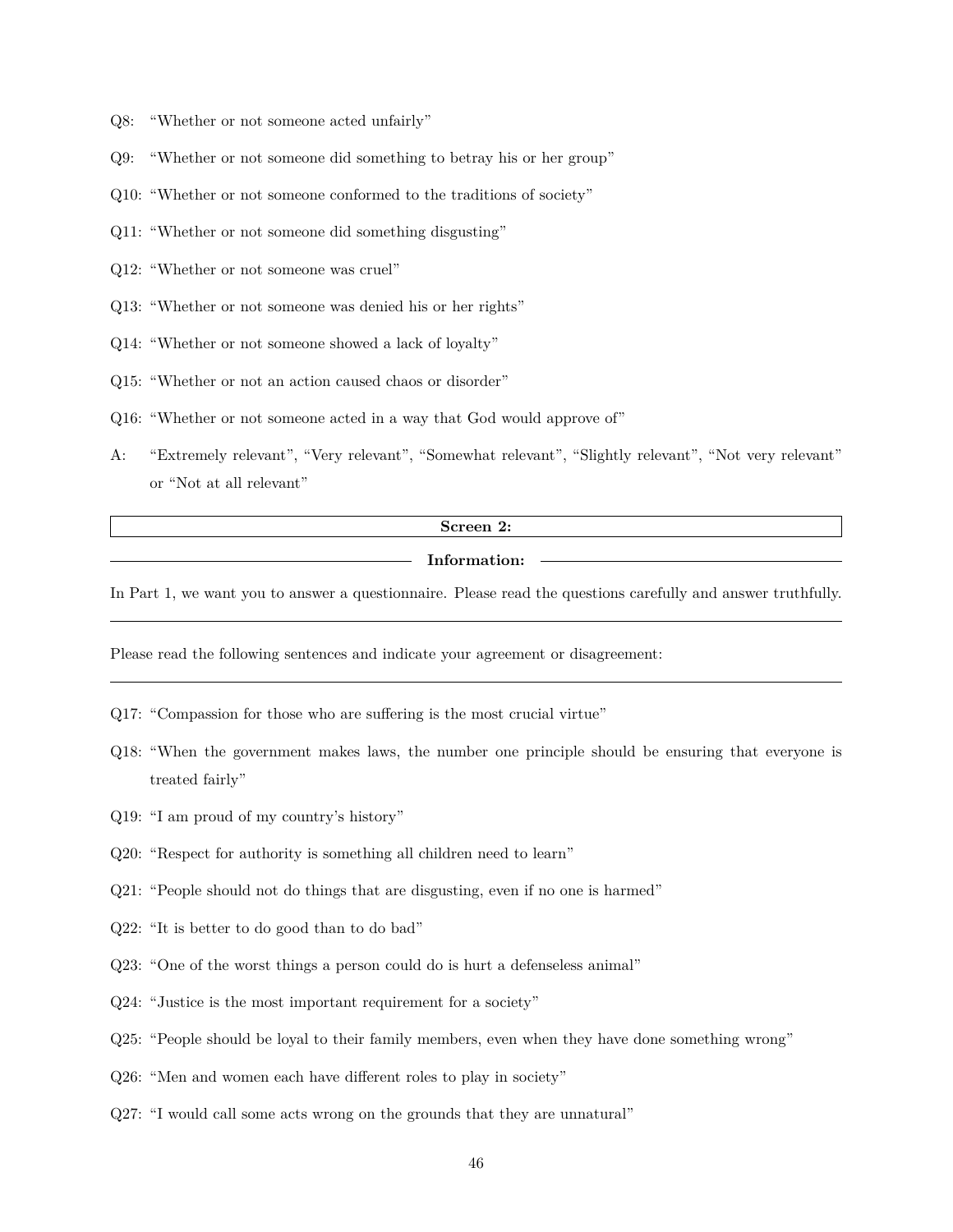Q8: "Whether or not someone acted unfairly"

Q9: "Whether or not someone did something to betray his or her group"

Q10: "Whether or not someone conformed to the traditions of society"

Q11: "Whether or not someone did something disgusting"

Q12: "Whether or not someone was cruel"

Q13: "Whether or not someone was denied his or her rights"

Q14: "Whether or not someone showed a lack of loyalty"

Q15: "Whether or not an action caused chaos or disorder"

Q16: "Whether or not someone acted in a way that God would approve of"

A: "Extremely relevant", "Very relevant", "Somewhat relevant", "Slightly relevant", "Not very relevant" or "Not at all relevant"

**Screen 2:**

**Information:**

In Part 1, we want you to answer a questionnaire. Please read the questions carefully and answer truthfully.

---

Please read the following sentences and indicate your agreement or disagreement:

---

Q17: "Compassion for those who are suffering is the most crucial virtue"

Q18: "When the government makes laws, the number one principle should be ensuring that everyone is treated fairly"

Q19: "I am proud of my country's history"

Q20: "Respect for authority is something all children need to learn"

Q21: "People should not do things that are disgusting, even if no one is harmed"

Q22: "It is better to do good than to do bad"

Q23: "One of the worst things a person could do is hurt a defenseless animal"

Q24: "Justice is the most important requirement for a society"

Q25: "People should be loyal to their family members, even when they have done something wrong"

Q26: "Men and women each have different roles to play in society"

Q27: "I would call some acts wrong on the grounds that they are unnatural"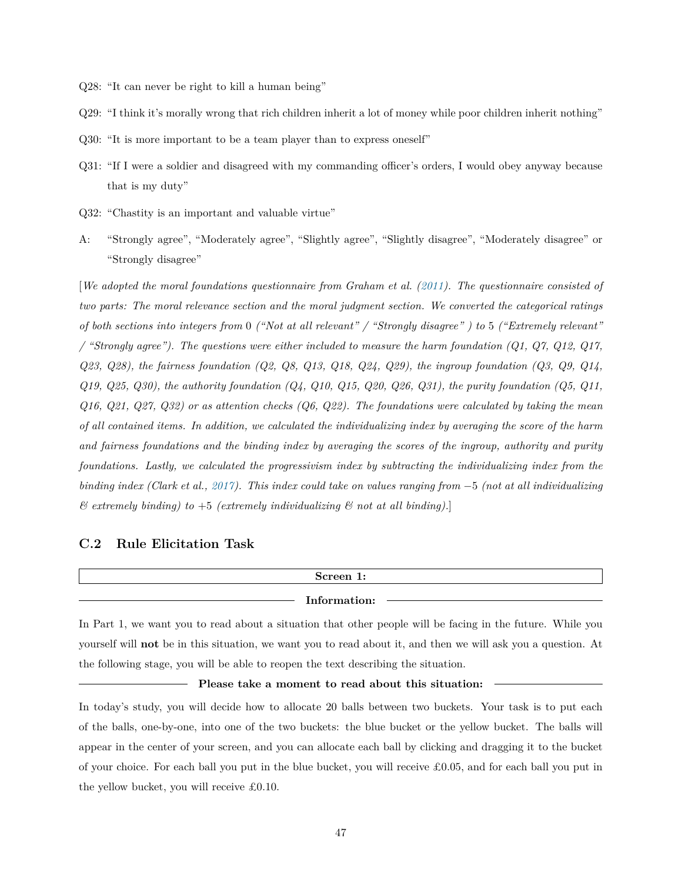Q28: "It can never be right to kill a human being"

Q29: "I think it's morally wrong that rich children inherit a lot of money while poor children inherit nothing"

Q30: "It is more important to be a team player than to express oneself"

Q31: "If I were a soldier and disagreed with my commanding officer's orders, I would obey anyway because that is my duty"

Q32: "Chastity is an important and valuable virtue"

A: "Strongly agree", "Moderately agree", "Slightly agree", "Slightly disagree", "Moderately disagree" or "Strongly disagree"

[*We adopted the moral foundations questionnaire from Graham et al. (2011). The questionnaire consisted of two parts: The moral relevance section and the moral judgment section. We converted the categorical ratings of both sections into integers from* 0 *("Not at all relevant" / "Strongly disagree" ) to* 5 *("Extremely relevant" / "Strongly agree"). The questions were either included to measure the harm foundation (Q1, Q7, Q12, Q17, Q23, Q28), the fairness foundation (Q2, Q8, Q13, Q18, Q24, Q29), the ingroup foundation (Q3, Q9, Q14, Q19, Q25, Q30), the authority foundation (Q4, Q10, Q15, Q20, Q26, Q31), the purity foundation (Q5, Q11, Q16, Q21, Q27, Q32) or as attention checks (Q6, Q22). The foundations were calculated by taking the mean of all contained items. In addition, we calculated the individualizing index by averaging the score of the harm and fairness foundations and the binding index by averaging the scores of the ingroup, authority and purity foundations. Lastly, we calculated the progressivism index by subtracting the individualizing index from the binding index (Clark et al., 2017). This index could take on values ranging from* $-5$ *(not at all individualizing & extremely binding) to* $+5$ *(extremely individualizing & not at all binding).*]

## C.2 Rule Elicitation Task

**Screen 1:**

**Information:**

In Part 1, we want you to read about a situation that other people will be facing in the future. While you yourself will **not** be in this situation, we want you to read about it, and then we will ask you a question. At the following stage, you will be able to reopen the text describing the situation.

**Please take a moment to read about this situation:**

In today's study, you will decide how to allocate 20 balls between two buckets. Your task is to put each of the balls, one-by-one, into one of the two buckets: the blue bucket or the yellow bucket. The balls will appear in the center of your screen, and you can allocate each ball by clicking and dragging it to the bucket of your choice. For each ball you put in the blue bucket, you will receive £0.05, and for each ball you put in the yellow bucket, you will receive £0.10.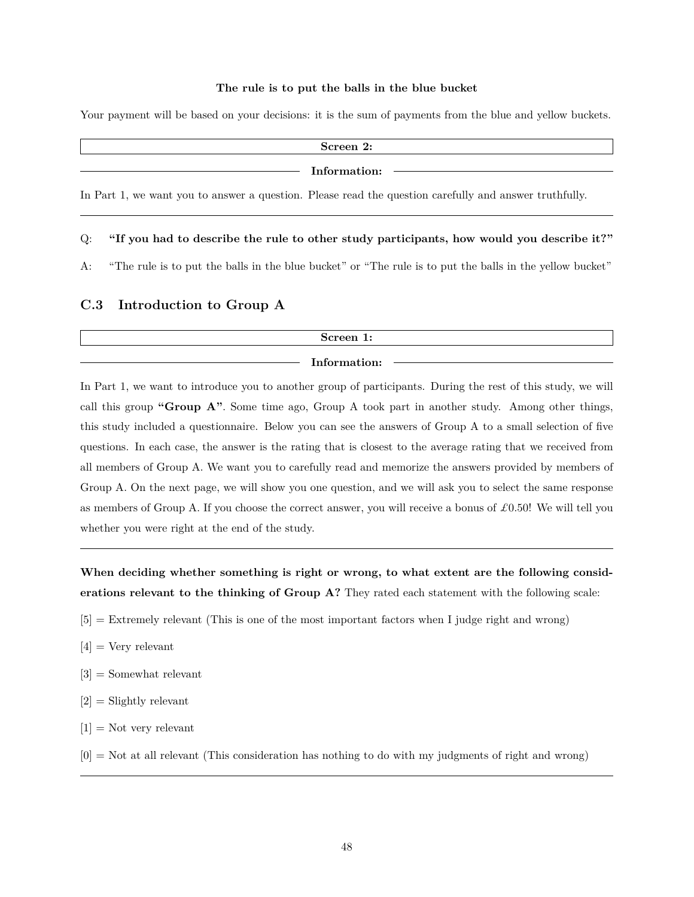**The rule is to put the balls in the blue bucket**

Your payment will be based on your decisions: it is the sum of payments from the blue and yellow buckets.

**Screen 2:**

**Information:**

In Part 1, we want you to answer a question. Please read the question carefully and answer truthfully.

---

Q: **"If you had to describe the rule to other study participants, how would you describe it?"**

A: "The rule is to put the balls in the blue bucket" or "The rule is to put the balls in the yellow bucket"

## C.3 Introduction to Group A

**Screen 1:**

**Information:**

In Part 1, we want to introduce you to another group of participants. During the rest of this study, we will call this group **"Group A"**. Some time ago, Group A took part in another study. Among other things, this study included a questionnaire. Below you can see the answers of Group A to a small selection of five questions. In each case, the answer is the rating that is closest to the average rating that we received from all members of Group A. We want you to carefully read and memorize the answers provided by members of Group A. On the next page, we will show you one question, and we will ask you to select the same response as members of Group A. If you choose the correct answer, you will receive a bonus of £0.50! We will tell you whether you were right at the end of the study.

---

**When deciding whether something is right or wrong, to what extent are the following considerations relevant to the thinking of Group A?** They rated each statement with the following scale:

[5] = Extremely relevant (This is one of the most important factors when I judge right and wrong)

[4] = Very relevant

[3] = Somewhat relevant

[2] = Slightly relevant

[1] = Not very relevant

[0] = Not at all relevant (This consideration has nothing to do with my judgments of right and wrong)

---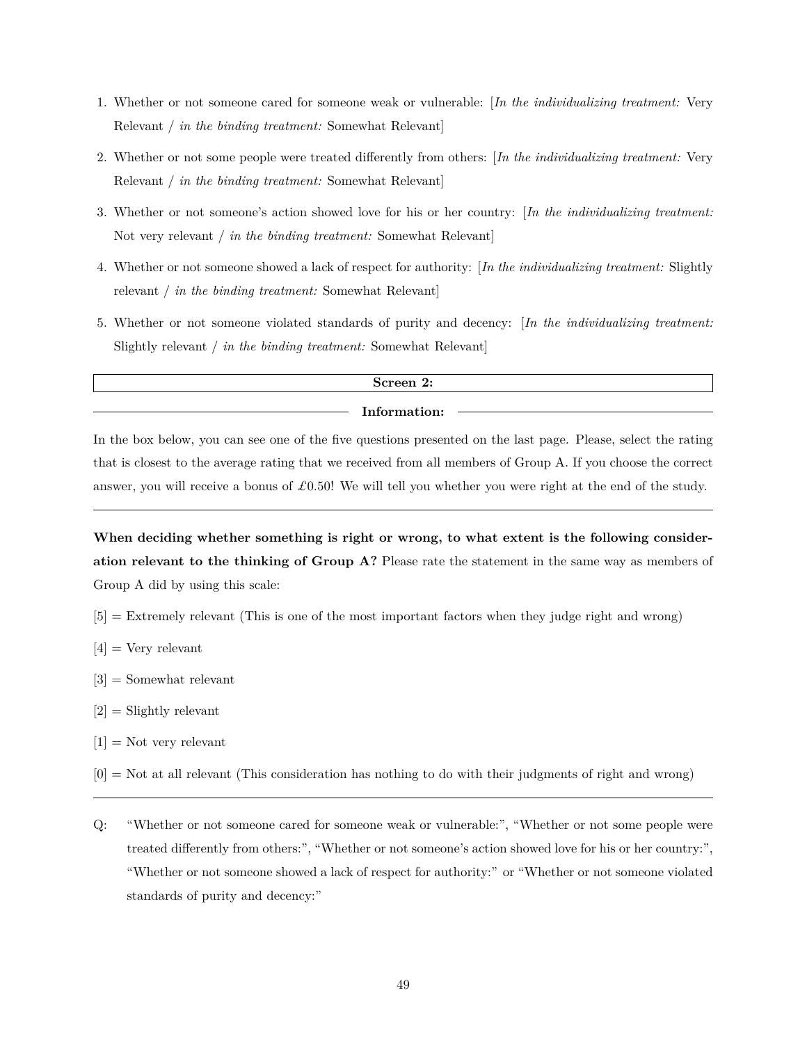1. Whether or not someone cared for someone weak or vulnerable: [*In the individualizing treatment:* Very Relevant / *in the binding treatment:* Somewhat Relevant]
2. Whether or not some people were treated differently from others: [*In the individualizing treatment:* Very Relevant / *in the binding treatment:* Somewhat Relevant]
3. Whether or not someone's action showed love for his or her country: [*In the individualizing treatment:* Not very relevant / *in the binding treatment:* Somewhat Relevant]
4. Whether or not someone showed a lack of respect for authority: [*In the individualizing treatment:* Slightly relevant / *in the binding treatment:* Somewhat Relevant]
5. Whether or not someone violated standards of purity and decency: [*In the individualizing treatment:* Slightly relevant / *in the binding treatment:* Somewhat Relevant]

**Screen 2:**

**Information:**

In the box below, you can see one of the five questions presented on the last page. Please, select the rating that is closest to the average rating that we received from all members of Group A. If you choose the correct answer, you will receive a bonus of £0.50! We will tell you whether you were right at the end of the study.

---

**When deciding whether something is right or wrong, to what extent is the following consideration relevant to the thinking of Group A?** Please rate the statement in the same way as members of Group A did by using this scale:

[5] = Extremely relevant (This is one of the most important factors when they judge right and wrong)

[4] = Very relevant

[3] = Somewhat relevant

[2] = Slightly relevant

[1] = Not very relevant

[0] = Not at all relevant (This consideration has nothing to do with their judgments of right and wrong)

---

Q: "Whether or not someone cared for someone weak or vulnerable:", "Whether or not some people were treated differently from others:", "Whether or not someone's action showed love for his or her country:", "Whether or not someone showed a lack of respect for authority:" or "Whether or not someone violated standards of purity and decency:"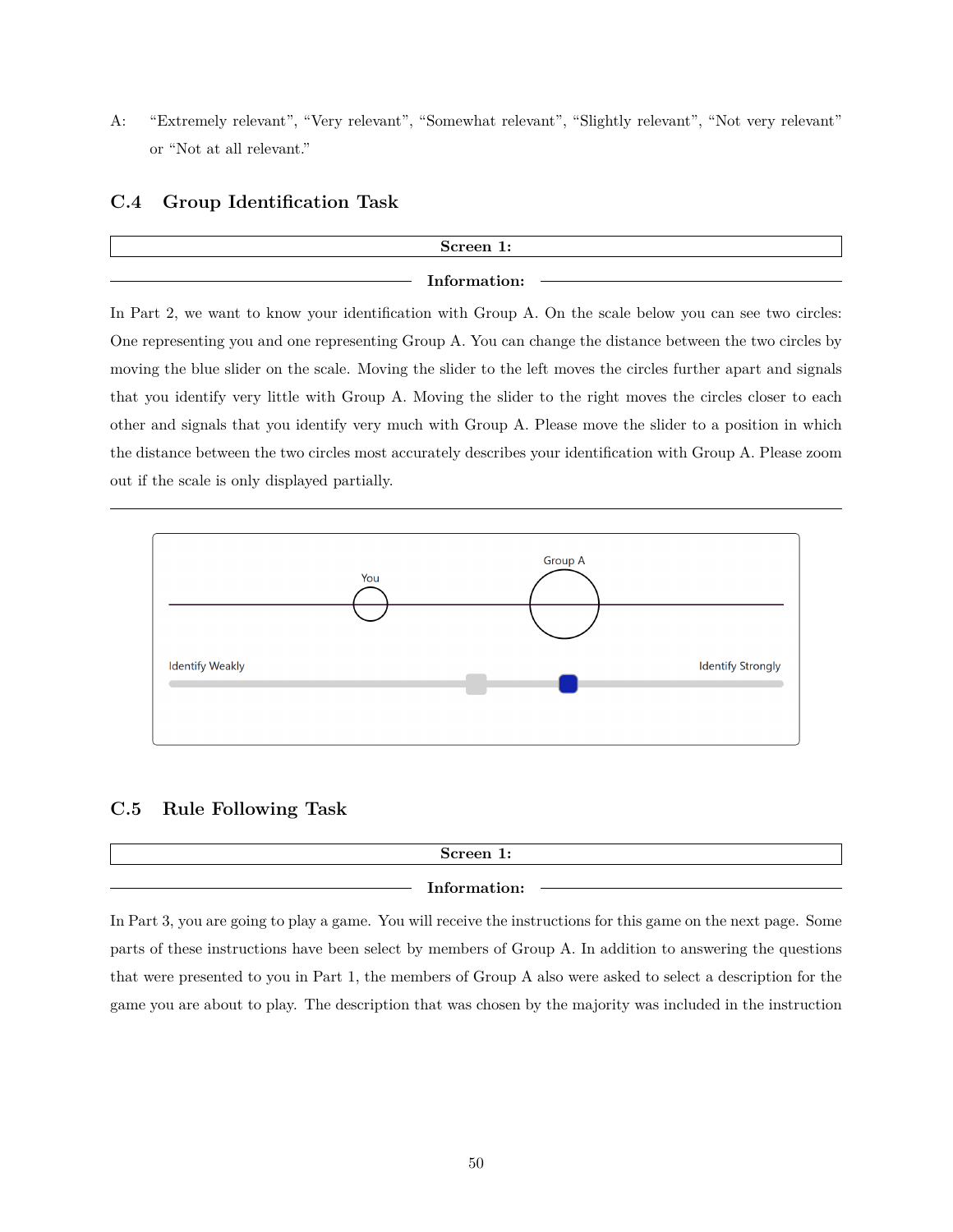A: "Extremely relevant", "Very relevant", "Somewhat relevant", "Slightly relevant", "Not very relevant" or "Not at all relevant."

## C.4 Group Identification Task

**Screen 1:**

**Information:**

In Part 2, we want to know your identification with Group A. On the scale below you can see two circles: One representing you and one representing Group A. You can change the distance between the two circles by moving the blue slider on the scale. Moving the slider to the left moves the circles further apart and signals that you identify very little with Group A. Moving the slider to the right moves the circles closer to each other and signals that you identify very much with Group A. Please move the slider to a position in which the distance between the two circles most accurately describes your identification with Group A. Please zoom out if the scale is only displayed partially.

---

You — Group A

Identify Weakly — Identify Strongly

## C.5 Rule Following Task

**Screen 1:**

**Information:**

In Part 3, you are going to play a game. You will receive the instructions for this game on the next page. Some parts of these instructions have been select by members of Group A. In addition to answering the questions that were presented to you in Part 1, the members of Group A also were asked to select a description for the game you are about to play. The description that was chosen by the majority was included in the instruction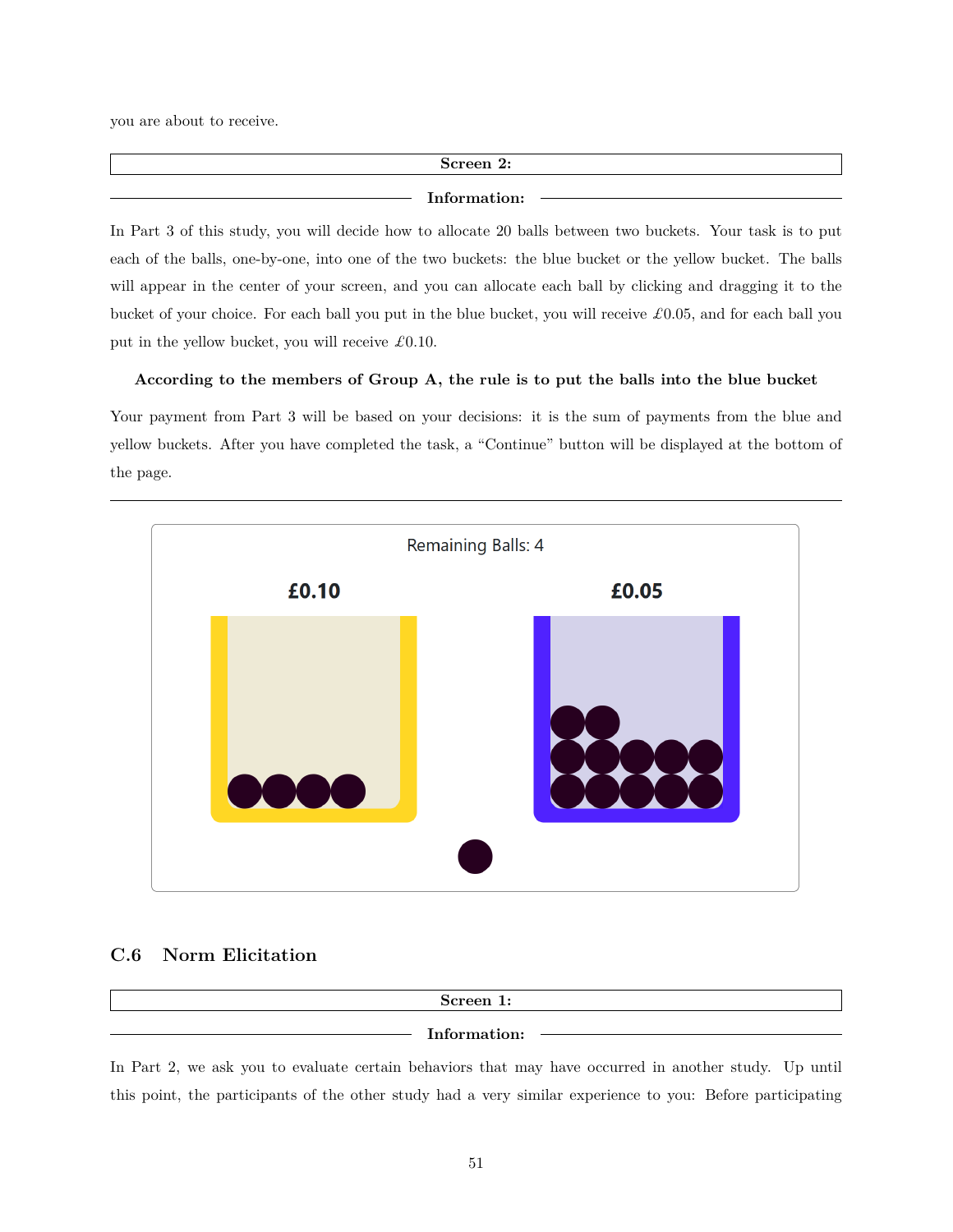you are about to receive.

**Screen 2:**

**Information:**

In Part 3 of this study, you will decide how to allocate 20 balls between two buckets. Your task is to put each of the balls, one-by-one, into one of the two buckets: the blue bucket or the yellow bucket. The balls will appear in the center of your screen, and you can allocate each ball by clicking and dragging it to the bucket of your choice. For each ball you put in the blue bucket, you will receive £0.05, and for each ball you put in the yellow bucket, you will receive £0.10.

**According to the members of Group A, the rule is to put the balls into the blue bucket**

Your payment from Part 3 will be based on your decisions: it is the sum of payments from the blue and yellow buckets. After you have completed the task, a "Continue" button will be displayed at the bottom of the page.

Remaining Balls: 4

£0.10 £0.05

### C.6 Norm Elicitation

**Screen 1:**

**Information:**

In Part 2, we ask you to evaluate certain behaviors that may have occurred in another study. Up until this point, the participants of the other study had a very similar experience to you: Before participating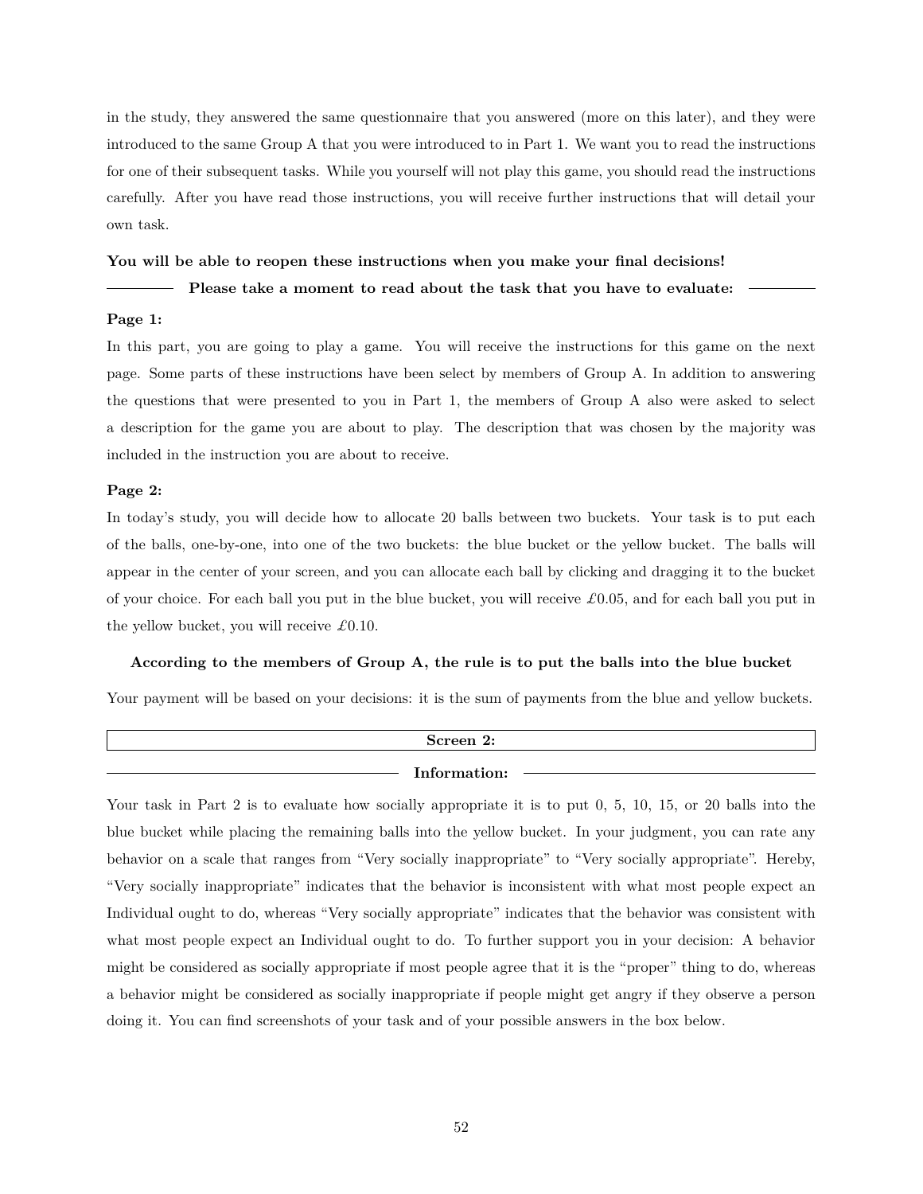in the study, they answered the same questionnaire that you answered (more on this later), and they were introduced to the same Group A that you were introduced to in Part 1. We want you to read the instructions for one of their subsequent tasks. While you yourself will not play this game, you should read the instructions carefully. After you have read those instructions, you will receive further instructions that will detail your own task.

**You will be able to reopen these instructions when you make your final decisions!**

**Please take a moment to read about the task that you have to evaluate:**

**Page 1:**

In this part, you are going to play a game. You will receive the instructions for this game on the next page. Some parts of these instructions have been select by members of Group A. In addition to answering the questions that were presented to you in Part 1, the members of Group A also were asked to select a description for the game you are about to play. The description that was chosen by the majority was included in the instruction you are about to receive.

**Page 2:**

In today's study, you will decide how to allocate 20 balls between two buckets. Your task is to put each of the balls, one-by-one, into one of the two buckets: the blue bucket or the yellow bucket. The balls will appear in the center of your screen, and you can allocate each ball by clicking and dragging it to the bucket of your choice. For each ball you put in the blue bucket, you will receive £0.05, and for each ball you put in the yellow bucket, you will receive £0.10.

**According to the members of Group A, the rule is to put the balls into the blue bucket**

Your payment will be based on your decisions: it is the sum of payments from the blue and yellow buckets.

**Screen 2:**

**Information:**

Your task in Part 2 is to evaluate how socially appropriate it is to put 0, 5, 10, 15, or 20 balls into the blue bucket while placing the remaining balls into the yellow bucket. In your judgment, you can rate any behavior on a scale that ranges from "Very socially inappropriate" to "Very socially appropriate". Hereby, "Very socially inappropriate" indicates that the behavior is inconsistent with what most people expect an Individual ought to do, whereas "Very socially appropriate" indicates that the behavior was consistent with what most people expect an Individual ought to do. To further support you in your decision: A behavior might be considered as socially appropriate if most people agree that it is the "proper" thing to do, whereas a behavior might be considered as socially inappropriate if people might get angry if they observe a person doing it. You can find screenshots of your task and of your possible answers in the box below.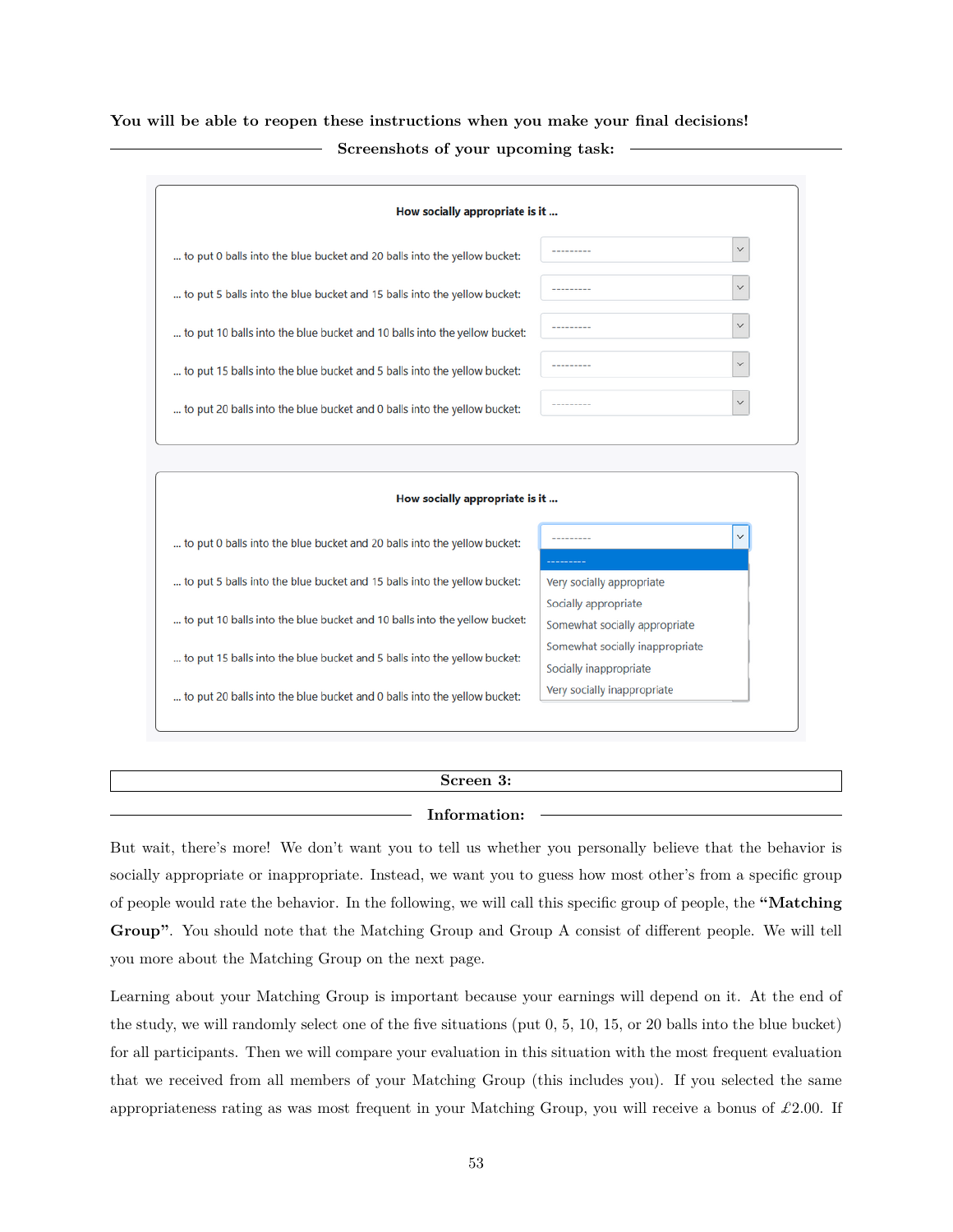**You will be able to reopen these instructions when you make your final decisions!**

**Screenshots of your upcoming task:**

**How socially appropriate is it ...**

... to put 0 balls into the blue bucket and 20 balls into the yellow bucket: ---------

... to put 5 balls into the blue bucket and 15 balls into the yellow bucket: ---------

... to put 10 balls into the blue bucket and 10 balls into the yellow bucket: ---------

... to put 15 balls into the blue bucket and 5 balls into the yellow bucket: ---------

... to put 20 balls into the blue bucket and 0 balls into the yellow bucket: ---------

**How socially appropriate is it ...**

... to put 0 balls into the blue bucket and 20 balls into the yellow bucket: ---------

... to put 5 balls into the blue bucket and 15 balls into the yellow bucket:

... to put 10 balls into the blue bucket and 10 balls into the yellow bucket:

... to put 15 balls into the blue bucket and 5 balls into the yellow bucket:

... to put 20 balls into the blue bucket and 0 balls into the yellow bucket:

- ---------
- Very socially appropriate
- Socially appropriate
- Somewhat socially appropriate
- Somewhat socially inappropriate
- Socially inappropriate
- Very socially inappropriate

**Screen 3:**

**Information:**

But wait, there's more! We don't want you to tell us whether you personally believe that the behavior is socially appropriate or inappropriate. Instead, we want you to guess how most other's from a specific group of people would rate the behavior. In the following, we will call this specific group of people, the **"Matching Group"**. You should note that the Matching Group and Group A consist of different people. We will tell you more about the Matching Group on the next page.

Learning about your Matching Group is important because your earnings will depend on it. At the end of the study, we will randomly select one of the five situations (put 0, 5, 10, 15, or 20 balls into the blue bucket) for all participants. Then we will compare your evaluation in this situation with the most frequent evaluation that we received from all members of your Matching Group (this includes you). If you selected the same appropriateness rating as was most frequent in your Matching Group, you will receive a bonus of £2.00. If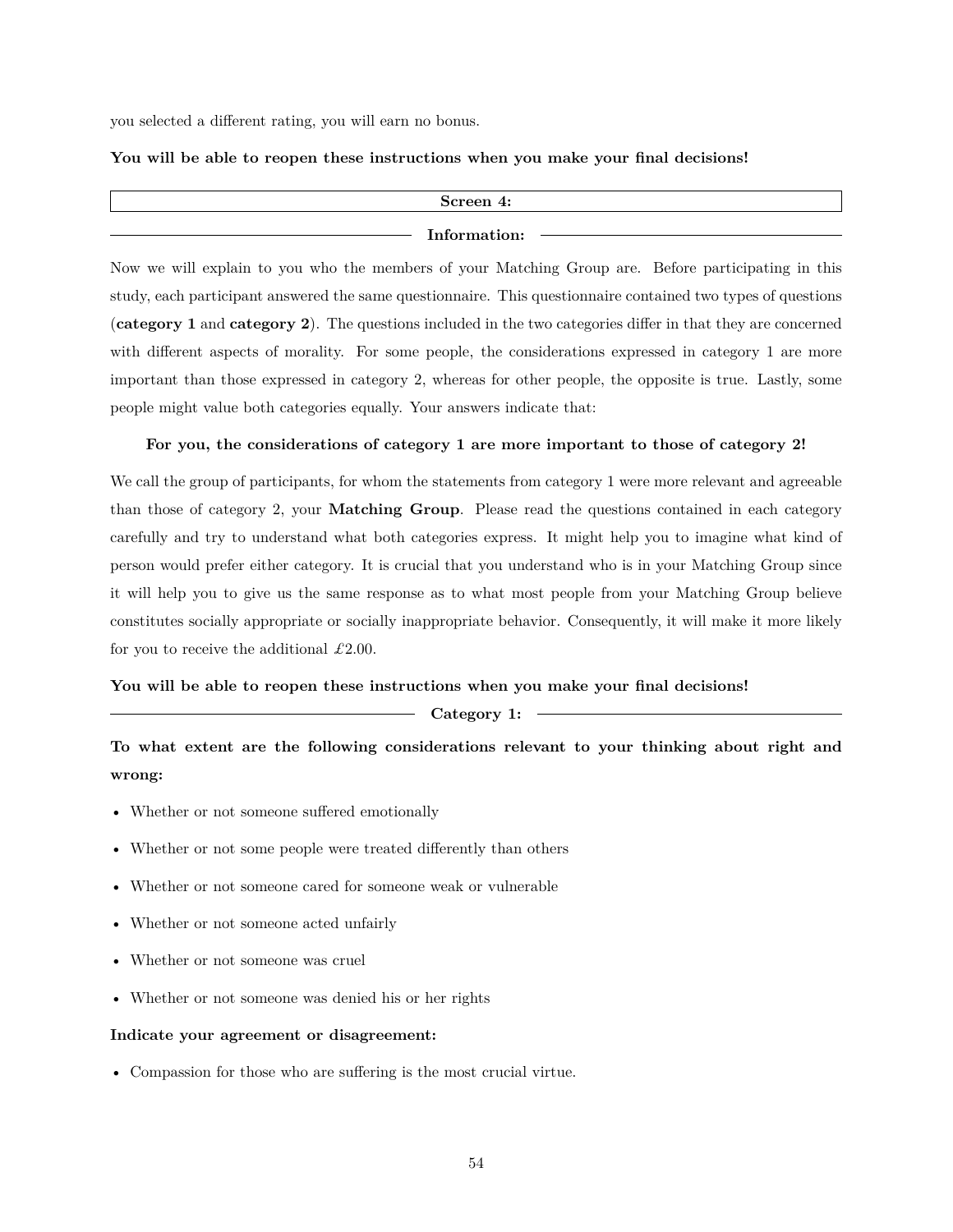you selected a different rating, you will earn no bonus.

**You will be able to reopen these instructions when you make your final decisions!**

**Screen 4:**

**Information:**

Now we will explain to you who the members of your Matching Group are. Before participating in this study, each participant answered the same questionnaire. This questionnaire contained two types of questions (**category 1** and **category 2**). The questions included in the two categories differ in that they are concerned with different aspects of morality. For some people, the considerations expressed in category 1 are more important than those expressed in category 2, whereas for other people, the opposite is true. Lastly, some people might value both categories equally. Your answers indicate that:

**For you, the considerations of category 1 are more important to those of category 2!**

We call the group of participants, for whom the statements from category 1 were more relevant and agreeable than those of category 2, your **Matching Group**. Please read the questions contained in each category carefully and try to understand what both categories express. It might help you to imagine what kind of person would prefer either category. It is crucial that you understand who is in your Matching Group since it will help you to give us the same response as to what most people from your Matching Group believe constitutes socially appropriate or socially inappropriate behavior. Consequently, it will make it more likely for you to receive the additional £2.00.

**You will be able to reopen these instructions when you make your final decisions!**

**Category 1:**

**To what extent are the following considerations relevant to your thinking about right and wrong:**

- Whether or not someone suffered emotionally
- Whether or not some people were treated differently than others
- Whether or not someone cared for someone weak or vulnerable
- Whether or not someone acted unfairly
- Whether or not someone was cruel
- Whether or not someone was denied his or her rights

**Indicate your agreement or disagreement:**

- Compassion for those who are suffering is the most crucial virtue.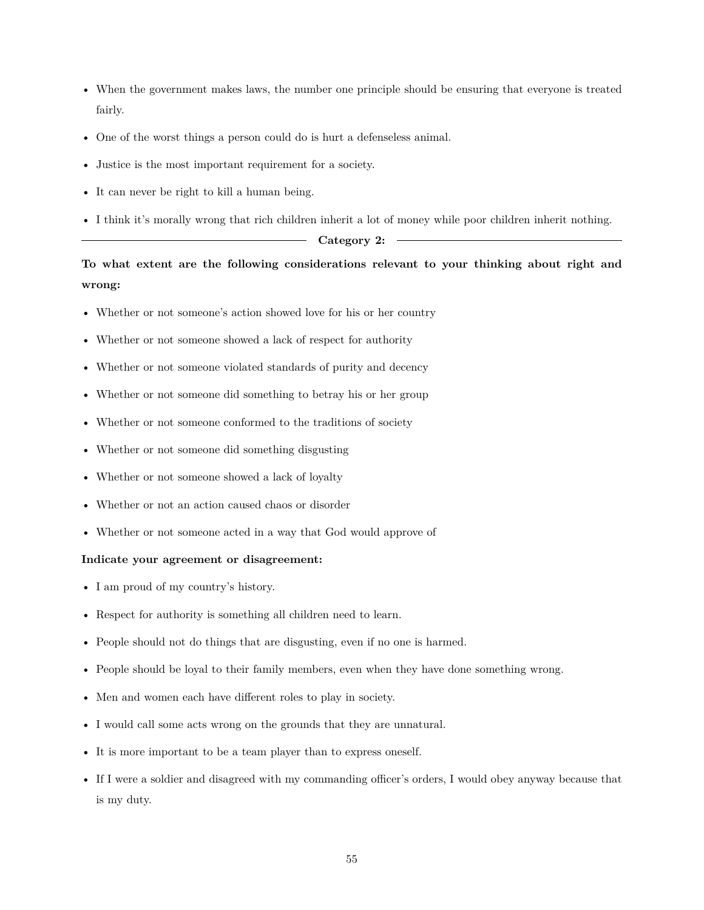- When the government makes laws, the number one principle should be ensuring that everyone is treated fairly.
- One of the worst things a person could do is hurt a defenseless animal.
- Justice is the most important requirement for a society.
- It can never be right to kill a human being.
- I think it's morally wrong that rich children inherit a lot of money while poor children inherit nothing.

**Category 2:**

**To what extent are the following considerations relevant to your thinking about right and wrong:**

- Whether or not someone's action showed love for his or her country
- Whether or not someone showed a lack of respect for authority
- Whether or not someone violated standards of purity and decency
- Whether or not someone did something to betray his or her group
- Whether or not someone conformed to the traditions of society
- Whether or not someone did something disgusting
- Whether or not someone showed a lack of loyalty
- Whether or not an action caused chaos or disorder
- Whether or not someone acted in a way that God would approve of

**Indicate your agreement or disagreement:**

- I am proud of my country's history.
- Respect for authority is something all children need to learn.
- People should not do things that are disgusting, even if no one is harmed.
- People should be loyal to their family members, even when they have done something wrong.
- Men and women each have different roles to play in society.
- I would call some acts wrong on the grounds that they are unnatural.
- It is more important to be a team player than to express oneself.
- If I were a soldier and disagreed with my commanding officer's orders, I would obey anyway because that is my duty.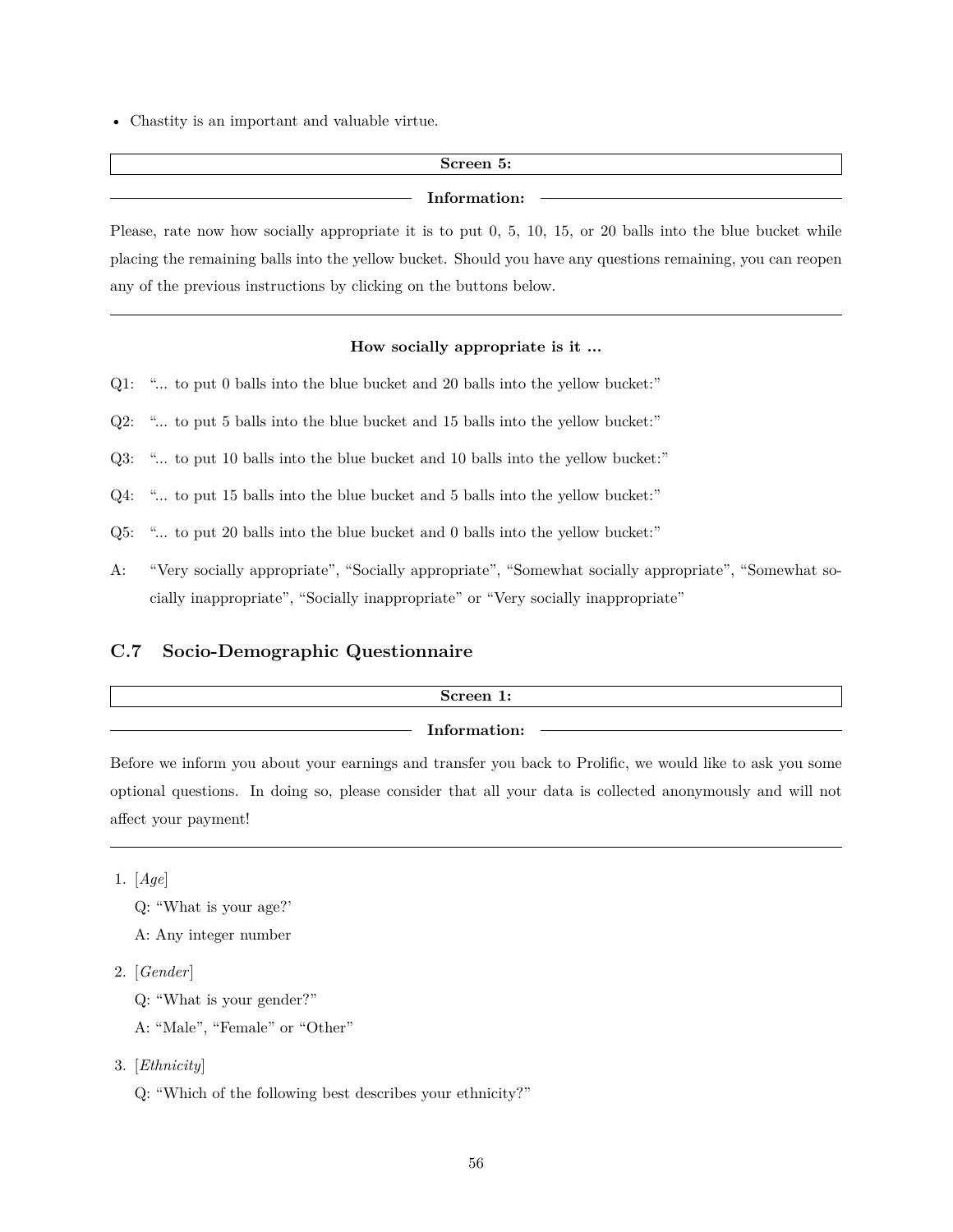- Chastity is an important and valuable virtue.

**Screen 5:**

**Information:**

Please, rate now how socially appropriate it is to put 0, 5, 10, 15, or 20 balls into the blue bucket while placing the remaining balls into the yellow bucket. Should you have any questions remaining, you can reopen any of the previous instructions by clicking on the buttons below.

---

**How socially appropriate is it ...**

Q1: "... to put 0 balls into the blue bucket and 20 balls into the yellow bucket:"

Q2: "... to put 5 balls into the blue bucket and 15 balls into the yellow bucket:"

Q3: "... to put 10 balls into the blue bucket and 10 balls into the yellow bucket:"

Q4: "... to put 15 balls into the blue bucket and 5 balls into the yellow bucket:"

Q5: "... to put 20 balls into the blue bucket and 0 balls into the yellow bucket:"

A: "Very socially appropriate", "Socially appropriate", "Somewhat socially appropriate", "Somewhat socially inappropriate", "Socially inappropriate" or "Very socially inappropriate"

### C.7 Socio-Demographic Questionnaire

**Screen 1:**

**Information:**

Before we inform you about your earnings and transfer you back to Prolific, we would like to ask you some optional questions. In doing so, please consider that all your data is collected anonymously and will not affect your payment!

---

1. [*Age*]

   Q: "What is your age?'

   A: Any integer number

2. [*Gender*]

   Q: "What is your gender?"

   A: "Male", "Female" or "Other"

3. [*Ethnicity*]

   Q: "Which of the following best describes your ethnicity?"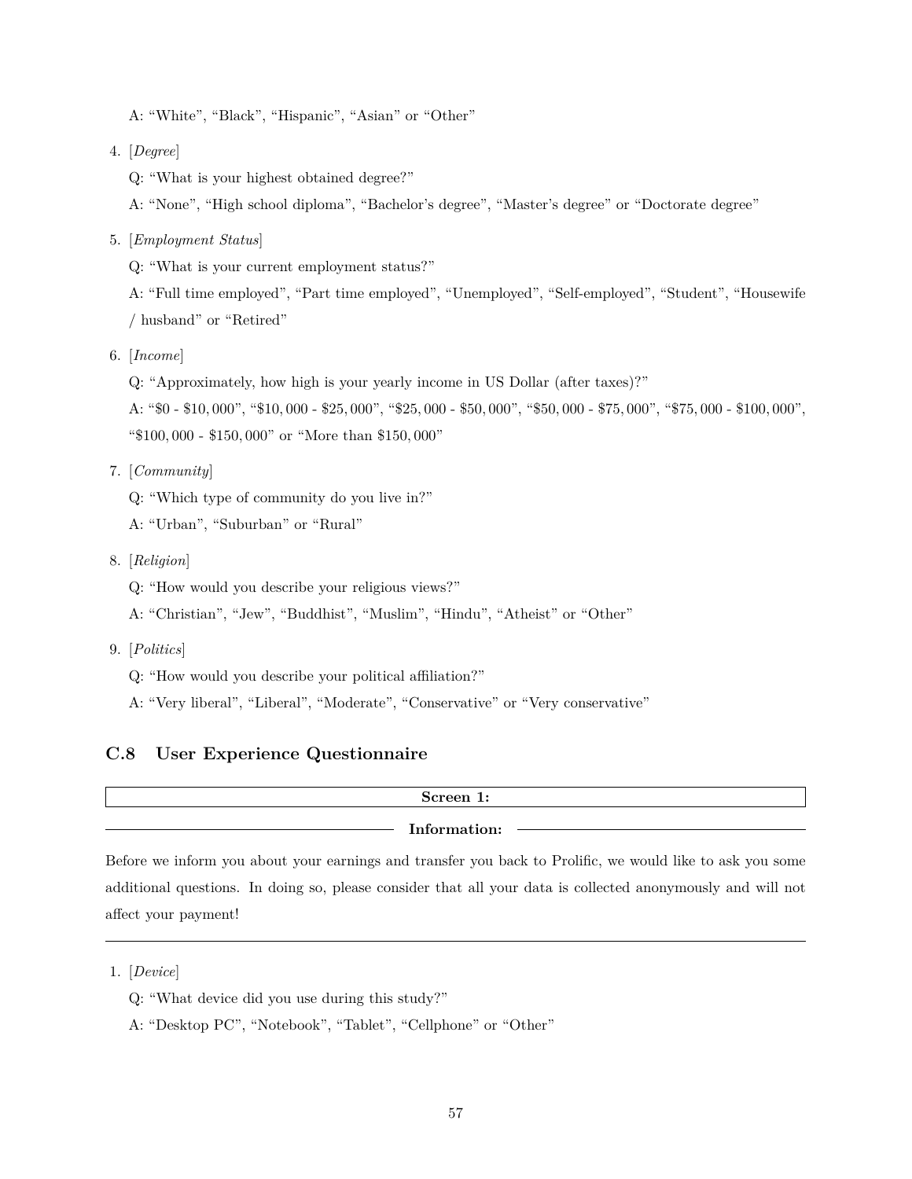A: “White”, “Black”, “Hispanic”, “Asian” or “Other”

4. [*Degree*]

   Q: “What is your highest obtained degree?”

   A: “None”, “High school diploma”, “Bachelor’s degree”, “Master’s degree” or “Doctorate degree”

5. [*Employment Status*]

   Q: “What is your current employment status?”

   A: “Full time employed”, “Part time employed”, “Unemployed”, “Self-employed”, “Student”, “Housewife / husband” or “Retired”

6. [*Income*]

   Q: “Approximately, how high is your yearly income in US Dollar (after taxes)?”

   A: “$0 - $10,000”, “$10,000 - $25,000”, “$25,000 - $50,000”, “$50,000 - $75,000”, “$75,000 - $100,000”, “$100,000 - $150,000” or “More than $150,000”

7. [*Community*]

   Q: “Which type of community do you live in?”

   A: “Urban”, “Suburban” or “Rural”

8. [*Religion*]

   Q: “How would you describe your religious views?”

   A: “Christian”, “Jew”, “Buddhist”, “Muslim”, “Hindu”, “Atheist” or “Other”

9. [*Politics*]

   Q: “How would you describe your political affiliation?”

   A: “Very liberal”, “Liberal”, “Moderate”, “Conservative” or “Very conservative”

### C.8 User Experience Questionnaire

**Screen 1:**

**Information:**

Before we inform you about your earnings and transfer you back to Prolific, we would like to ask you some additional questions. In doing so, please consider that all your data is collected anonymously and will not affect your payment!

---

1. [*Device*]

   Q: “What device did you use during this study?”

   A: “Desktop PC”, “Notebook”, “Tablet”, “Cellphone” or “Other”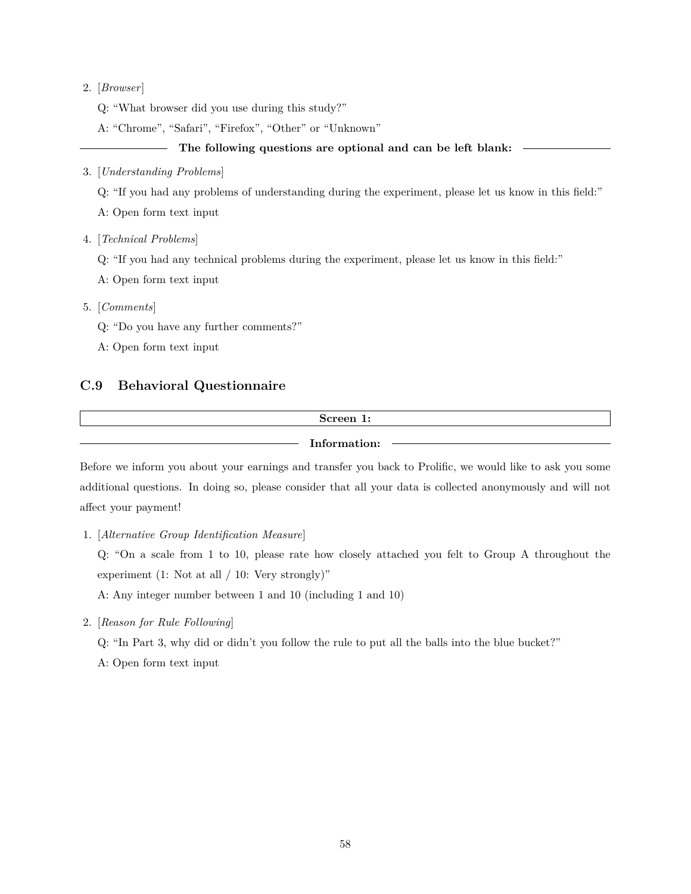2. [*Browser*]

   Q: "What browser did you use during this study?"

   A: "Chrome", "Safari", "Firefox", "Other" or "Unknown"

**The following questions are optional and can be left blank:**

3. [*Understanding Problems*]

   Q: "If you had any problems of understanding during the experiment, please let us know in this field:"

   A: Open form text input

4. [*Technical Problems*]

   Q: "If you had any technical problems during the experiment, please let us know in this field:"

   A: Open form text input

5. [*Comments*]

   Q: "Do you have any further comments?"

   A: Open form text input

## C.9 Behavioral Questionnaire

**Screen 1:**

**Information:**

Before we inform you about your earnings and transfer you back to Prolific, we would like to ask you some additional questions. In doing so, please consider that all your data is collected anonymously and will not affect your payment!

1. [*Alternative Group Identification Measure*]

   Q: "On a scale from 1 to 10, please rate how closely attached you felt to Group A throughout the experiment (1: Not at all / 10: Very strongly)"

   A: Any integer number between 1 and 10 (including 1 and 10)

2. [*Reason for Rule Following*]

   Q: "In Part 3, why did or didn't you follow the rule to put all the balls into the blue bucket?"

   A: Open form text input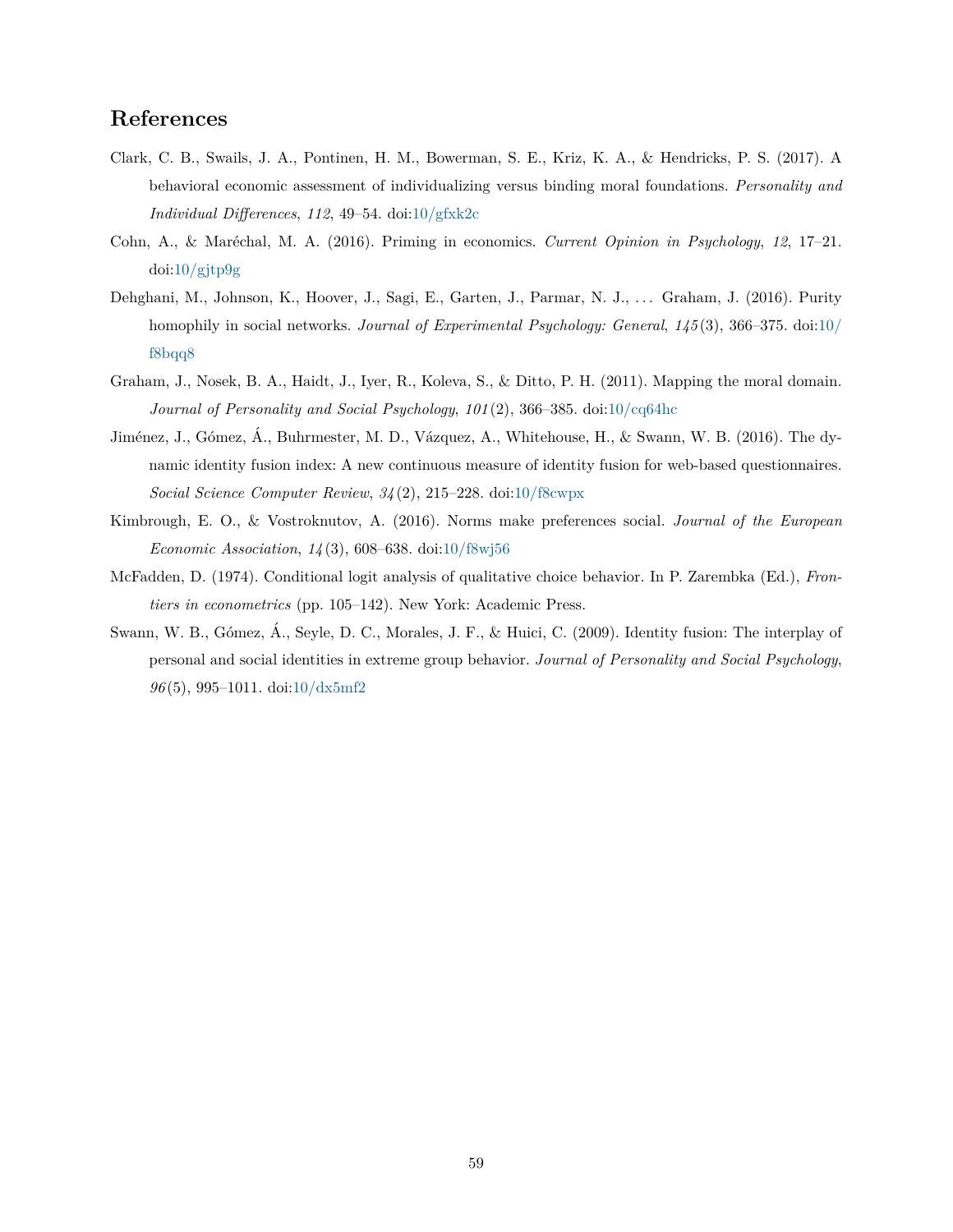## References

Clark, C. B., Swails, J. A., Pontinen, H. M., Bowerman, S. E., Kriz, K. A., & Hendricks, P. S. (2017). A behavioral economic assessment of individualizing versus binding moral foundations. *Personality and Individual Differences*, *112*, 49–54. doi:10/gfxk2c

Cohn, A., & Maréchal, M. A. (2016). Priming in economics. *Current Opinion in Psychology*, *12*, 17–21. doi:10/gjtp9g

Dehghani, M., Johnson, K., Hoover, J., Sagi, E., Garten, J., Parmar, N. J., . . . Graham, J. (2016). Purity homophily in social networks. *Journal of Experimental Psychology: General*, *145*(3), 366–375. doi:10/f8bqq8

Graham, J., Nosek, B. A., Haidt, J., Iyer, R., Koleva, S., & Ditto, P. H. (2011). Mapping the moral domain. *Journal of Personality and Social Psychology*, *101*(2), 366–385. doi:10/cq64hc

Jiménez, J., Gómez, Á., Buhrmester, M. D., Vázquez, A., Whitehouse, H., & Swann, W. B. (2016). The dynamic identity fusion index: A new continuous measure of identity fusion for web-based questionnaires. *Social Science Computer Review*, *34*(2), 215–228. doi:10/f8cwpx

Kimbrough, E. O., & Vostroknutov, A. (2016). Norms make preferences social. *Journal of the European Economic Association*, *14*(3), 608–638. doi:10/f8wj56

McFadden, D. (1974). Conditional logit analysis of qualitative choice behavior. In P. Zarembka (Ed.), *Frontiers in econometrics* (pp. 105–142). New York: Academic Press.

Swann, W. B., Gómez, Á., Seyle, D. C., Morales, J. F., & Huici, C. (2009). Identity fusion: The interplay of personal and social identities in extreme group behavior. *Journal of Personality and Social Psychology*, *96*(5), 995–1011. doi:10/dx5mf2